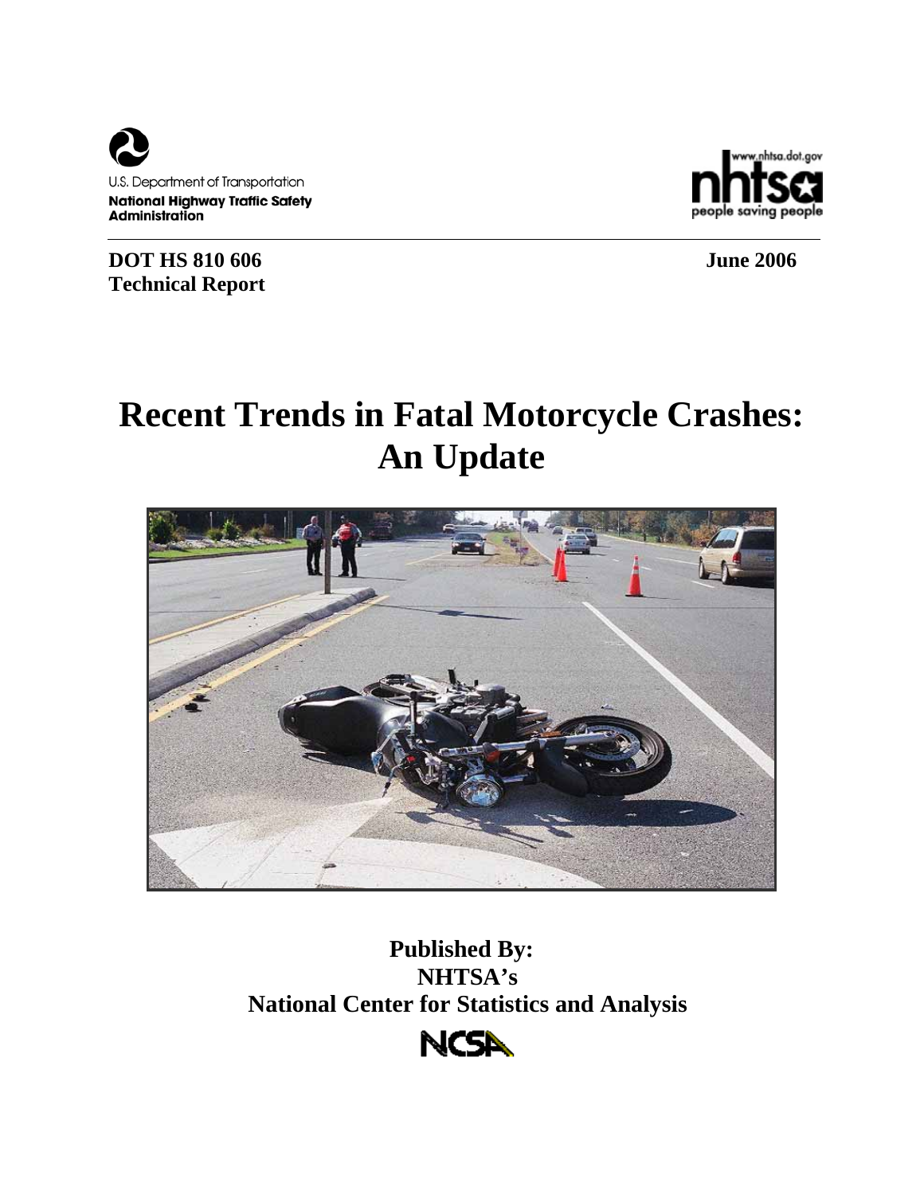U.S. Department of Transportation
**National Highway Traffic Safety Administration**

www.nhtsa.dot.gov
nhtsa
people saving people

**DOT HS 810 606**
**Technical Report**

**June 2006**

# Recent Trends in Fatal Motorcycle Crashes: An Update

**Published By:**
**NHTSA's**
**National Center for Statistics and Analysis**

NCSA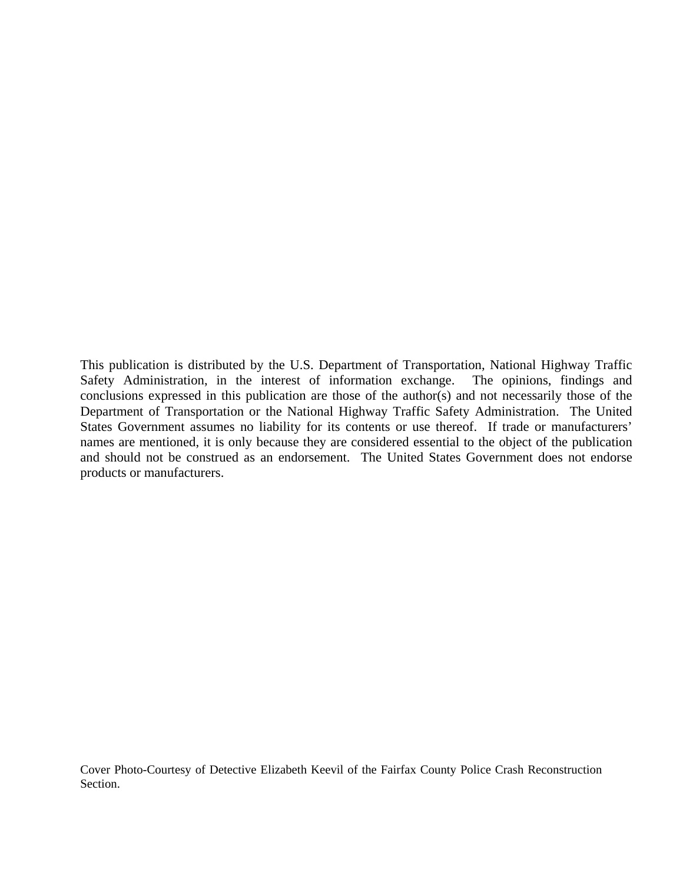This publication is distributed by the U.S. Department of Transportation, National Highway Traffic Safety Administration, in the interest of information exchange. The opinions, findings and conclusions expressed in this publication are those of the author(s) and not necessarily those of the Department of Transportation or the National Highway Traffic Safety Administration. The United States Government assumes no liability for its contents or use thereof. If trade or manufacturers' names are mentioned, it is only because they are considered essential to the object of the publication and should not be construed as an endorsement. The United States Government does not endorse products or manufacturers.

Cover Photo-Courtesy of Detective Elizabeth Keevil of the Fairfax County Police Crash Reconstruction Section.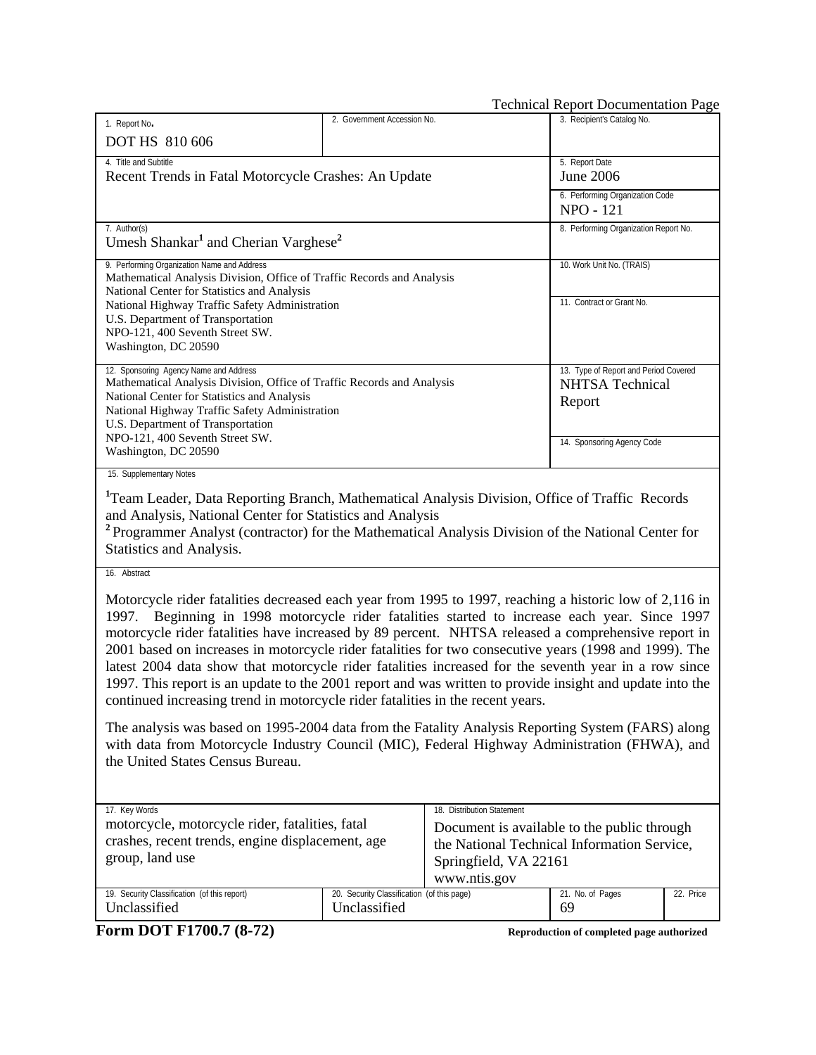Technical Report Documentation Page

| 1. Report No. | 2. Government Accession No. | 3. Recipient's Catalog No. |
|---|---|---|
| DOT HS 810 606 | | |
| 4. Title and Subtitle<br>Recent Trends in Fatal Motorcycle Crashes: An Update | | 5. Report Date<br>June 2006 |
| | | 6. Performing Organization Code<br>NPO - 121 |
| 7. Author(s)<br>Umesh Shankar[1] and Cherian Varghese[2] | | 8. Performing Organization Report No. |
| 9. Performing Organization Name and Address<br>Mathematical Analysis Division, Office of Traffic Records and Analysis<br>National Center for Statistics and Analysis<br>National Highway Traffic Safety Administration<br>U.S. Department of Transportation<br>NPO-121, 400 Seventh Street SW.<br>Washington, DC 20590 | | 10. Work Unit No. (TRAIS) |
| | | 11. Contract or Grant No. |
| 12. Sponsoring Agency Name and Address<br>Mathematical Analysis Division, Office of Traffic Records and Analysis<br>National Center for Statistics and Analysis<br>National Highway Traffic Safety Administration<br>U.S. Department of Transportation<br>NPO-121, 400 Seventh Street SW.<br>Washington, DC 20590 | | 13. Type of Report and Period Covered<br>NHTSA Technical Report |
| | | 14. Sponsoring Agency Code |

15. Supplementary Notes

[1]Team Leader, Data Reporting Branch, Mathematical Analysis Division, Office of Traffic Records and Analysis, National Center for Statistics and Analysis
[2] Programmer Analyst (contractor) for the Mathematical Analysis Division of the National Center for Statistics and Analysis.

16. Abstract

Motorcycle rider fatalities decreased each year from 1995 to 1997, reaching a historic low of 2,116 in 1997. Beginning in 1998 motorcycle rider fatalities started to increase each year. Since 1997 motorcycle rider fatalities have increased by 89 percent. NHTSA released a comprehensive report in 2001 based on increases in motorcycle rider fatalities for two consecutive years (1998 and 1999). The latest 2004 data show that motorcycle rider fatalities increased for the seventh year in a row since 1997. This report is an update to the 2001 report and was written to provide insight and update into the continued increasing trend in motorcycle rider fatalities in the recent years.

The analysis was based on 1995-2004 data from the Fatality Analysis Reporting System (FARS) along with data from Motorcycle Industry Council (MIC), Federal Highway Administration (FHWA), and the United States Census Bureau.

| 17. Key Words | | 18. Distribution Statement | | |
|---|---|---|---|---|
| motorcycle, motorcycle rider, fatalities, fatal crashes, recent trends, engine displacement, age group, land use | | Document is available to the public through the National Technical Information Service, Springfield, VA 22161<br>www.ntis.gov | | |
| 19. Security Classification (of this report) | 20. Security Classification (of this page) | | 21. No. of Pages | 22. Price |
| Unclassified | Unclassified | | 69 | |

**Form DOT F1700.7 (8-72)** **Reproduction of completed page authorized**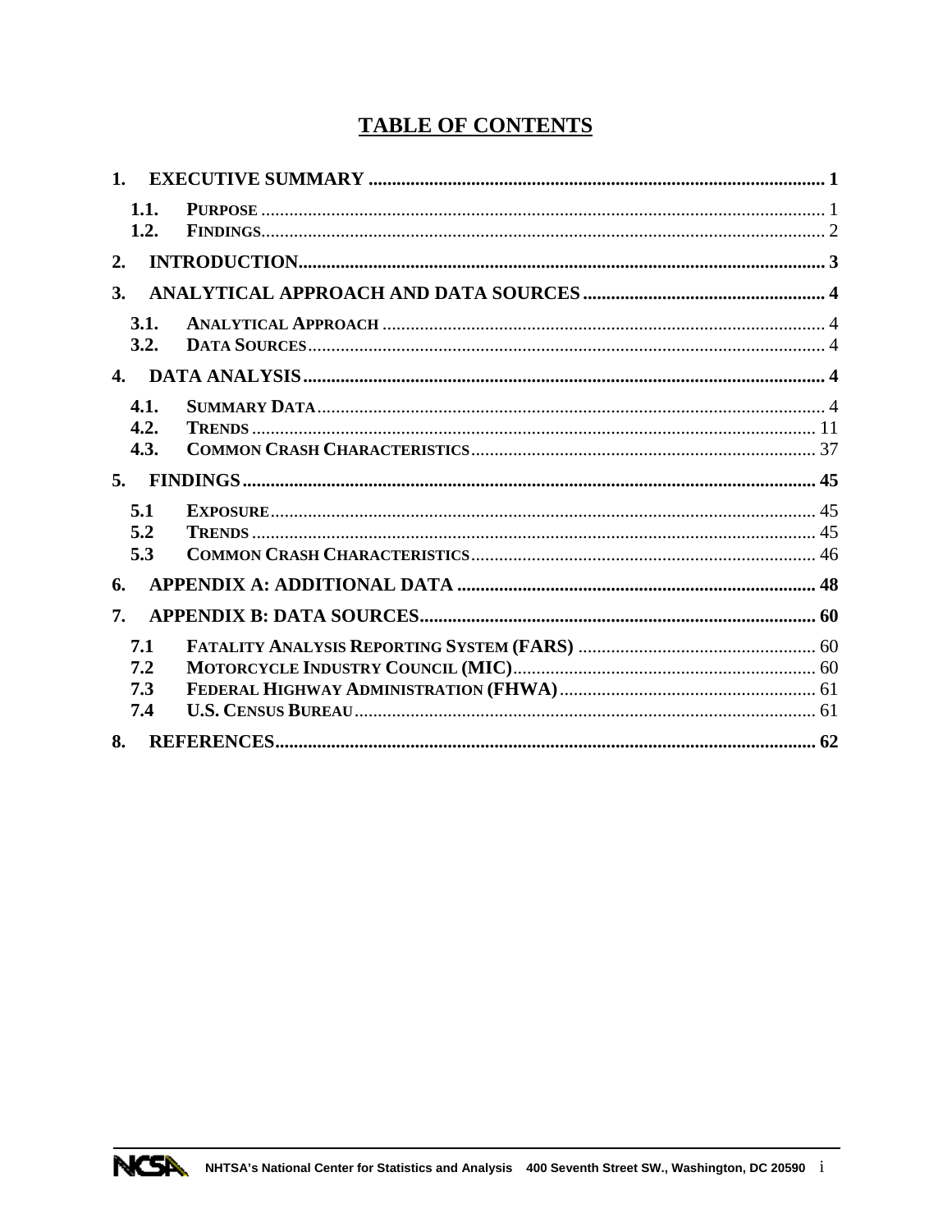# TABLE OF CONTENTS

1. EXECUTIVE SUMMARY .......... 1
   - 1.1. PURPOSE .......... 1
   - 1.2. FINDINGS .......... 2
2. INTRODUCTION .......... 3
3. ANALYTICAL APPROACH AND DATA SOURCES .......... 4
   - 3.1. ANALYTICAL APPROACH .......... 4
   - 3.2. DATA SOURCES .......... 4
4. DATA ANALYSIS .......... 4
   - 4.1. SUMMARY DATA .......... 4
   - 4.2. TRENDS .......... 11
   - 4.3. COMMON CRASH CHARACTERISTICS .......... 37
5. FINDINGS .......... 45
   - 5.1 EXPOSURE .......... 45
   - 5.2 TRENDS .......... 45
   - 5.3 COMMON CRASH CHARACTERISTICS .......... 46
6. APPENDIX A: ADDITIONAL DATA .......... 48
7. APPENDIX B: DATA SOURCES .......... 60
   - 7.1 FATALITY ANALYSIS REPORTING SYSTEM (FARS) .......... 60
   - 7.2 MOTORCYCLE INDUSTRY COUNCIL (MIC) .......... 60
   - 7.3 FEDERAL HIGHWAY ADMINISTRATION (FHWA) .......... 61
   - 7.4 U.S. CENSUS BUREAU .......... 61
8. REFERENCES .......... 62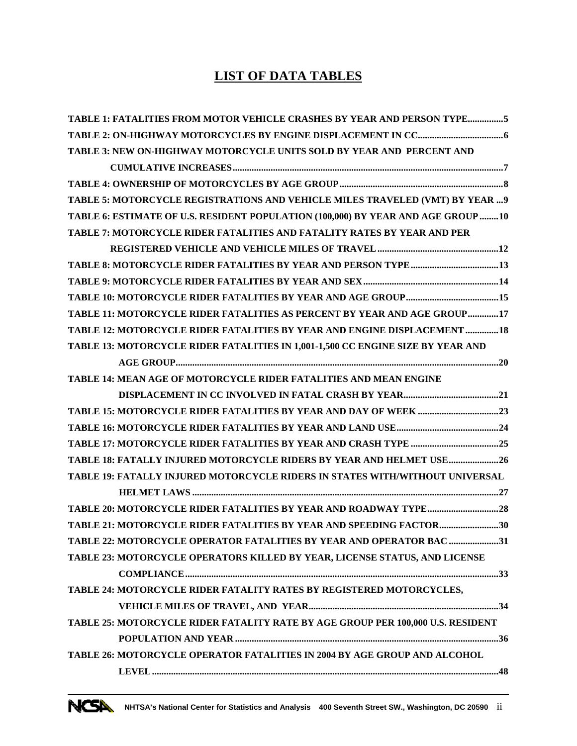# LIST OF DATA TABLES

TABLE 1: FATALITIES FROM MOTOR VEHICLE CRASHES BY YEAR AND PERSON TYPE...............5

TABLE 2: ON-HIGHWAY MOTORCYCLES BY ENGINE DISPLACEMENT IN CC....................................6

TABLE 3: NEW ON-HIGHWAY MOTORCYCLE UNITS SOLD BY YEAR AND PERCENT AND CUMULATIVE INCREASES.................................................................................................................7

TABLE 4: OWNERSHIP OF MOTORCYCLES BY AGE GROUP.....................................................................8

TABLE 5: MOTORCYCLE REGISTRATIONS AND VEHICLE MILES TRAVELED (VMT) BY YEAR ...9

TABLE 6: ESTIMATE OF U.S. RESIDENT POPULATION (100,000) BY YEAR AND AGE GROUP ........10

TABLE 7: MOTORCYCLE RIDER FATALITIES AND FATALITY RATES BY YEAR AND PER REGISTERED VEHICLE AND VEHICLE MILES OF TRAVEL...................................................12

TABLE 8: MOTORCYCLE RIDER FATALITIES BY YEAR AND PERSON TYPE.....................................13

TABLE 9: MOTORCYCLE RIDER FATALITIES BY YEAR AND SEX.........................................................14

TABLE 10: MOTORCYCLE RIDER FATALITIES BY YEAR AND AGE GROUP.......................................15

TABLE 11: MOTORCYCLE RIDER FATALITIES AS PERCENT BY YEAR AND AGE GROUP.............17

TABLE 12: MOTORCYCLE RIDER FATALITIES BY YEAR AND ENGINE DISPLACEMENT ..............18

TABLE 13: MOTORCYCLE RIDER FATALITIES IN 1,001-1,500 CC ENGINE SIZE BY YEAR AND AGE GROUP......................................................................................................................................20

TABLE 14: MEAN AGE OF MOTORCYCLE RIDER FATALITIES AND MEAN ENGINE DISPLACEMENT IN CC INVOLVED IN FATAL CRASH BY YEAR........................................21

TABLE 15: MOTORCYCLE RIDER FATALITIES BY YEAR AND DAY OF WEEK ..................................23

TABLE 16: MOTORCYCLE RIDER FATALITIES BY YEAR AND LAND USE...........................................24

TABLE 17: MOTORCYCLE RIDER FATALITIES BY YEAR AND CRASH TYPE .....................................25

TABLE 18: FATALLY INJURED MOTORCYCLE RIDERS BY YEAR AND HELMET USE.....................26

TABLE 19: FATALLY INJURED MOTORCYCLE RIDERS IN STATES WITH/WITHOUT UNIVERSAL HELMET LAWS ................................................................................................................................27

TABLE 20: MOTORCYCLE RIDER FATALITIES BY YEAR AND ROADWAY TYPE..............................28

TABLE 21: MOTORCYCLE RIDER FATALITIES BY YEAR AND SPEEDING FACTOR.........................30

TABLE 22: MOTORCYCLE OPERATOR FATALITIES BY YEAR AND OPERATOR BAC .....................31

TABLE 23: MOTORCYCLE OPERATORS KILLED BY YEAR, LICENSE STATUS, AND LICENSE COMPLIANCE...................................................................................................................................33

TABLE 24: MOTORCYCLE RIDER FATALITY RATES BY REGISTERED MOTORCYCLES, VEHICLE MILES OF TRAVEL, AND YEAR...............................................................................34

TABLE 25: MOTORCYCLE RIDER FATALITY RATE BY AGE GROUP PER 100,000 U.S. RESIDENT POPULATION AND YEAR ..............................................................................................................36

TABLE 26: MOTORCYCLE OPERATOR FATALITIES IN 2004 BY AGE GROUP AND ALCOHOL LEVEL .................................................................................................................................................48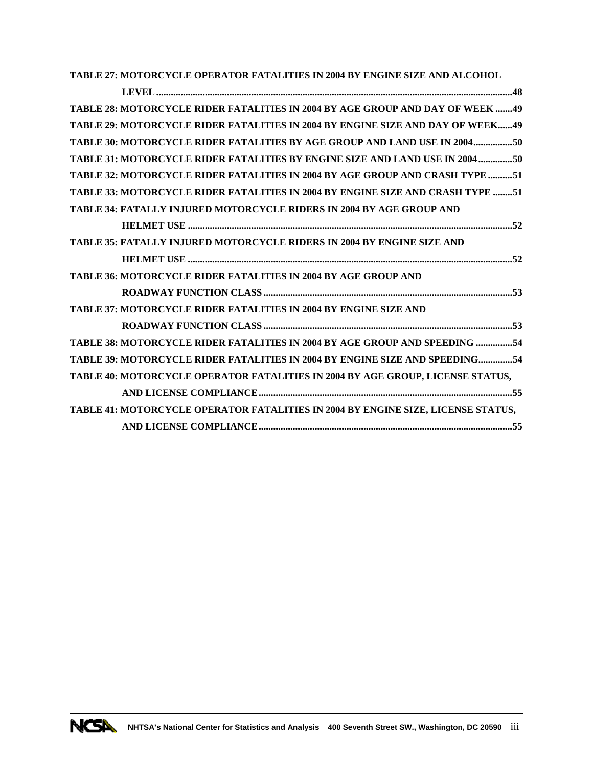**TABLE 27: MOTORCYCLE OPERATOR FATALITIES IN 2004 BY ENGINE SIZE AND ALCOHOL LEVEL** ................................................................................................................................48

**TABLE 28: MOTORCYCLE RIDER FATALITIES IN 2004 BY AGE GROUP AND DAY OF WEEK** .......49

**TABLE 29: MOTORCYCLE RIDER FATALITIES IN 2004 BY ENGINE SIZE AND DAY OF WEEK**......49

**TABLE 30: MOTORCYCLE RIDER FATALITIES BY AGE GROUP AND LAND USE IN 2004**................50

**TABLE 31: MOTORCYCLE RIDER FATALITIES BY ENGINE SIZE AND LAND USE IN 2004**..............50

**TABLE 32: MOTORCYCLE RIDER FATALITIES IN 2004 BY AGE GROUP AND CRASH TYPE** ..........51

**TABLE 33: MOTORCYCLE RIDER FATALITIES IN 2004 BY ENGINE SIZE AND CRASH TYPE** ........51

**TABLE 34: FATALLY INJURED MOTORCYCLE RIDERS IN 2004 BY AGE GROUP AND HELMET USE** .....................................................................................................................................52

**TABLE 35: FATALLY INJURED MOTORCYCLE RIDERS IN 2004 BY ENGINE SIZE AND HELMET USE** .....................................................................................................................................52

**TABLE 36: MOTORCYCLE RIDER FATALITIES IN 2004 BY AGE GROUP AND ROADWAY FUNCTION CLASS** .....................................................................................................53

**TABLE 37: MOTORCYCLE RIDER FATALITIES IN 2004 BY ENGINE SIZE AND ROADWAY FUNCTION CLASS** .....................................................................................................53

**TABLE 38: MOTORCYCLE RIDER FATALITIES IN 2004 BY AGE GROUP AND SPEEDING** ...............54

**TABLE 39: MOTORCYCLE RIDER FATALITIES IN 2004 BY ENGINE SIZE AND SPEEDING**..............54

**TABLE 40: MOTORCYCLE OPERATOR FATALITIES IN 2004 BY AGE GROUP, LICENSE STATUS, AND LICENSE COMPLIANCE**......................................................................................................55

**TABLE 41: MOTORCYCLE OPERATOR FATALITIES IN 2004 BY ENGINE SIZE, LICENSE STATUS, AND LICENSE COMPLIANCE**......................................................................................................55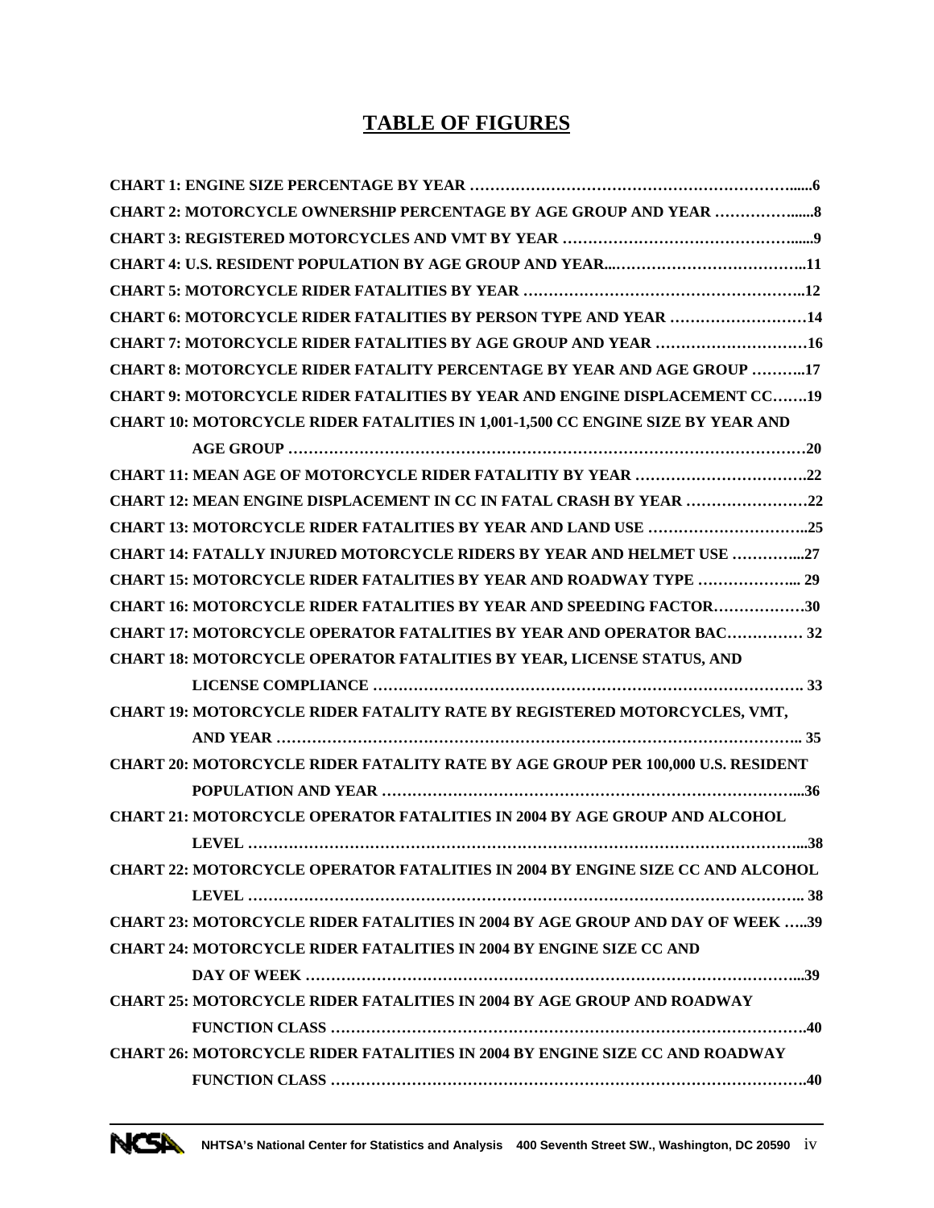# TABLE OF FIGURES

CHART 1: ENGINE SIZE PERCENTAGE BY YEAR ………………………………………………………......6

CHART 2: MOTORCYCLE OWNERSHIP PERCENTAGE BY AGE GROUP AND YEAR ……………......8

CHART 3: REGISTERED MOTORCYCLES AND VMT BY YEAR …………………………………………......9

CHART 4: U.S. RESIDENT POPULATION BY AGE GROUP AND YEAR...………………………………..11

CHART 5: MOTORCYCLE RIDER FATALITIES BY YEAR ………………………………………………..12

CHART 6: MOTORCYCLE RIDER FATALITIES BY PERSON TYPE AND YEAR ………………………14

CHART 7: MOTORCYCLE RIDER FATALITIES BY AGE GROUP AND YEAR …………………………16

CHART 8: MOTORCYCLE RIDER FATALITY PERCENTAGE BY YEAR AND AGE GROUP ………..17

CHART 9: MOTORCYCLE RIDER FATALITIES BY YEAR AND ENGINE DISPLACEMENT CC…….19

CHART 10: MOTORCYCLE RIDER FATALITIES IN 1,001-1,500 CC ENGINE SIZE BY YEAR AND AGE GROUP ……………………………………………………………………………………………20

CHART 11: MEAN AGE OF MOTORCYCLE RIDER FATALITIY BY YEAR …………………………….22

CHART 12: MEAN ENGINE DISPLACEMENT IN CC IN FATAL CRASH BY YEAR ……………………22

CHART 13: MOTORCYCLE RIDER FATALITIES BY YEAR AND LAND USE …………………………..25

CHART 14: FATALLY INJURED MOTORCYCLE RIDERS BY YEAR AND HELMET USE …………...27

CHART 15: MOTORCYCLE RIDER FATALITIES BY YEAR AND ROADWAY TYPE ………………... 29

CHART 16: MOTORCYCLE RIDER FATALITIES BY YEAR AND SPEEDING FACTOR………………30

CHART 17: MOTORCYCLE OPERATOR FATALITIES BY YEAR AND OPERATOR BAC…………… 32

CHART 18: MOTORCYCLE OPERATOR FATALITIES BY YEAR, LICENSE STATUS, AND LICENSE COMPLIANCE ………………………………………………………………………… 33

CHART 19: MOTORCYCLE RIDER FATALITY RATE BY REGISTERED MOTORCYCLES, VMT, AND YEAR …………………………………………………………………………………….. 35

CHART 20: MOTORCYCLE RIDER FATALITY RATE BY AGE GROUP PER 100,000 U.S. RESIDENT POPULATION AND YEAR ………………………………………………………………...36

CHART 21: MOTORCYCLE OPERATOR FATALITIES IN 2004 BY AGE GROUP AND ALCOHOL LEVEL ……………………………………………………………………………………………...38

CHART 22: MOTORCYCLE OPERATOR FATALITIES IN 2004 BY ENGINE SIZE CC AND ALCOHOL LEVEL ……………………………………………………………………………………………. 38

CHART 23: MOTORCYCLE RIDER FATALITIES IN 2004 BY AGE GROUP AND DAY OF WEEK …..39

CHART 24: MOTORCYCLE RIDER FATALITIES IN 2004 BY ENGINE SIZE CC AND DAY OF WEEK ……………………………………………………………………………………...39

CHART 25: MOTORCYCLE RIDER FATALITIES IN 2004 BY AGE GROUP AND ROADWAY FUNCTION CLASS ………………………………………………………………………………….40

CHART 26: MOTORCYCLE RIDER FATALITIES IN 2004 BY ENGINE SIZE CC AND ROADWAY FUNCTION CLASS ………………………………………………………………………………….40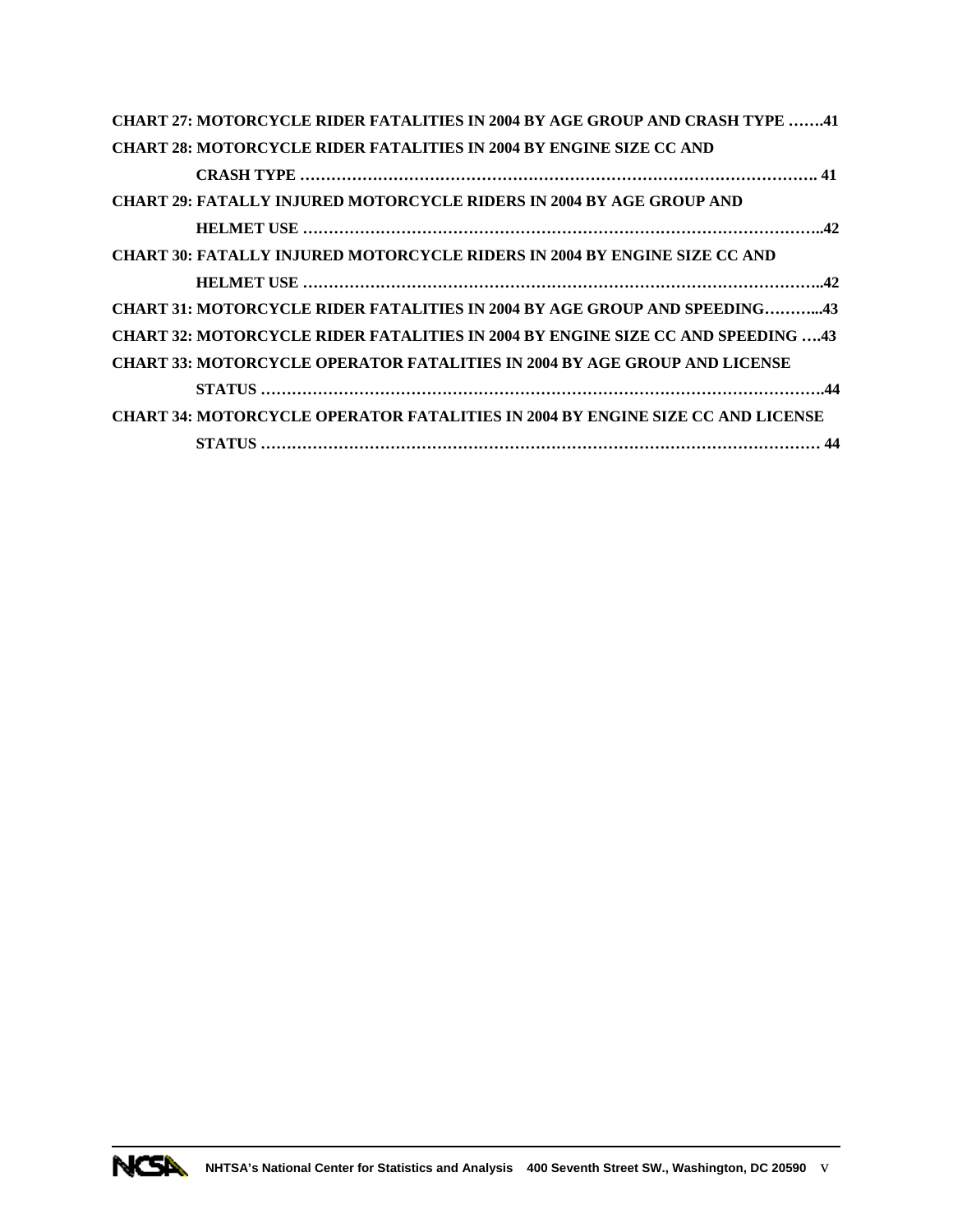**CHART 27: MOTORCYCLE RIDER FATALITIES IN 2004 BY AGE GROUP AND CRASH TYPE …….41**

**CHART 28: MOTORCYCLE RIDER FATALITIES IN 2004 BY ENGINE SIZE CC AND CRASH TYPE ………………………………………………………………………………………. 41**

**CHART 29: FATALLY INJURED MOTORCYCLE RIDERS IN 2004 BY AGE GROUP AND HELMET USE ……………………………………………………………………………………..42**

**CHART 30: FATALLY INJURED MOTORCYCLE RIDERS IN 2004 BY ENGINE SIZE CC AND HELMET USE ……………………………………………………………………………………..42**

**CHART 31: MOTORCYCLE RIDER FATALITIES IN 2004 BY AGE GROUP AND SPEEDING………...43**

**CHART 32: MOTORCYCLE RIDER FATALITIES IN 2004 BY ENGINE SIZE CC AND SPEEDING ….43**

**CHART 33: MOTORCYCLE OPERATOR FATALITIES IN 2004 BY AGE GROUP AND LICENSE STATUS ……………………………………………………………………………………………….44**

**CHART 34: MOTORCYCLE OPERATOR FATALITIES IN 2004 BY ENGINE SIZE CC AND LICENSE STATUS ……………………………………………………………………………………………… 44**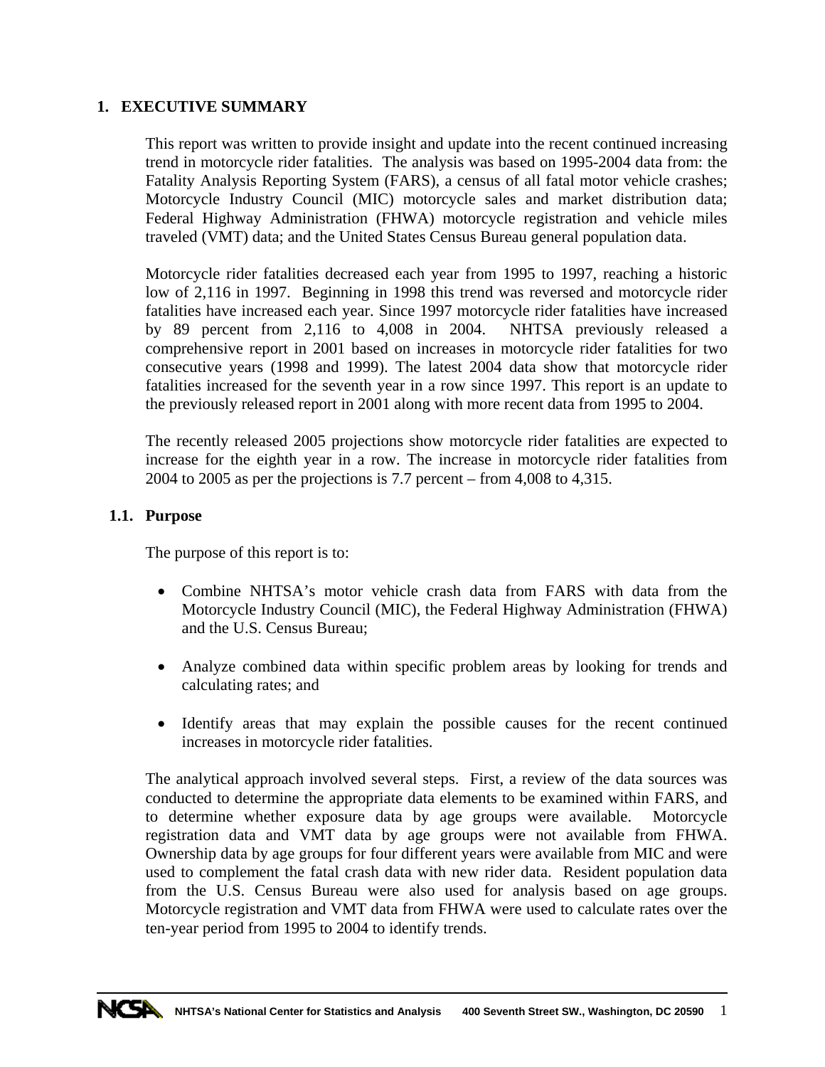# 1. EXECUTIVE SUMMARY

This report was written to provide insight and update into the recent continued increasing trend in motorcycle rider fatalities. The analysis was based on 1995-2004 data from: the Fatality Analysis Reporting System (FARS), a census of all fatal motor vehicle crashes; Motorcycle Industry Council (MIC) motorcycle sales and market distribution data; Federal Highway Administration (FHWA) motorcycle registration and vehicle miles traveled (VMT) data; and the United States Census Bureau general population data.

Motorcycle rider fatalities decreased each year from 1995 to 1997, reaching a historic low of 2,116 in 1997. Beginning in 1998 this trend was reversed and motorcycle rider fatalities have increased each year. Since 1997 motorcycle rider fatalities have increased by 89 percent from 2,116 to 4,008 in 2004. NHTSA previously released a comprehensive report in 2001 based on increases in motorcycle rider fatalities for two consecutive years (1998 and 1999). The latest 2004 data show that motorcycle rider fatalities increased for the seventh year in a row since 1997. This report is an update to the previously released report in 2001 along with more recent data from 1995 to 2004.

The recently released 2005 projections show motorcycle rider fatalities are expected to increase for the eighth year in a row. The increase in motorcycle rider fatalities from 2004 to 2005 as per the projections is 7.7 percent – from 4,008 to 4,315.

## 1.1. Purpose

The purpose of this report is to:

- Combine NHTSA's motor vehicle crash data from FARS with data from the Motorcycle Industry Council (MIC), the Federal Highway Administration (FHWA) and the U.S. Census Bureau;
- Analyze combined data within specific problem areas by looking for trends and calculating rates; and
- Identify areas that may explain the possible causes for the recent continued increases in motorcycle rider fatalities.

The analytical approach involved several steps. First, a review of the data sources was conducted to determine the appropriate data elements to be examined within FARS, and to determine whether exposure data by age groups were available. Motorcycle registration data and VMT data by age groups were not available from FHWA. Ownership data by age groups for four different years were available from MIC and were used to complement the fatal crash data with new rider data. Resident population data from the U.S. Census Bureau were also used for analysis based on age groups. Motorcycle registration and VMT data from FHWA were used to calculate rates over the ten-year period from 1995 to 2004 to identify trends.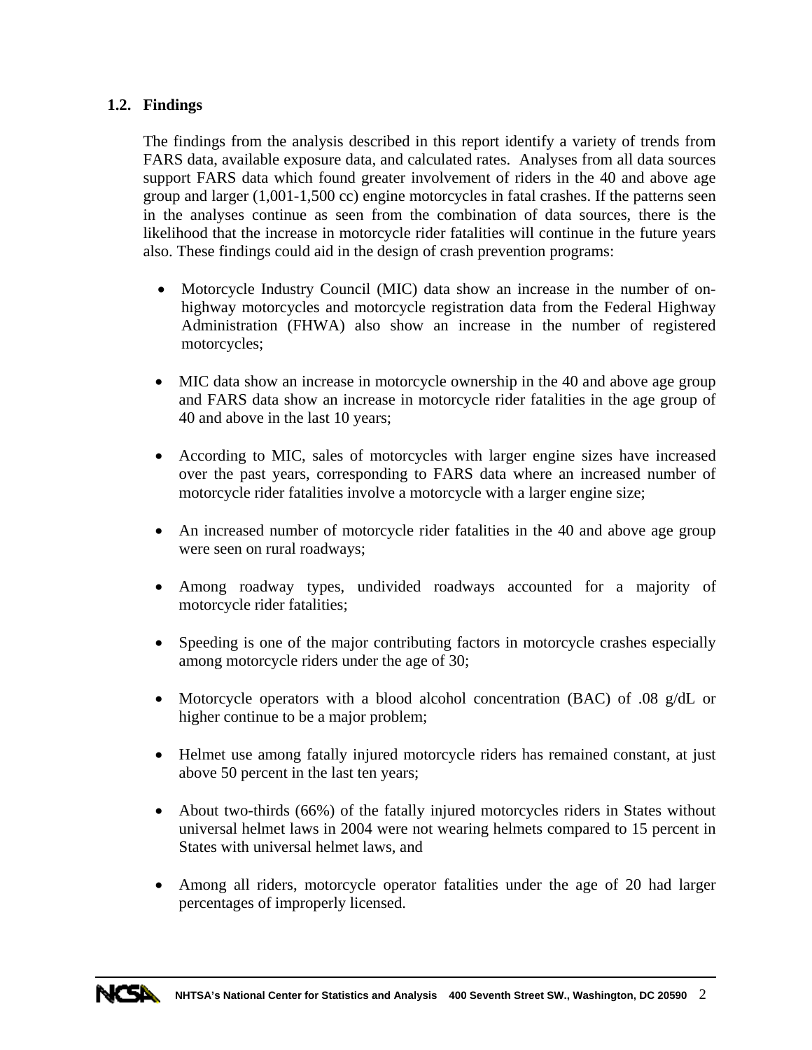## 1.2. Findings

The findings from the analysis described in this report identify a variety of trends from FARS data, available exposure data, and calculated rates. Analyses from all data sources support FARS data which found greater involvement of riders in the 40 and above age group and larger (1,001-1,500 cc) engine motorcycles in fatal crashes. If the patterns seen in the analyses continue as seen from the combination of data sources, there is the likelihood that the increase in motorcycle rider fatalities will continue in the future years also. These findings could aid in the design of crash prevention programs:

- Motorcycle Industry Council (MIC) data show an increase in the number of on-highway motorcycles and motorcycle registration data from the Federal Highway Administration (FHWA) also show an increase in the number of registered motorcycles;
- MIC data show an increase in motorcycle ownership in the 40 and above age group and FARS data show an increase in motorcycle rider fatalities in the age group of 40 and above in the last 10 years;
- According to MIC, sales of motorcycles with larger engine sizes have increased over the past years, corresponding to FARS data where an increased number of motorcycle rider fatalities involve a motorcycle with a larger engine size;
- An increased number of motorcycle rider fatalities in the 40 and above age group were seen on rural roadways;
- Among roadway types, undivided roadways accounted for a majority of motorcycle rider fatalities;
- Speeding is one of the major contributing factors in motorcycle crashes especially among motorcycle riders under the age of 30;
- Motorcycle operators with a blood alcohol concentration (BAC) of .08 g/dL or higher continue to be a major problem;
- Helmet use among fatally injured motorcycle riders has remained constant, at just above 50 percent in the last ten years;
- About two-thirds (66%) of the fatally injured motorcycles riders in States without universal helmet laws in 2004 were not wearing helmets compared to 15 percent in States with universal helmet laws, and
- Among all riders, motorcycle operator fatalities under the age of 20 had larger percentages of improperly licensed.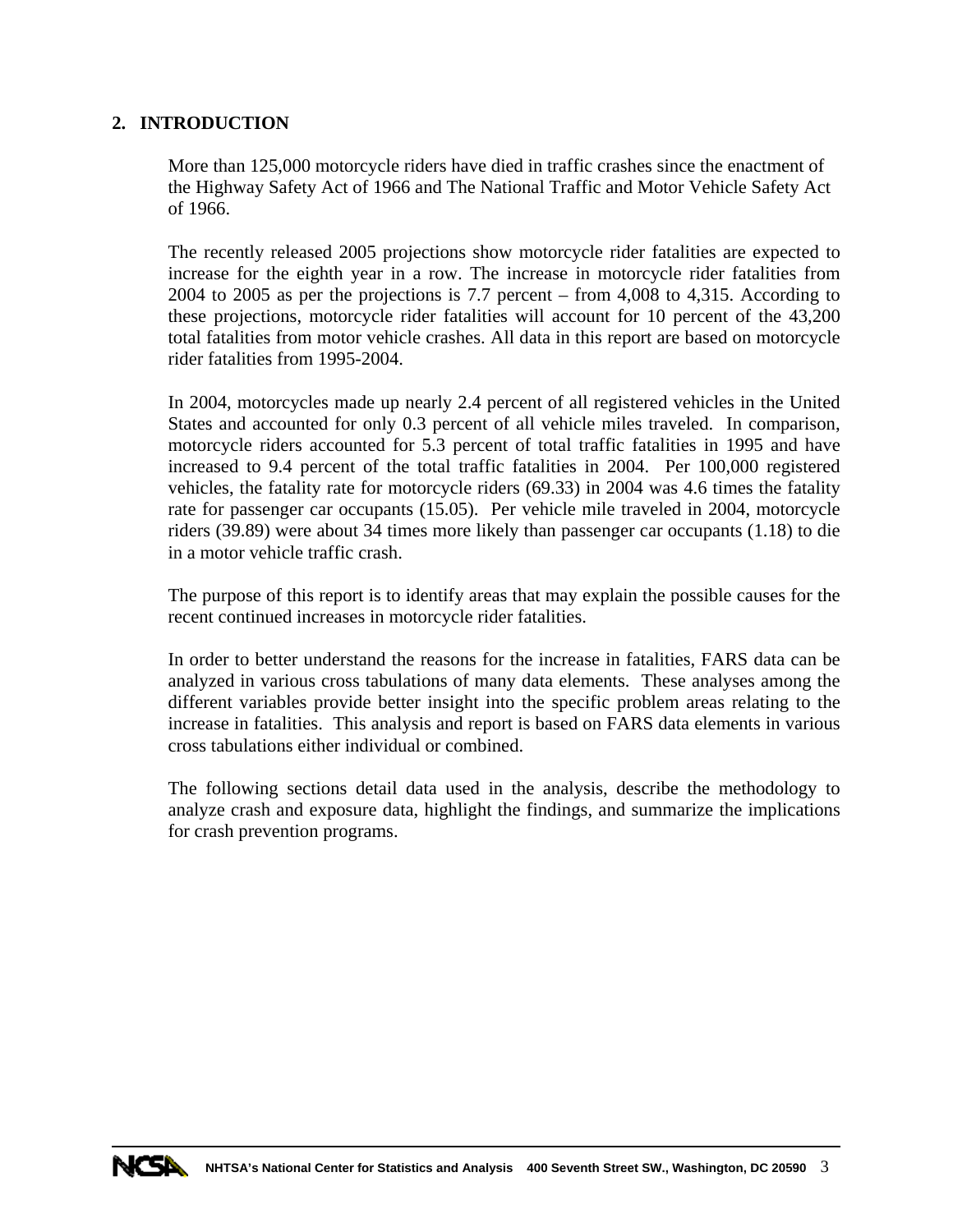## 2. INTRODUCTION

More than 125,000 motorcycle riders have died in traffic crashes since the enactment of the Highway Safety Act of 1966 and The National Traffic and Motor Vehicle Safety Act of 1966.

The recently released 2005 projections show motorcycle rider fatalities are expected to increase for the eighth year in a row. The increase in motorcycle rider fatalities from 2004 to 2005 as per the projections is 7.7 percent – from 4,008 to 4,315. According to these projections, motorcycle rider fatalities will account for 10 percent of the 43,200 total fatalities from motor vehicle crashes. All data in this report are based on motorcycle rider fatalities from 1995-2004.

In 2004, motorcycles made up nearly 2.4 percent of all registered vehicles in the United States and accounted for only 0.3 percent of all vehicle miles traveled. In comparison, motorcycle riders accounted for 5.3 percent of total traffic fatalities in 1995 and have increased to 9.4 percent of the total traffic fatalities in 2004. Per 100,000 registered vehicles, the fatality rate for motorcycle riders (69.33) in 2004 was 4.6 times the fatality rate for passenger car occupants (15.05). Per vehicle mile traveled in 2004, motorcycle riders (39.89) were about 34 times more likely than passenger car occupants (1.18) to die in a motor vehicle traffic crash.

The purpose of this report is to identify areas that may explain the possible causes for the recent continued increases in motorcycle rider fatalities.

In order to better understand the reasons for the increase in fatalities, FARS data can be analyzed in various cross tabulations of many data elements. These analyses among the different variables provide better insight into the specific problem areas relating to the increase in fatalities. This analysis and report is based on FARS data elements in various cross tabulations either individual or combined.

The following sections detail data used in the analysis, describe the methodology to analyze crash and exposure data, highlight the findings, and summarize the implications for crash prevention programs.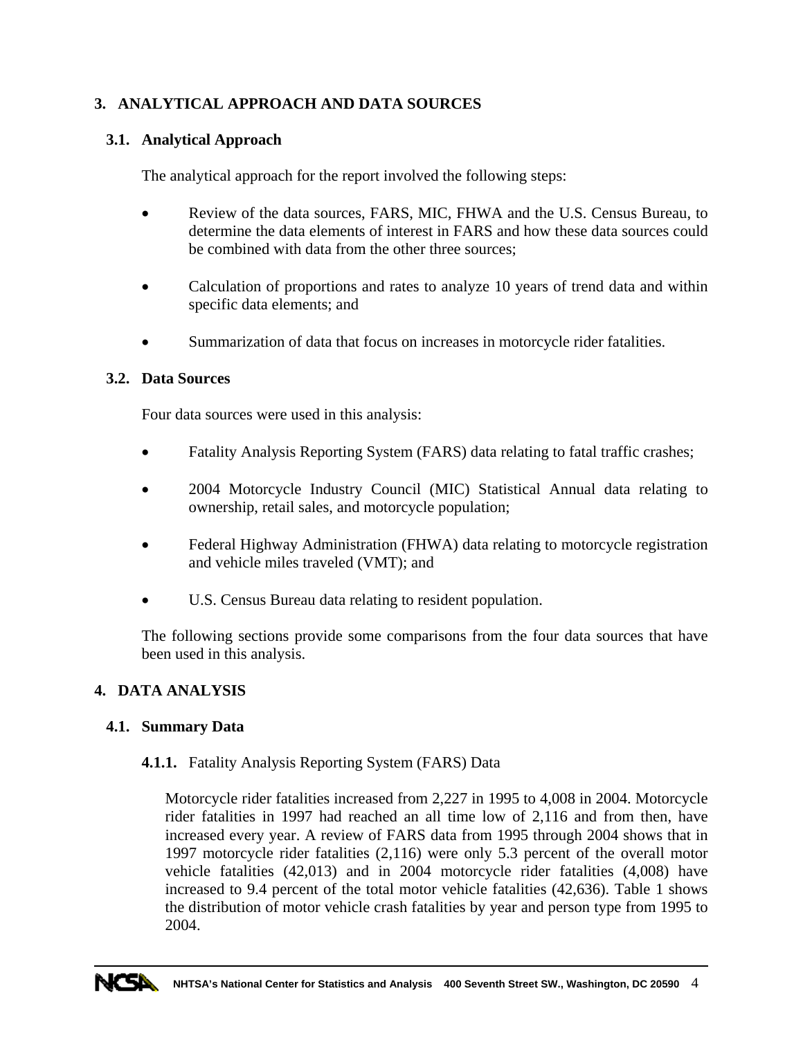# 3. ANALYTICAL APPROACH AND DATA SOURCES

## 3.1. Analytical Approach

The analytical approach for the report involved the following steps:

- Review of the data sources, FARS, MIC, FHWA and the U.S. Census Bureau, to determine the data elements of interest in FARS and how these data sources could be combined with data from the other three sources;
- Calculation of proportions and rates to analyze 10 years of trend data and within specific data elements; and
- Summarization of data that focus on increases in motorcycle rider fatalities.

## 3.2. Data Sources

Four data sources were used in this analysis:

- Fatality Analysis Reporting System (FARS) data relating to fatal traffic crashes;
- 2004 Motorcycle Industry Council (MIC) Statistical Annual data relating to ownership, retail sales, and motorcycle population;
- Federal Highway Administration (FHWA) data relating to motorcycle registration and vehicle miles traveled (VMT); and
- U.S. Census Bureau data relating to resident population.

The following sections provide some comparisons from the four data sources that have been used in this analysis.

# 4. DATA ANALYSIS

## 4.1. Summary Data

### 4.1.1. Fatality Analysis Reporting System (FARS) Data

Motorcycle rider fatalities increased from 2,227 in 1995 to 4,008 in 2004. Motorcycle rider fatalities in 1997 had reached an all time low of 2,116 and from then, have increased every year. A review of FARS data from 1995 through 2004 shows that in 1997 motorcycle rider fatalities (2,116) were only 5.3 percent of the overall motor vehicle fatalities (42,013) and in 2004 motorcycle rider fatalities (4,008) have increased to 9.4 percent of the total motor vehicle fatalities (42,636). Table 1 shows the distribution of motor vehicle crash fatalities by year and person type from 1995 to 2004.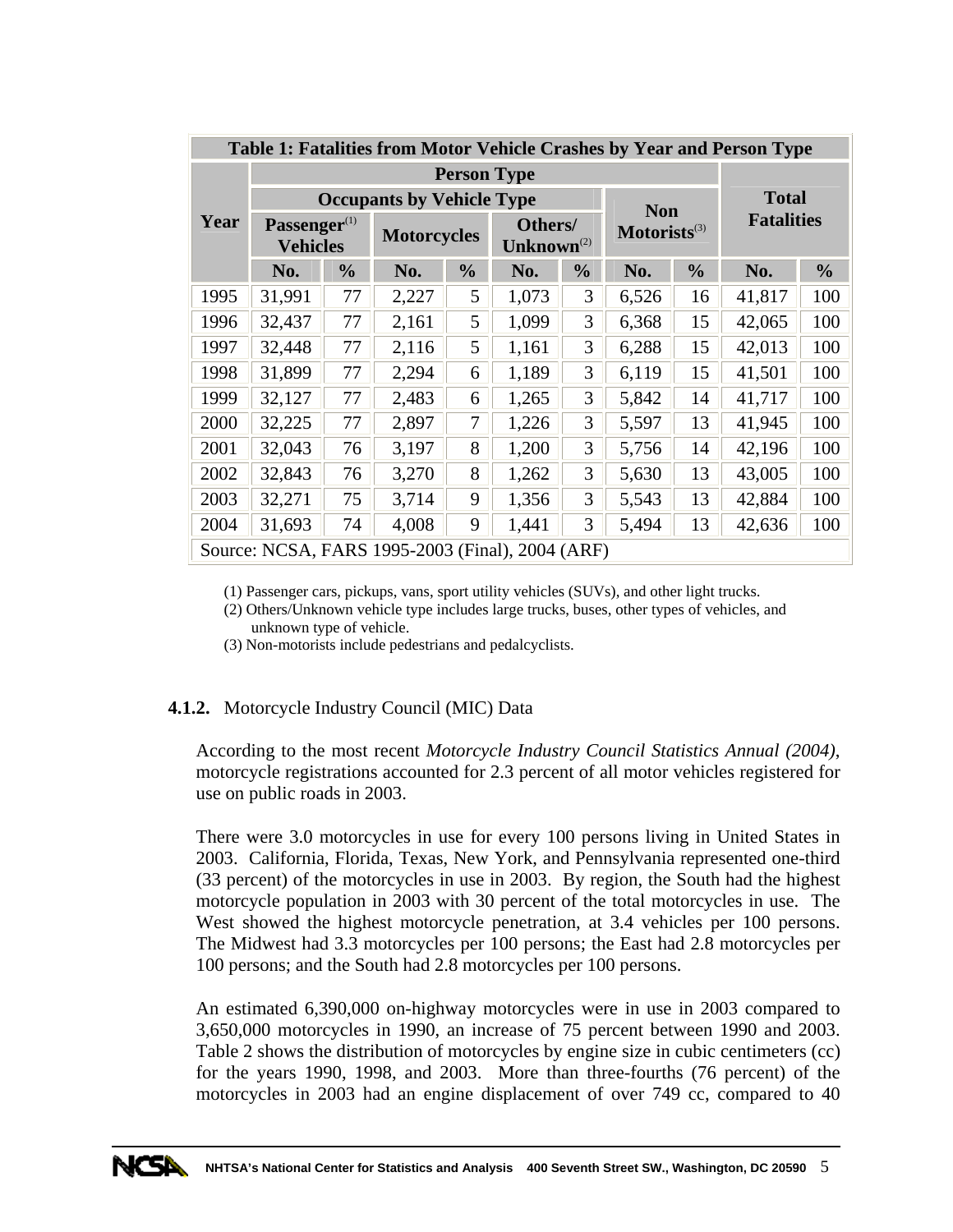| Table 1: Fatalities from Motor Vehicle Crashes by Year and Person Type | | | | | | | | | | |
|---|---|---|---|---|---|---|---|---|---|---|
| Year | Person Type | | | | | | | | Total Fatalities | |
| | Occupants by Vehicle Type | | | | | | Non Motorists(3) | | | |
| | Passenger(1) Vehicles | | Motorcycles | | Others/ Unknown(2) | | | | | |
| | No. | % | No. | % | No. | % | No. | % | No. | % |
| 1995 | 31,991 | 77 | 2,227 | 5 | 1,073 | 3 | 6,526 | 16 | 41,817 | 100 |
| 1996 | 32,437 | 77 | 2,161 | 5 | 1,099 | 3 | 6,368 | 15 | 42,065 | 100 |
| 1997 | 32,448 | 77 | 2,116 | 5 | 1,161 | 3 | 6,288 | 15 | 42,013 | 100 |
| 1998 | 31,899 | 77 | 2,294 | 6 | 1,189 | 3 | 6,119 | 15 | 41,501 | 100 |
| 1999 | 32,127 | 77 | 2,483 | 6 | 1,265 | 3 | 5,842 | 14 | 41,717 | 100 |
| 2000 | 32,225 | 77 | 2,897 | 7 | 1,226 | 3 | 5,597 | 13 | 41,945 | 100 |
| 2001 | 32,043 | 76 | 3,197 | 8 | 1,200 | 3 | 5,756 | 14 | 42,196 | 100 |
| 2002 | 32,843 | 76 | 3,270 | 8 | 1,262 | 3 | 5,630 | 13 | 43,005 | 100 |
| 2003 | 32,271 | 75 | 3,714 | 9 | 1,356 | 3 | 5,543 | 13 | 42,884 | 100 |
| 2004 | 31,693 | 74 | 4,008 | 9 | 1,441 | 3 | 5,494 | 13 | 42,636 | 100 |
| Source: NCSA, FARS 1995-2003 (Final), 2004 (ARF) | | | | | | | | | | |

(1) Passenger cars, pickups, vans, sport utility vehicles (SUVs), and other light trucks.
(2) Others/Unknown vehicle type includes large trucks, buses, other types of vehicles, and unknown type of vehicle.
(3) Non-motorists include pedestrians and pedalcyclists.

#### 4.1.2. Motorcycle Industry Council (MIC) Data

According to the most recent *Motorcycle Industry Council Statistics Annual (2004)*, motorcycle registrations accounted for 2.3 percent of all motor vehicles registered for use on public roads in 2003.

There were 3.0 motorcycles in use for every 100 persons living in United States in 2003. California, Florida, Texas, New York, and Pennsylvania represented one-third (33 percent) of the motorcycles in use in 2003. By region, the South had the highest motorcycle population in 2003 with 30 percent of the total motorcycles in use. The West showed the highest motorcycle penetration, at 3.4 vehicles per 100 persons. The Midwest had 3.3 motorcycles per 100 persons; the East had 2.8 motorcycles per 100 persons; and the South had 2.8 motorcycles per 100 persons.

An estimated 6,390,000 on-highway motorcycles were in use in 2003 compared to 3,650,000 motorcycles in 1990, an increase of 75 percent between 1990 and 2003. Table 2 shows the distribution of motorcycles by engine size in cubic centimeters (cc) for the years 1990, 1998, and 2003. More than three-fourths (76 percent) of the motorcycles in 2003 had an engine displacement of over 749 cc, compared to 40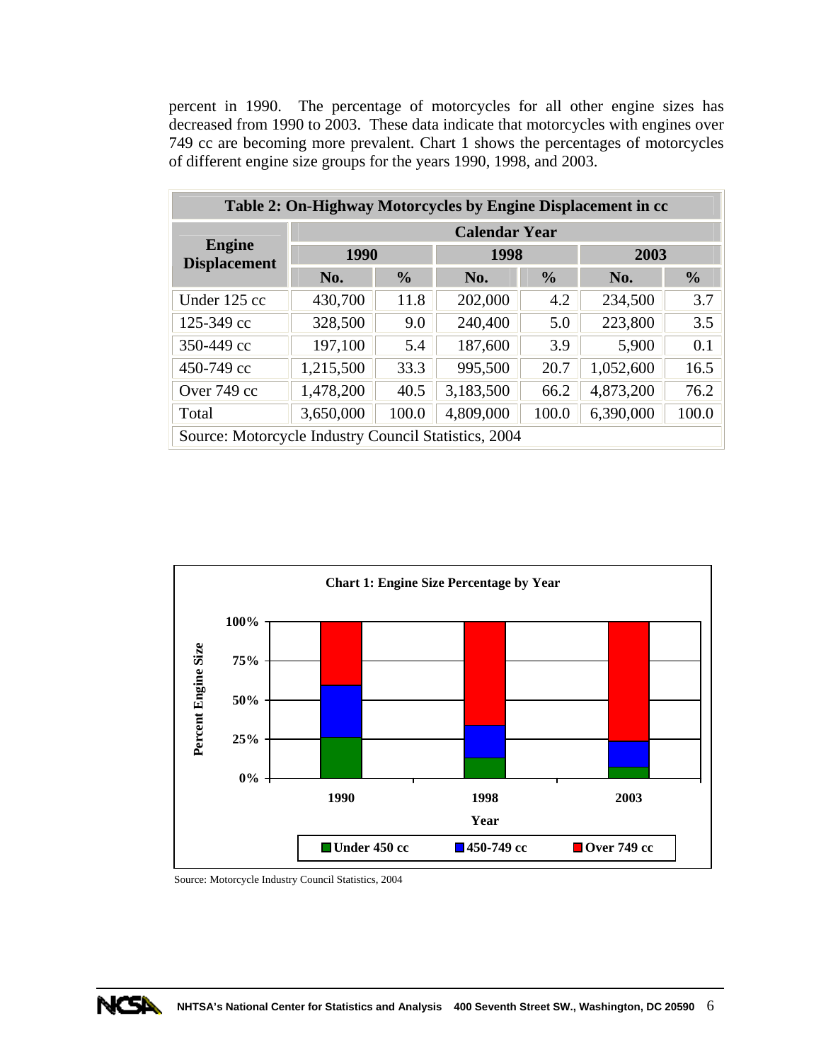percent in 1990. The percentage of motorcycles for all other engine sizes has decreased from 1990 to 2003. These data indicate that motorcycles with engines over 749 cc are becoming more prevalent. Chart 1 shows the percentages of motorcycles of different engine size groups for the years 1990, 1998, and 2003.

**Table 2: On-Highway Motorcycles by Engine Displacement in cc**

| Engine Displacement | Calendar Year | | | | | |
|---|---|---|---|---|---|---|
| | 1990 | | 1998 | | 2003 | |
| | No. | % | No. | % | No. | % |
| Under 125 cc | 430,700 | 11.8 | 202,000 | 4.2 | 234,500 | 3.7 |
| 125-349 cc | 328,500 | 9.0 | 240,400 | 5.0 | 223,800 | 3.5 |
| 350-449 cc | 197,100 | 5.4 | 187,600 | 3.9 | 5,900 | 0.1 |
| 450-749 cc | 1,215,500 | 33.3 | 995,500 | 20.7 | 1,052,600 | 16.5 |
| Over 749 cc | 1,478,200 | 40.5 | 3,183,500 | 66.2 | 4,873,200 | 76.2 |
| Total | 3,650,000 | 100.0 | 4,809,000 | 100.0 | 6,390,000 | 100.0 |

Source: Motorcycle Industry Council Statistics, 2004

**Chart 1: Engine Size Percentage by Year**

Source: Motorcycle Industry Council Statistics, 2004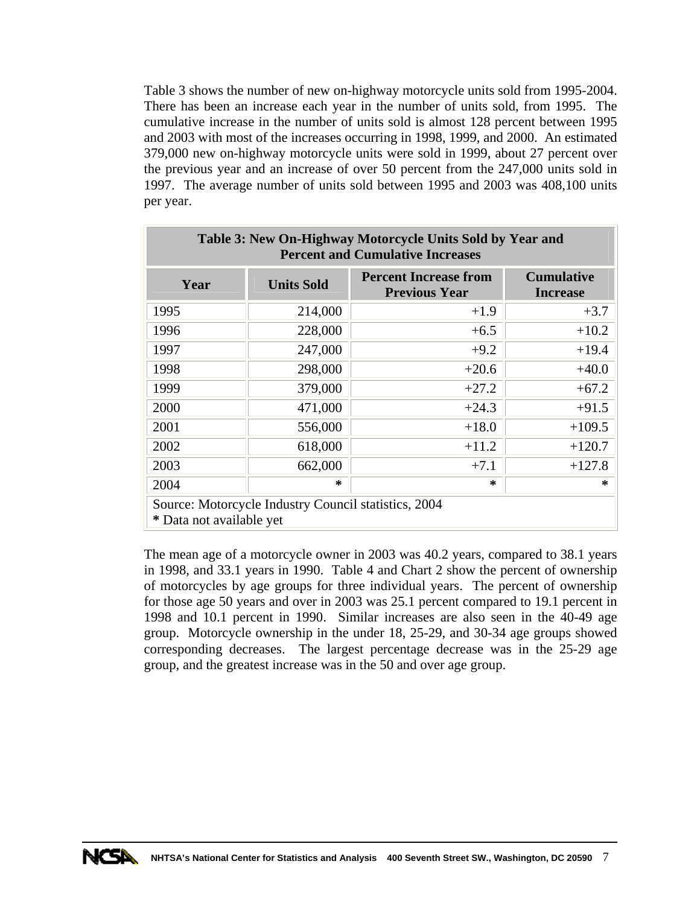Table 3 shows the number of new on-highway motorcycle units sold from 1995-2004. There has been an increase each year in the number of units sold, from 1995. The cumulative increase in the number of units sold is almost 128 percent between 1995 and 2003 with most of the increases occurring in 1998, 1999, and 2000. An estimated 379,000 new on-highway motorcycle units were sold in 1999, about 27 percent over the previous year and an increase of over 50 percent from the 247,000 units sold in 1997. The average number of units sold between 1995 and 2003 was 408,100 units per year.

**Table 3: New On-Highway Motorcycle Units Sold by Year and Percent and Cumulative Increases**

| Year | Units Sold | Percent Increase from Previous Year | Cumulative Increase |
|---|---|---|---|
| 1995 | 214,000 | +1.9 | +3.7 |
| 1996 | 228,000 | +6.5 | +10.2 |
| 1997 | 247,000 | +9.2 | +19.4 |
| 1998 | 298,000 | +20.6 | +40.0 |
| 1999 | 379,000 | +27.2 | +67.2 |
| 2000 | 471,000 | +24.3 | +91.5 |
| 2001 | 556,000 | +18.0 | +109.5 |
| 2002 | 618,000 | +11.2 | +120.7 |
| 2003 | 662,000 | +7.1 | +127.8 |
| 2004 | * | * | * |

Source: Motorcycle Industry Council statistics, 2004
**\*** Data not available yet

The mean age of a motorcycle owner in 2003 was 40.2 years, compared to 38.1 years in 1998, and 33.1 years in 1990. Table 4 and Chart 2 show the percent of ownership of motorcycles by age groups for three individual years. The percent of ownership for those age 50 years and over in 2003 was 25.1 percent compared to 19.1 percent in 1998 and 10.1 percent in 1990. Similar increases are also seen in the 40-49 age group. Motorcycle ownership in the under 18, 25-29, and 30-34 age groups showed corresponding decreases. The largest percentage decrease was in the 25-29 age group, and the greatest increase was in the 50 and over age group.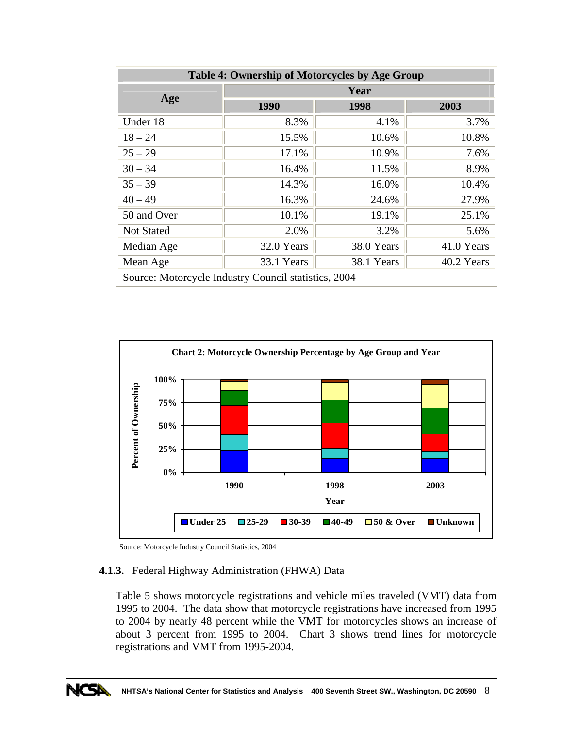| Table 4: Ownership of Motorcycles by Age Group | | | |
|---|---|---|---|
| Age | Year | | |
| | 1990 | 1998 | 2003 |
| Under 18 | 8.3% | 4.1% | 3.7% |
| 18 – 24 | 15.5% | 10.6% | 10.8% |
| 25 – 29 | 17.1% | 10.9% | 7.6% |
| 30 – 34 | 16.4% | 11.5% | 8.9% |
| 35 – 39 | 14.3% | 16.0% | 10.4% |
| 40 – 49 | 16.3% | 24.6% | 27.9% |
| 50 and Over | 10.1% | 19.1% | 25.1% |
| Not Stated | 2.0% | 3.2% | 5.6% |
| Median Age | 32.0 Years | 38.0 Years | 41.0 Years |
| Mean Age | 33.1 Years | 38.1 Years | 40.2 Years |
| Source: Motorcycle Industry Council statistics, 2004 | | | |

**Chart 2: Motorcycle Ownership Percentage by Age Group and Year**

Source: Motorcycle Industry Council Statistics, 2004

### 4.1.3. Federal Highway Administration (FHWA) Data

Table 5 shows motorcycle registrations and vehicle miles traveled (VMT) data from 1995 to 2004. The data show that motorcycle registrations have increased from 1995 to 2004 by nearly 48 percent while the VMT for motorcycles shows an increase of about 3 percent from 1995 to 2004. Chart 3 shows trend lines for motorcycle registrations and VMT from 1995-2004.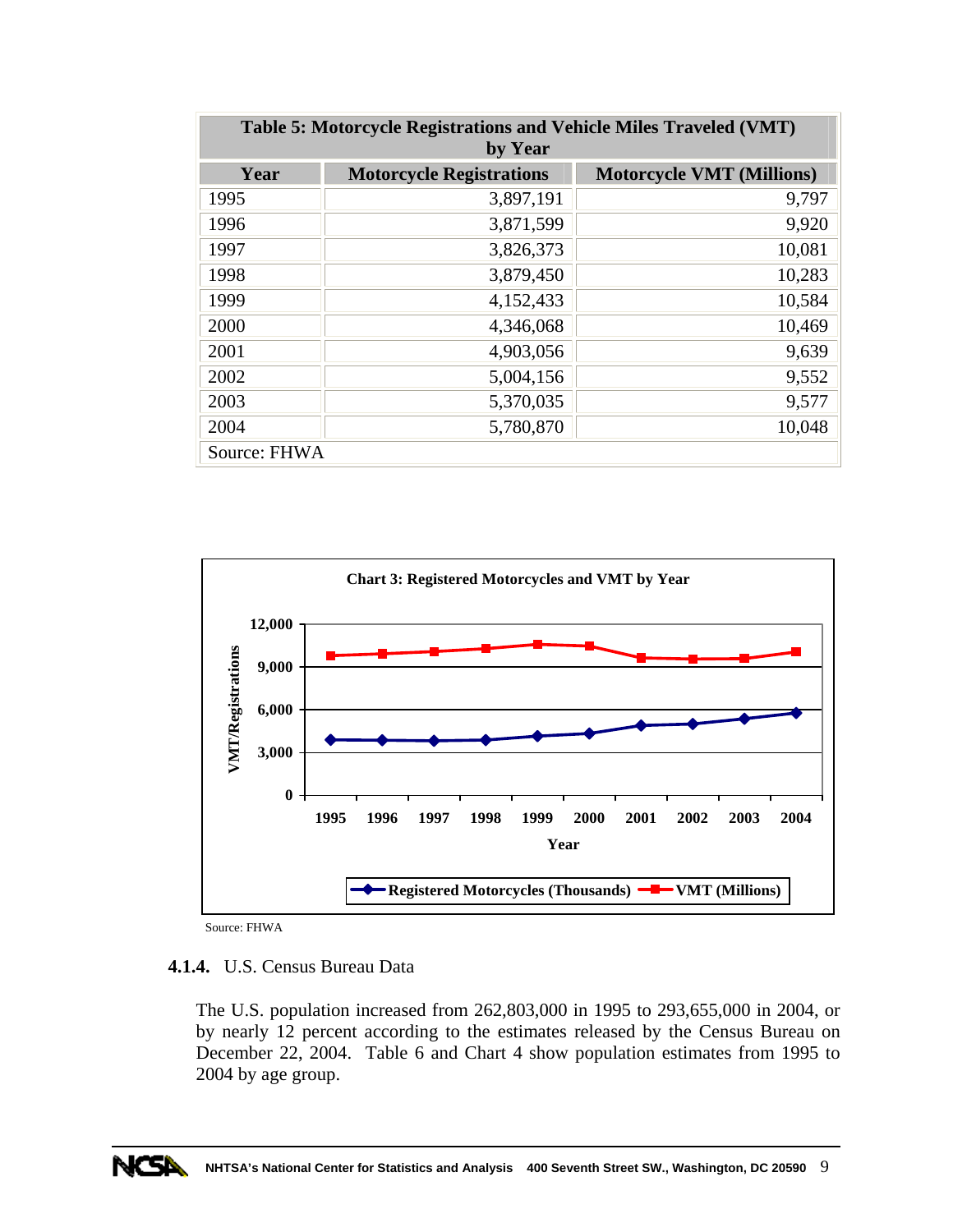| Table 5: Motorcycle Registrations and Vehicle Miles Traveled (VMT) by Year | | |
|---|---|---|
| **Year** | **Motorcycle Registrations** | **Motorcycle VMT (Millions)** |
| 1995 | 3,897,191 | 9,797 |
| 1996 | 3,871,599 | 9,920 |
| 1997 | 3,826,373 | 10,081 |
| 1998 | 3,879,450 | 10,283 |
| 1999 | 4,152,433 | 10,584 |
| 2000 | 4,346,068 | 10,469 |
| 2001 | 4,903,056 | 9,639 |
| 2002 | 5,004,156 | 9,552 |
| 2003 | 5,370,035 | 9,577 |
| 2004 | 5,780,870 | 10,048 |
| Source: FHWA | | |

**Chart 3: Registered Motorcycles and VMT by Year**

Source: FHWA

### 4.1.4. U.S. Census Bureau Data

The U.S. population increased from 262,803,000 in 1995 to 293,655,000 in 2004, or by nearly 12 percent according to the estimates released by the Census Bureau on December 22, 2004. Table 6 and Chart 4 show population estimates from 1995 to 2004 by age group.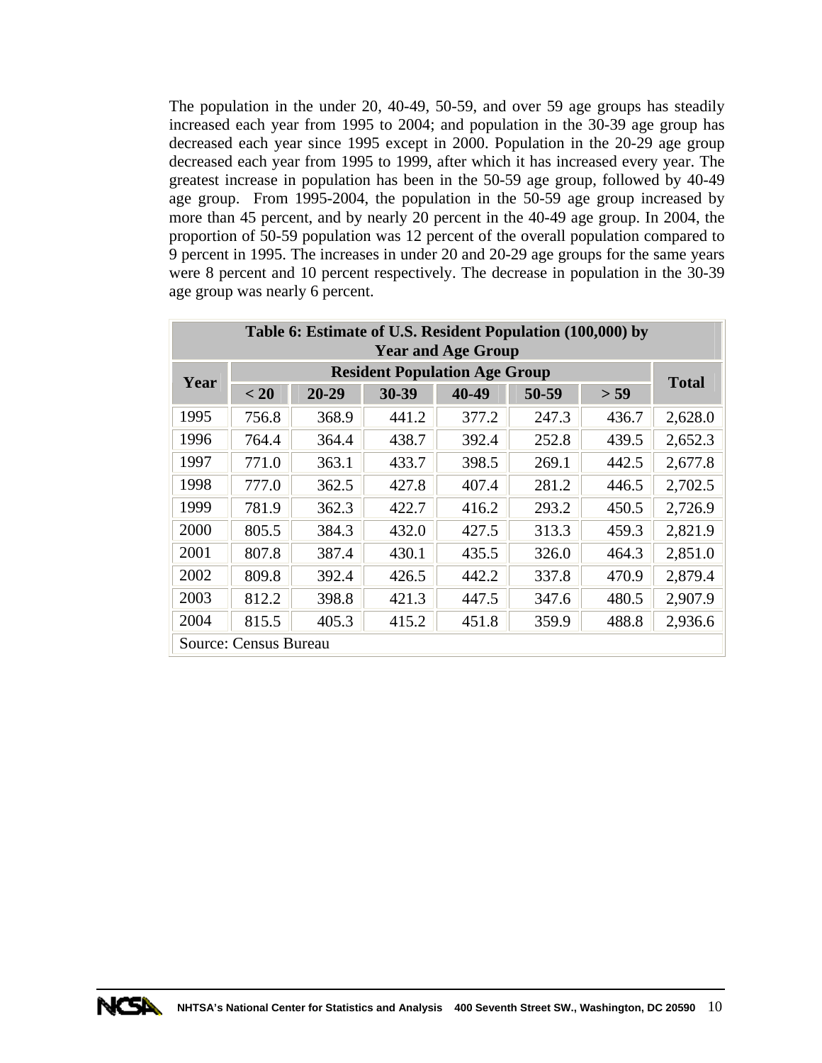The population in the under 20, 40-49, 50-59, and over 59 age groups has steadily increased each year from 1995 to 2004; and population in the 30-39 age group has decreased each year since 1995 except in 2000. Population in the 20-29 age group decreased each year from 1995 to 1999, after which it has increased every year. The greatest increase in population has been in the 50-59 age group, followed by 40-49 age group. From 1995-2004, the population in the 50-59 age group increased by more than 45 percent, and by nearly 20 percent in the 40-49 age group. In 2004, the proportion of 50-59 population was 12 percent of the overall population compared to 9 percent in 1995. The increases in under 20 and 20-29 age groups for the same years were 8 percent and 10 percent respectively. The decrease in population in the 30-39 age group was nearly 6 percent.

**Table 6: Estimate of U.S. Resident Population (100,000) by Year and Age Group**

| Year | Resident Population Age Group | | | | | | Total |
|---|---|---|---|---|---|---|---|
| | < 20 | 20-29 | 30-39 | 40-49 | 50-59 | > 59 | |
| 1995 | 756.8 | 368.9 | 441.2 | 377.2 | 247.3 | 436.7 | 2,628.0 |
| 1996 | 764.4 | 364.4 | 438.7 | 392.4 | 252.8 | 439.5 | 2,652.3 |
| 1997 | 771.0 | 363.1 | 433.7 | 398.5 | 269.1 | 442.5 | 2,677.8 |
| 1998 | 777.0 | 362.5 | 427.8 | 407.4 | 281.2 | 446.5 | 2,702.5 |
| 1999 | 781.9 | 362.3 | 422.7 | 416.2 | 293.2 | 450.5 | 2,726.9 |
| 2000 | 805.5 | 384.3 | 432.0 | 427.5 | 313.3 | 459.3 | 2,821.9 |
| 2001 | 807.8 | 387.4 | 430.1 | 435.5 | 326.0 | 464.3 | 2,851.0 |
| 2002 | 809.8 | 392.4 | 426.5 | 442.2 | 337.8 | 470.9 | 2,879.4 |
| 2003 | 812.2 | 398.8 | 421.3 | 447.5 | 347.6 | 480.5 | 2,907.9 |
| 2004 | 815.5 | 405.3 | 415.2 | 451.8 | 359.9 | 488.8 | 2,936.6 |

Source: Census Bureau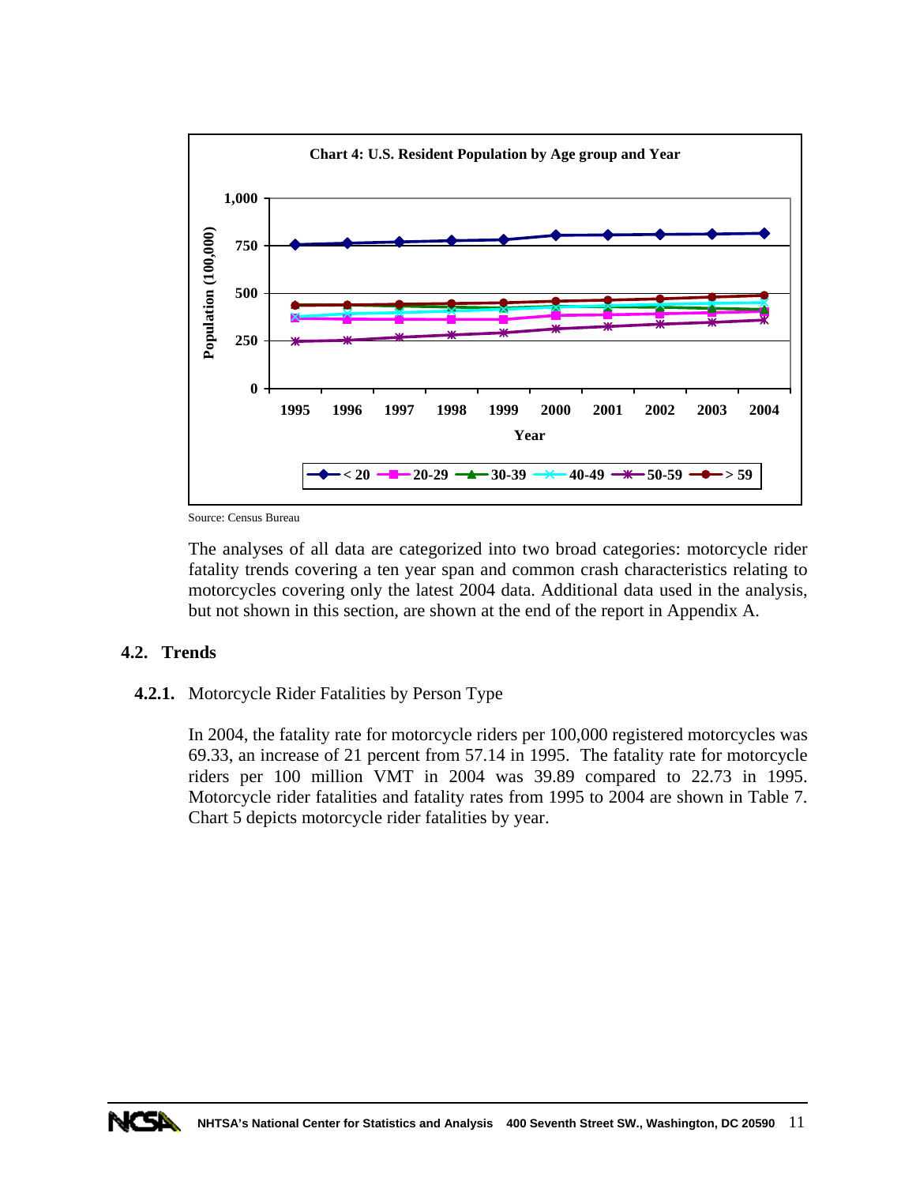**Chart 4: U.S. Resident Population by Age group and Year**

Source: Census Bureau

The analyses of all data are categorized into two broad categories: motorcycle rider fatality trends covering a ten year span and common crash characteristics relating to motorcycles covering only the latest 2004 data. Additional data used in the analysis, but not shown in this section, are shown at the end of the report in Appendix A.

## 4.2. Trends

### 4.2.1. Motorcycle Rider Fatalities by Person Type

In 2004, the fatality rate for motorcycle riders per 100,000 registered motorcycles was 69.33, an increase of 21 percent from 57.14 in 1995. The fatality rate for motorcycle riders per 100 million VMT in 2004 was 39.89 compared to 22.73 in 1995. Motorcycle rider fatalities and fatality rates from 1995 to 2004 are shown in Table 7. Chart 5 depicts motorcycle rider fatalities by year.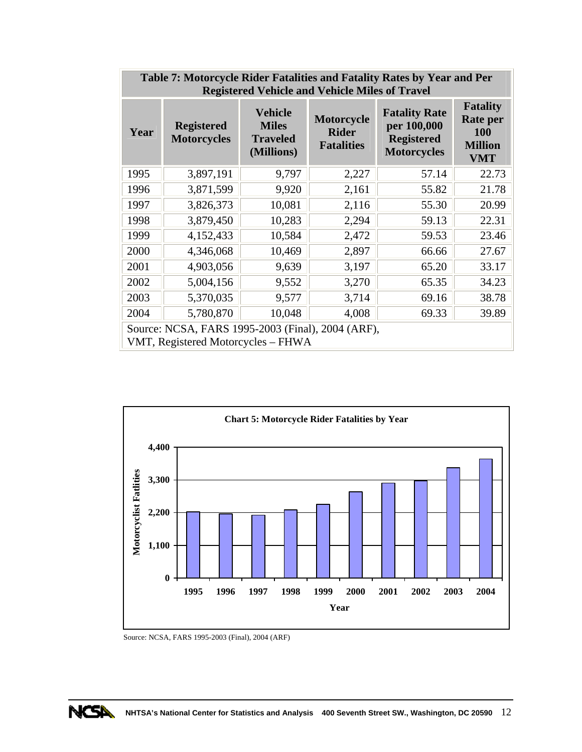**Table 7: Motorcycle Rider Fatalities and Fatality Rates by Year and Per Registered Vehicle and Vehicle Miles of Travel**

| Year | Registered Motorcycles | Vehicle Miles Traveled (Millions) | Motorcycle Rider Fatalities | Fatality Rate per 100,000 Registered Motorcycles | Fatality Rate per 100 Million VMT |
|---|---|---|---|---|---|
| 1995 | 3,897,191 | 9,797 | 2,227 | 57.14 | 22.73 |
| 1996 | 3,871,599 | 9,920 | 2,161 | 55.82 | 21.78 |
| 1997 | 3,826,373 | 10,081 | 2,116 | 55.30 | 20.99 |
| 1998 | 3,879,450 | 10,283 | 2,294 | 59.13 | 22.31 |
| 1999 | 4,152,433 | 10,584 | 2,472 | 59.53 | 23.46 |
| 2000 | 4,346,068 | 10,469 | 2,897 | 66.66 | 27.67 |
| 2001 | 4,903,056 | 9,639 | 3,197 | 65.20 | 33.17 |
| 2002 | 5,004,156 | 9,552 | 3,270 | 65.35 | 34.23 |
| 2003 | 5,370,035 | 9,577 | 3,714 | 69.16 | 38.78 |
| 2004 | 5,780,870 | 10,048 | 4,008 | 69.33 | 39.89 |

Source: NCSA, FARS 1995-2003 (Final), 2004 (ARF), VMT, Registered Motorcycles – FHWA

**Chart 5: Motorcycle Rider Fatalities by Year**

Source: NCSA, FARS 1995-2003 (Final), 2004 (ARF)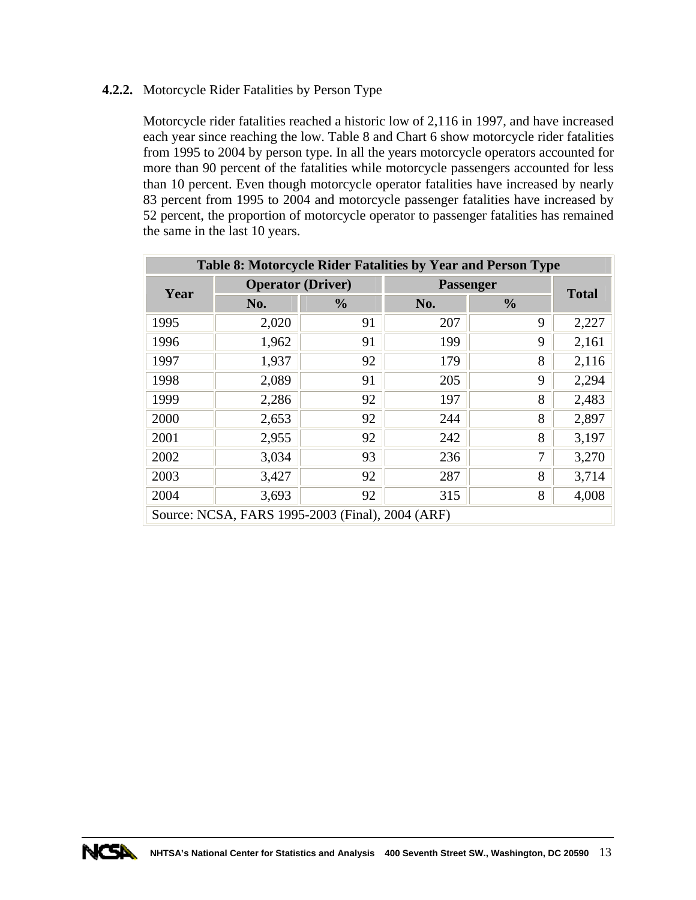#### 4.2.2. Motorcycle Rider Fatalities by Person Type

Motorcycle rider fatalities reached a historic low of 2,116 in 1997, and have increased each year since reaching the low. Table 8 and Chart 6 show motorcycle rider fatalities from 1995 to 2004 by person type. In all the years motorcycle operators accounted for more than 90 percent of the fatalities while motorcycle passengers accounted for less than 10 percent. Even though motorcycle operator fatalities have increased by nearly 83 percent from 1995 to 2004 and motorcycle passenger fatalities have increased by 52 percent, the proportion of motorcycle operator to passenger fatalities has remained the same in the last 10 years.

**Table 8: Motorcycle Rider Fatalities by Year and Person Type**

| Year | Operator (Driver) | | Passenger | | Total |
|---|---|---|---|---|---|
| | No. | % | No. | % | |
| 1995 | 2,020 | 91 | 207 | 9 | 2,227 |
| 1996 | 1,962 | 91 | 199 | 9 | 2,161 |
| 1997 | 1,937 | 92 | 179 | 8 | 2,116 |
| 1998 | 2,089 | 91 | 205 | 9 | 2,294 |
| 1999 | 2,286 | 92 | 197 | 8 | 2,483 |
| 2000 | 2,653 | 92 | 244 | 8 | 2,897 |
| 2001 | 2,955 | 92 | 242 | 8 | 3,197 |
| 2002 | 3,034 | 93 | 236 | 7 | 3,270 |
| 2003 | 3,427 | 92 | 287 | 8 | 3,714 |
| 2004 | 3,693 | 92 | 315 | 8 | 4,008 |

Source: NCSA, FARS 1995-2003 (Final), 2004 (ARF)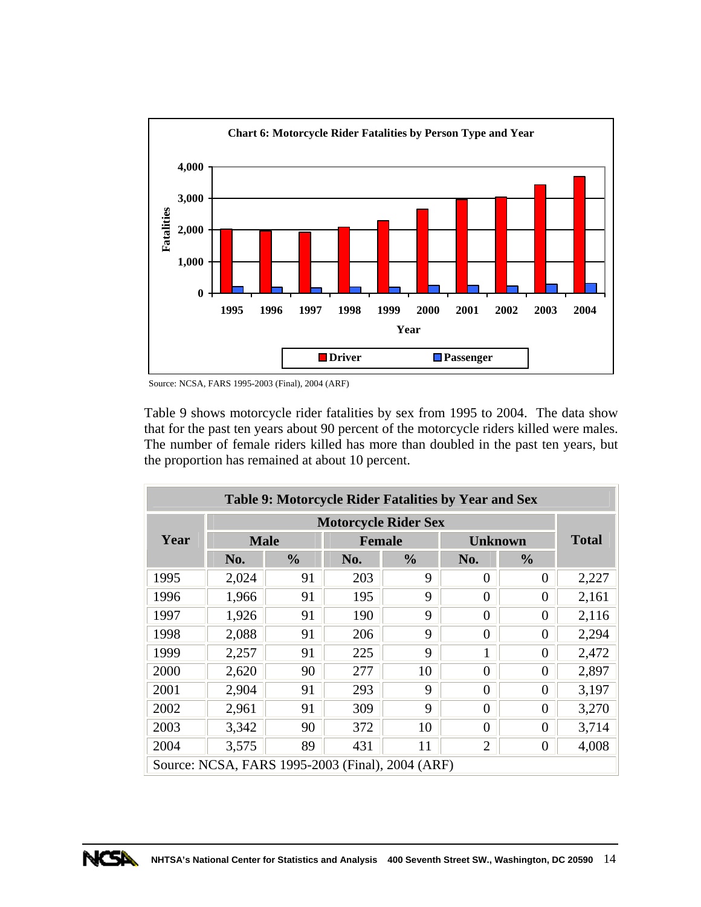**Chart 6: Motorcycle Rider Fatalities by Person Type and Year**

Source: NCSA, FARS 1995-2003 (Final), 2004 (ARF)

Table 9 shows motorcycle rider fatalities by sex from 1995 to 2004. The data show that for the past ten years about 90 percent of the motorcycle riders killed were males. The number of female riders killed has more than doubled in the past ten years, but the proportion has remained at about 10 percent.

**Table 9: Motorcycle Rider Fatalities by Year and Sex**

| Year | Motorcycle Rider Sex | | | | | | Total |
|---|---|---|---|---|---|---|---|
| | Male | | Female | | Unknown | | |
| | No. | % | No. | % | No. | % | |
| 1995 | 2,024 | 91 | 203 | 9 | 0 | 0 | 2,227 |
| 1996 | 1,966 | 91 | 195 | 9 | 0 | 0 | 2,161 |
| 1997 | 1,926 | 91 | 190 | 9 | 0 | 0 | 2,116 |
| 1998 | 2,088 | 91 | 206 | 9 | 0 | 0 | 2,294 |
| 1999 | 2,257 | 91 | 225 | 9 | 1 | 0 | 2,472 |
| 2000 | 2,620 | 90 | 277 | 10 | 0 | 0 | 2,897 |
| 2001 | 2,904 | 91 | 293 | 9 | 0 | 0 | 3,197 |
| 2002 | 2,961 | 91 | 309 | 9 | 0 | 0 | 3,270 |
| 2003 | 3,342 | 90 | 372 | 10 | 0 | 0 | 3,714 |
| 2004 | 3,575 | 89 | 431 | 11 | 2 | 0 | 4,008 |

Source: NCSA, FARS 1995-2003 (Final), 2004 (ARF)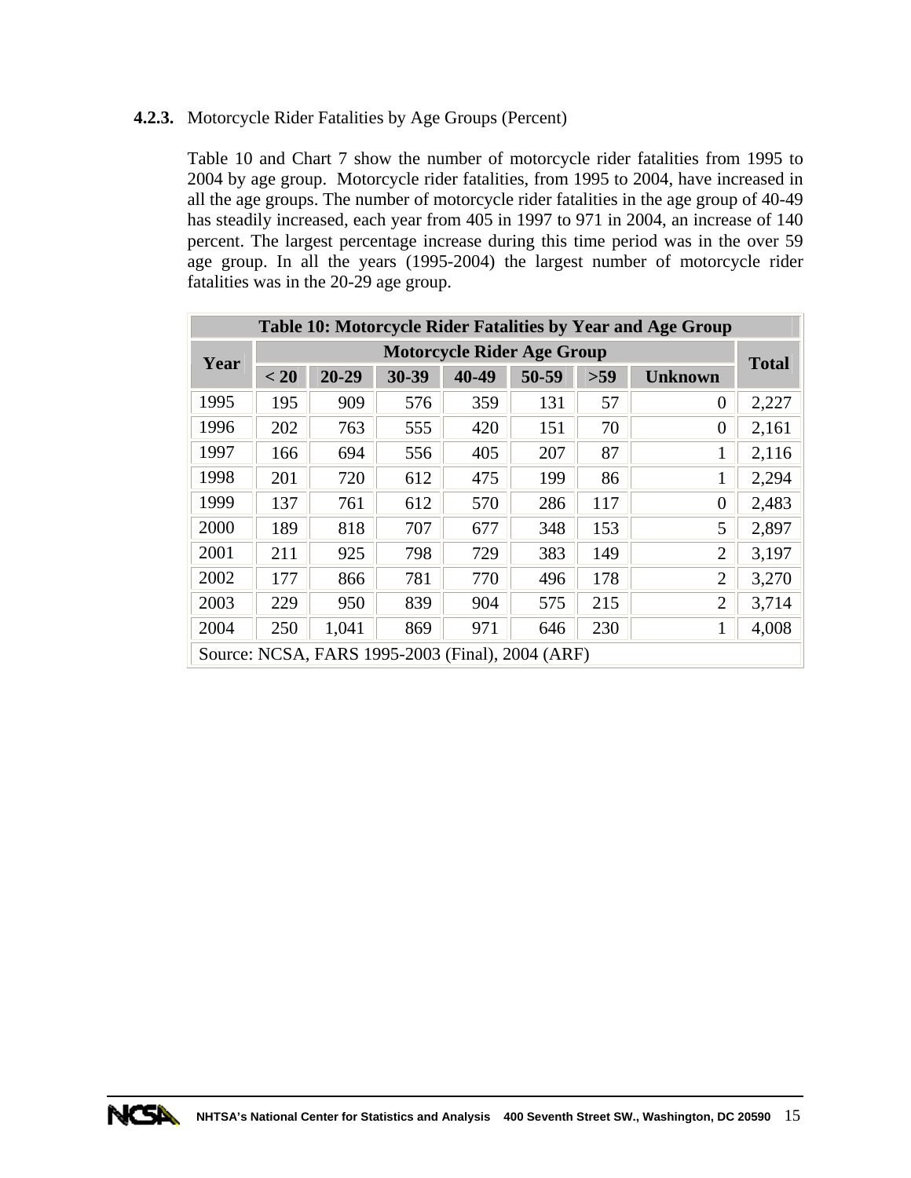### 4.2.3. Motorcycle Rider Fatalities by Age Groups (Percent)

Table 10 and Chart 7 show the number of motorcycle rider fatalities from 1995 to 2004 by age group. Motorcycle rider fatalities, from 1995 to 2004, have increased in all the age groups. The number of motorcycle rider fatalities in the age group of 40-49 has steadily increased, each year from 405 in 1997 to 971 in 2004, an increase of 140 percent. The largest percentage increase during this time period was in the over 59 age group. In all the years (1995-2004) the largest number of motorcycle rider fatalities was in the 20-29 age group.

**Table 10: Motorcycle Rider Fatalities by Year and Age Group**

| Year | Motorcycle Rider Age Group | | | | | | | Total |
|---|---|---|---|---|---|---|---|---|
| | < 20 | 20-29 | 30-39 | 40-49 | 50-59 | >59 | Unknown | |
| 1995 | 195 | 909 | 576 | 359 | 131 | 57 | 0 | 2,227 |
| 1996 | 202 | 763 | 555 | 420 | 151 | 70 | 0 | 2,161 |
| 1997 | 166 | 694 | 556 | 405 | 207 | 87 | 1 | 2,116 |
| 1998 | 201 | 720 | 612 | 475 | 199 | 86 | 1 | 2,294 |
| 1999 | 137 | 761 | 612 | 570 | 286 | 117 | 0 | 2,483 |
| 2000 | 189 | 818 | 707 | 677 | 348 | 153 | 5 | 2,897 |
| 2001 | 211 | 925 | 798 | 729 | 383 | 149 | 2 | 3,197 |
| 2002 | 177 | 866 | 781 | 770 | 496 | 178 | 2 | 3,270 |
| 2003 | 229 | 950 | 839 | 904 | 575 | 215 | 2 | 3,714 |
| 2004 | 250 | 1,041 | 869 | 971 | 646 | 230 | 1 | 4,008 |

Source: NCSA, FARS 1995-2003 (Final), 2004 (ARF)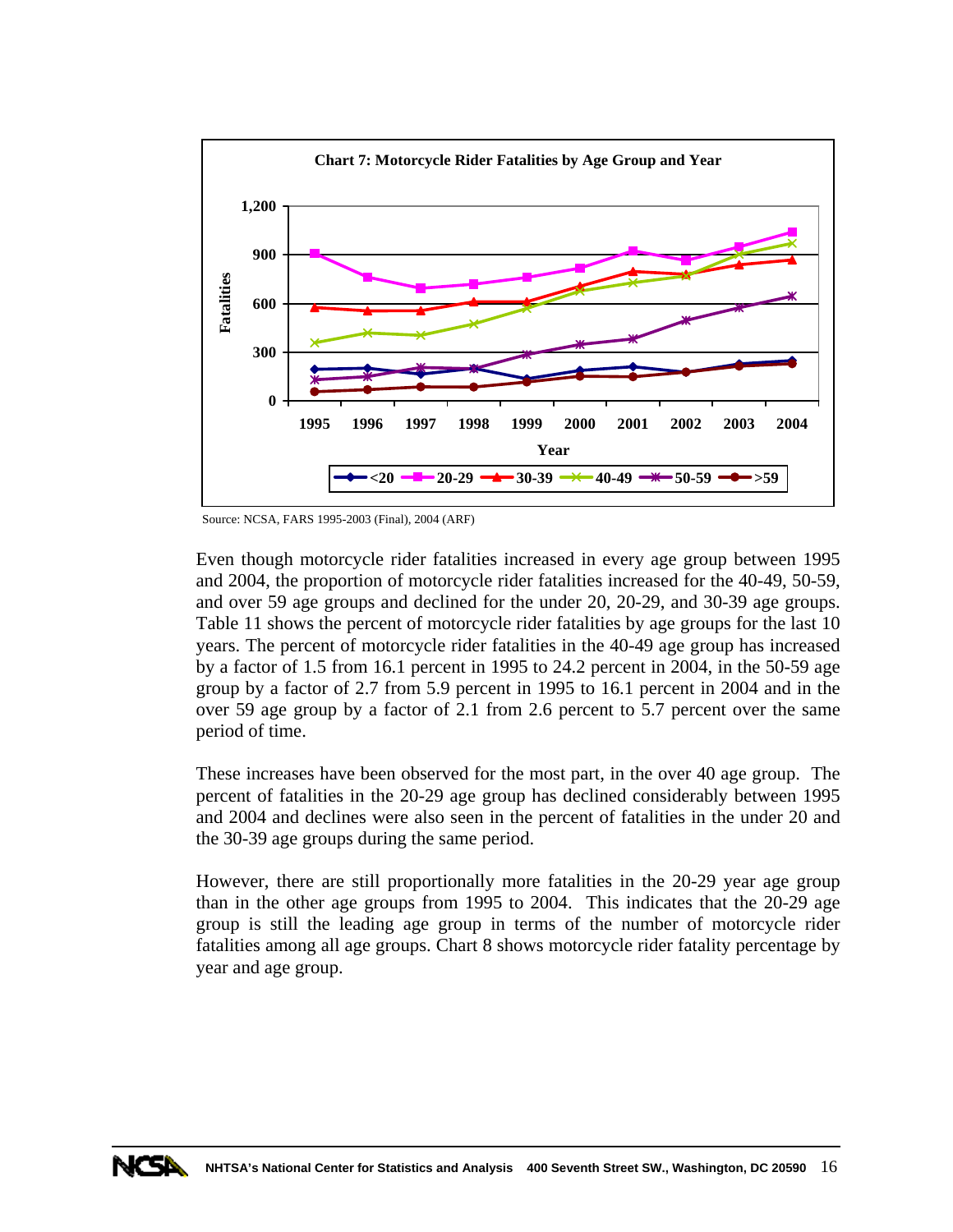**Chart 7: Motorcycle Rider Fatalities by Age Group and Year**

Source: NCSA, FARS 1995-2003 (Final), 2004 (ARF)

Even though motorcycle rider fatalities increased in every age group between 1995 and 2004, the proportion of motorcycle rider fatalities increased for the 40-49, 50-59, and over 59 age groups and declined for the under 20, 20-29, and 30-39 age groups. Table 11 shows the percent of motorcycle rider fatalities by age groups for the last 10 years. The percent of motorcycle rider fatalities in the 40-49 age group has increased by a factor of 1.5 from 16.1 percent in 1995 to 24.2 percent in 2004, in the 50-59 age group by a factor of 2.7 from 5.9 percent in 1995 to 16.1 percent in 2004 and in the over 59 age group by a factor of 2.1 from 2.6 percent to 5.7 percent over the same period of time.

These increases have been observed for the most part, in the over 40 age group. The percent of fatalities in the 20-29 age group has declined considerably between 1995 and 2004 and declines were also seen in the percent of fatalities in the under 20 and the 30-39 age groups during the same period.

However, there are still proportionally more fatalities in the 20-29 year age group than in the other age groups from 1995 to 2004. This indicates that the 20-29 age group is still the leading age group in terms of the number of motorcycle rider fatalities among all age groups. Chart 8 shows motorcycle rider fatality percentage by year and age group.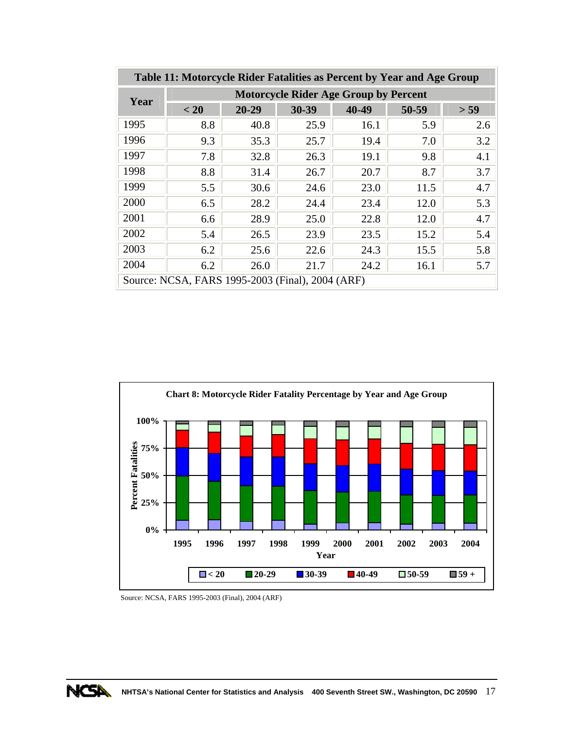**Table 11: Motorcycle Rider Fatalities as Percent by Year and Age Group**

| Year | Motorcycle Rider Age Group by Percent | | | | | |
|---|---|---|---|---|---|---|
| | < 20 | 20-29 | 30-39 | 40-49 | 50-59 | > 59 |
| 1995 | 8.8 | 40.8 | 25.9 | 16.1 | 5.9 | 2.6 |
| 1996 | 9.3 | 35.3 | 25.7 | 19.4 | 7.0 | 3.2 |
| 1997 | 7.8 | 32.8 | 26.3 | 19.1 | 9.8 | 4.1 |
| 1998 | 8.8 | 31.4 | 26.7 | 20.7 | 8.7 | 3.7 |
| 1999 | 5.5 | 30.6 | 24.6 | 23.0 | 11.5 | 4.7 |
| 2000 | 6.5 | 28.2 | 24.4 | 23.4 | 12.0 | 5.3 |
| 2001 | 6.6 | 28.9 | 25.0 | 22.8 | 12.0 | 4.7 |
| 2002 | 5.4 | 26.5 | 23.9 | 23.5 | 15.2 | 5.4 |
| 2003 | 6.2 | 25.6 | 22.6 | 24.3 | 15.5 | 5.8 |
| 2004 | 6.2 | 26.0 | 21.7 | 24.2 | 16.1 | 5.7 |

Source: NCSA, FARS 1995-2003 (Final), 2004 (ARF)

**Chart 8: Motorcycle Rider Fatality Percentage by Year and Age Group**

Source: NCSA, FARS 1995-2003 (Final), 2004 (ARF)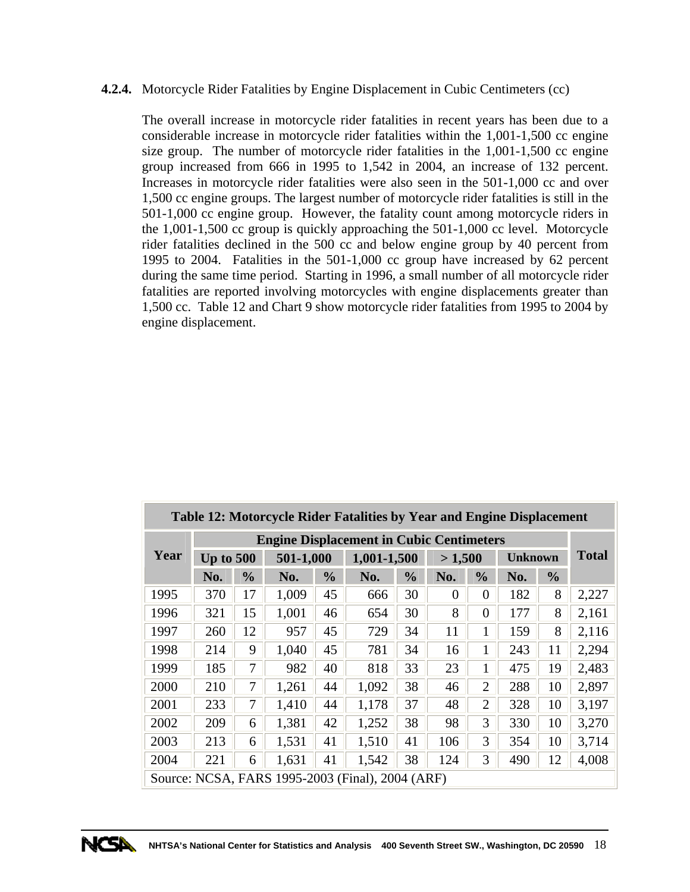#### 4.2.4. Motorcycle Rider Fatalities by Engine Displacement in Cubic Centimeters (cc)

The overall increase in motorcycle rider fatalities in recent years has been due to a considerable increase in motorcycle rider fatalities within the 1,001-1,500 cc engine size group. The number of motorcycle rider fatalities in the 1,001-1,500 cc engine group increased from 666 in 1995 to 1,542 in 2004, an increase of 132 percent. Increases in motorcycle rider fatalities were also seen in the 501-1,000 cc and over 1,500 cc engine groups. The largest number of motorcycle rider fatalities is still in the 501-1,000 cc engine group. However, the fatality count among motorcycle riders in the 1,001-1,500 cc group is quickly approaching the 501-1,000 cc level. Motorcycle rider fatalities declined in the 500 cc and below engine group by 40 percent from 1995 to 2004. Fatalities in the 501-1,000 cc group have increased by 62 percent during the same time period. Starting in 1996, a small number of all motorcycle rider fatalities are reported involving motorcycles with engine displacements greater than 1,500 cc. Table 12 and Chart 9 show motorcycle rider fatalities from 1995 to 2004 by engine displacement.

**Table 12: Motorcycle Rider Fatalities by Year and Engine Displacement**

| Year | Engine Displacement in Cubic Centimeters | | | | | | | | | | Total |
|---|---|---|---|---|---|---|---|---|---|---|---|
| | Up to 500 | | 501-1,000 | | 1,001-1,500 | | > 1,500 | | Unknown | | |
| | No. | % | No. | % | No. | % | No. | % | No. | % | |
| 1995 | 370 | 17 | 1,009 | 45 | 666 | 30 | 0 | 0 | 182 | 8 | 2,227 |
| 1996 | 321 | 15 | 1,001 | 46 | 654 | 30 | 8 | 0 | 177 | 8 | 2,161 |
| 1997 | 260 | 12 | 957 | 45 | 729 | 34 | 11 | 1 | 159 | 8 | 2,116 |
| 1998 | 214 | 9 | 1,040 | 45 | 781 | 34 | 16 | 1 | 243 | 11 | 2,294 |
| 1999 | 185 | 7 | 982 | 40 | 818 | 33 | 23 | 1 | 475 | 19 | 2,483 |
| 2000 | 210 | 7 | 1,261 | 44 | 1,092 | 38 | 46 | 2 | 288 | 10 | 2,897 |
| 2001 | 233 | 7 | 1,410 | 44 | 1,178 | 37 | 48 | 2 | 328 | 10 | 3,197 |
| 2002 | 209 | 6 | 1,381 | 42 | 1,252 | 38 | 98 | 3 | 330 | 10 | 3,270 |
| 2003 | 213 | 6 | 1,531 | 41 | 1,510 | 41 | 106 | 3 | 354 | 10 | 3,714 |
| 2004 | 221 | 6 | 1,631 | 41 | 1,542 | 38 | 124 | 3 | 490 | 12 | 4,008 |

Source: NCSA, FARS 1995-2003 (Final), 2004 (ARF)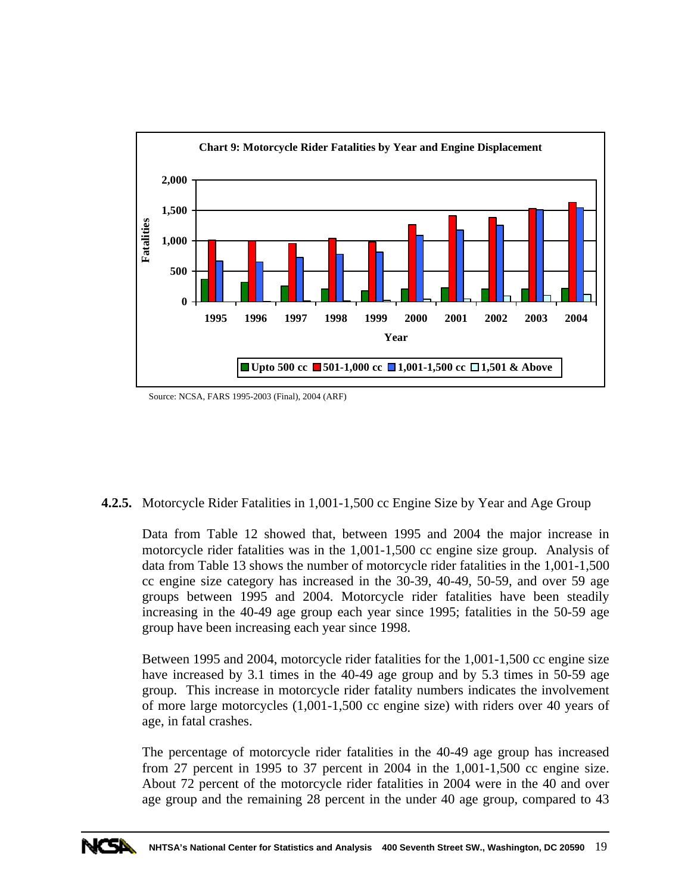**Chart 9: Motorcycle Rider Fatalities by Year and Engine Displacement**

Source: NCSA, FARS 1995-2003 (Final), 2004 (ARF)

**4.2.5.** Motorcycle Rider Fatalities in 1,001-1,500 cc Engine Size by Year and Age Group

Data from Table 12 showed that, between 1995 and 2004 the major increase in motorcycle rider fatalities was in the 1,001-1,500 cc engine size group. Analysis of data from Table 13 shows the number of motorcycle rider fatalities in the 1,001-1,500 cc engine size category has increased in the 30-39, 40-49, 50-59, and over 59 age groups between 1995 and 2004. Motorcycle rider fatalities have been steadily increasing in the 40-49 age group each year since 1995; fatalities in the 50-59 age group have been increasing each year since 1998.

Between 1995 and 2004, motorcycle rider fatalities for the 1,001-1,500 cc engine size have increased by 3.1 times in the 40-49 age group and by 5.3 times in 50-59 age group. This increase in motorcycle rider fatality numbers indicates the involvement of more large motorcycles (1,001-1,500 cc engine size) with riders over 40 years of age, in fatal crashes.

The percentage of motorcycle rider fatalities in the 40-49 age group has increased from 27 percent in 1995 to 37 percent in 2004 in the 1,001-1,500 cc engine size. About 72 percent of the motorcycle rider fatalities in 2004 were in the 40 and over age group and the remaining 28 percent in the under 40 age group, compared to 43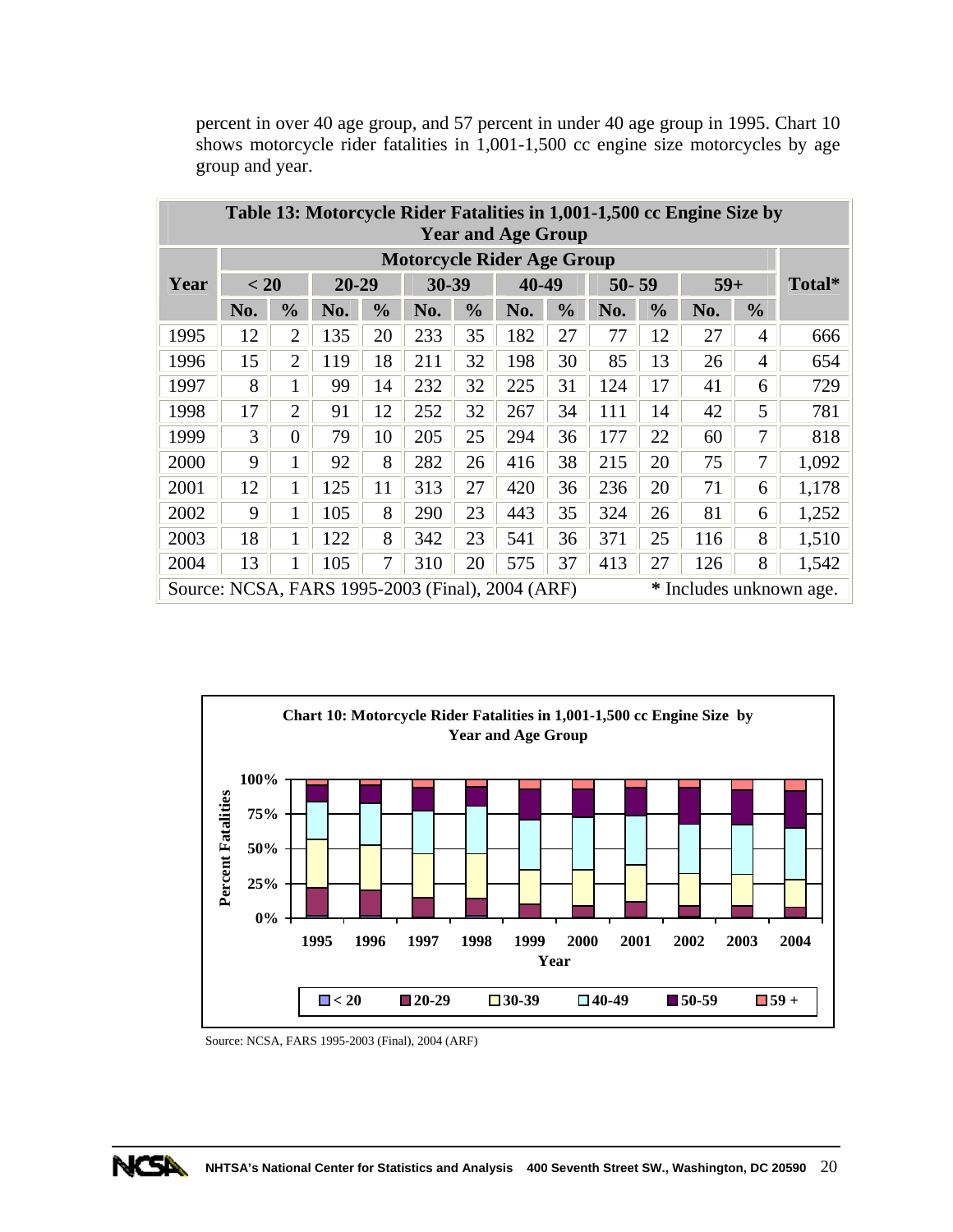percent in over 40 age group, and 57 percent in under 40 age group in 1995. Chart 10 shows motorcycle rider fatalities in 1,001-1,500 cc engine size motorcycles by age group and year.

**Table 13: Motorcycle Rider Fatalities in 1,001-1,500 cc Engine Size by Year and Age Group**

| Year | Motorcycle Rider Age Group | | | | | | | | | | | | Total* |
|---|---|---|---|---|---|---|---|---|---|---|---|---|---|
| | < 20 | | 20-29 | | 30-39 | | 40-49 | | 50- 59 | | 59+ | | |
| | No. | % | No. | % | No. | % | No. | % | No. | % | No. | % | |
| 1995 | 12 | 2 | 135 | 20 | 233 | 35 | 182 | 27 | 77 | 12 | 27 | 4 | 666 |
| 1996 | 15 | 2 | 119 | 18 | 211 | 32 | 198 | 30 | 85 | 13 | 26 | 4 | 654 |
| 1997 | 8 | 1 | 99 | 14 | 232 | 32 | 225 | 31 | 124 | 17 | 41 | 6 | 729 |
| 1998 | 17 | 2 | 91 | 12 | 252 | 32 | 267 | 34 | 111 | 14 | 42 | 5 | 781 |
| 1999 | 3 | 0 | 79 | 10 | 205 | 25 | 294 | 36 | 177 | 22 | 60 | 7 | 818 |
| 2000 | 9 | 1 | 92 | 8 | 282 | 26 | 416 | 38 | 215 | 20 | 75 | 7 | 1,092 |
| 2001 | 12 | 1 | 125 | 11 | 313 | 27 | 420 | 36 | 236 | 20 | 71 | 6 | 1,178 |
| 2002 | 9 | 1 | 105 | 8 | 290 | 23 | 443 | 35 | 324 | 26 | 81 | 6 | 1,252 |
| 2003 | 18 | 1 | 122 | 8 | 342 | 23 | 541 | 36 | 371 | 25 | 116 | 8 | 1,510 |
| 2004 | 13 | 1 | 105 | 7 | 310 | 20 | 575 | 37 | 413 | 27 | 126 | 8 | 1,542 |

Source: NCSA, FARS 1995-2003 (Final), 2004 (ARF) * Includes unknown age.

**Chart 10: Motorcycle Rider Fatalities in 1,001-1,500 cc Engine Size by Year and Age Group**

Source: NCSA, FARS 1995-2003 (Final), 2004 (ARF)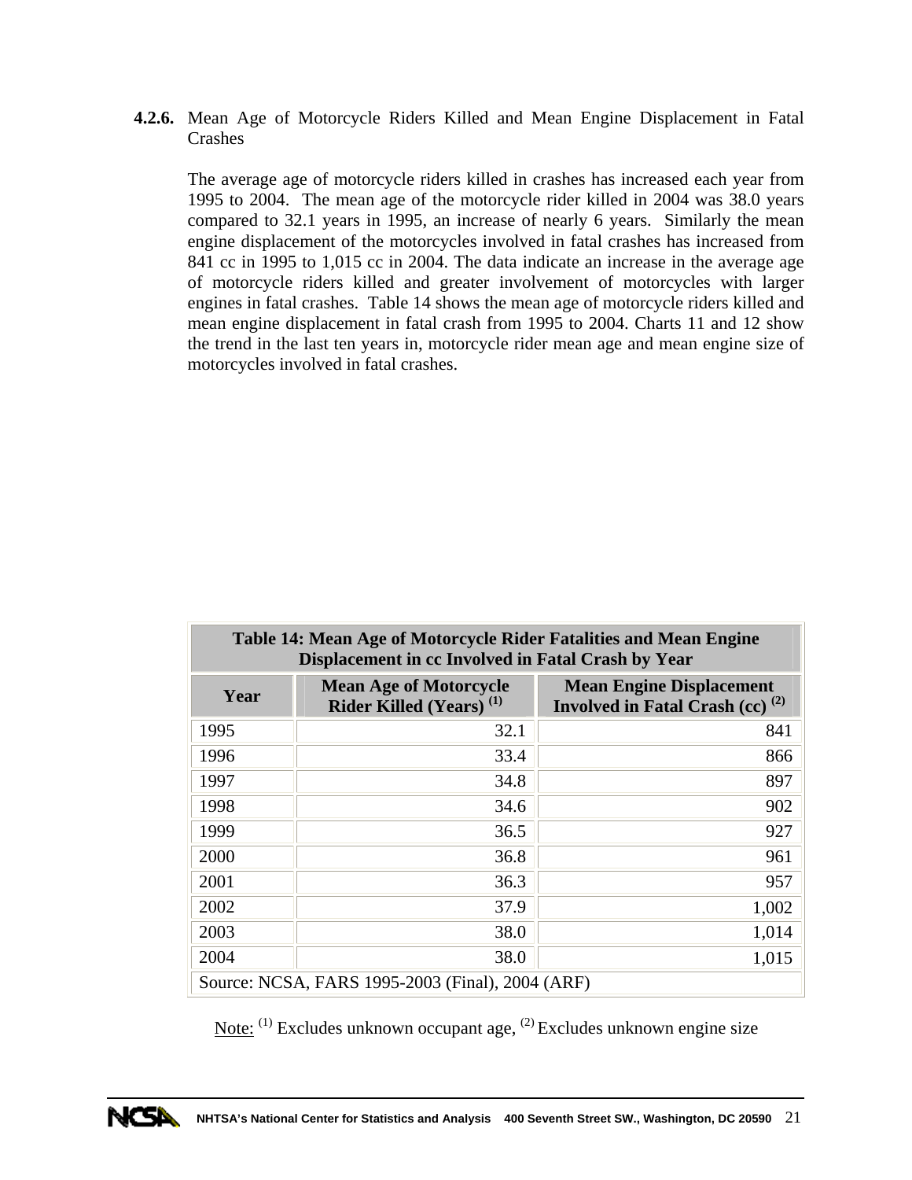**4.2.6.** Mean Age of Motorcycle Riders Killed and Mean Engine Displacement in Fatal Crashes

The average age of motorcycle riders killed in crashes has increased each year from 1995 to 2004. The mean age of the motorcycle rider killed in 2004 was 38.0 years compared to 32.1 years in 1995, an increase of nearly 6 years. Similarly the mean engine displacement of the motorcycles involved in fatal crashes has increased from 841 cc in 1995 to 1,015 cc in 2004. The data indicate an increase in the average age of motorcycle riders killed and greater involvement of motorcycles with larger engines in fatal crashes. Table 14 shows the mean age of motorcycle riders killed and mean engine displacement in fatal crash from 1995 to 2004. Charts 11 and 12 show the trend in the last ten years in, motorcycle rider mean age and mean engine size of motorcycles involved in fatal crashes.

**Table 14: Mean Age of Motorcycle Rider Fatalities and Mean Engine Displacement in cc Involved in Fatal Crash by Year**

| Year | Mean Age of Motorcycle Rider Killed (Years) (1) | Mean Engine Displacement Involved in Fatal Crash (cc) (2) |
|---|---|---|
| 1995 | 32.1 | 841 |
| 1996 | 33.4 | 866 |
| 1997 | 34.8 | 897 |
| 1998 | 34.6 | 902 |
| 1999 | 36.5 | 927 |
| 2000 | 36.8 | 961 |
| 2001 | 36.3 | 957 |
| 2002 | 37.9 | 1,002 |
| 2003 | 38.0 | 1,014 |
| 2004 | 38.0 | 1,015 |
| Source: NCSA, FARS 1995-2003 (Final), 2004 (ARF) | | |

Note: (1) Excludes unknown occupant age, (2) Excludes unknown engine size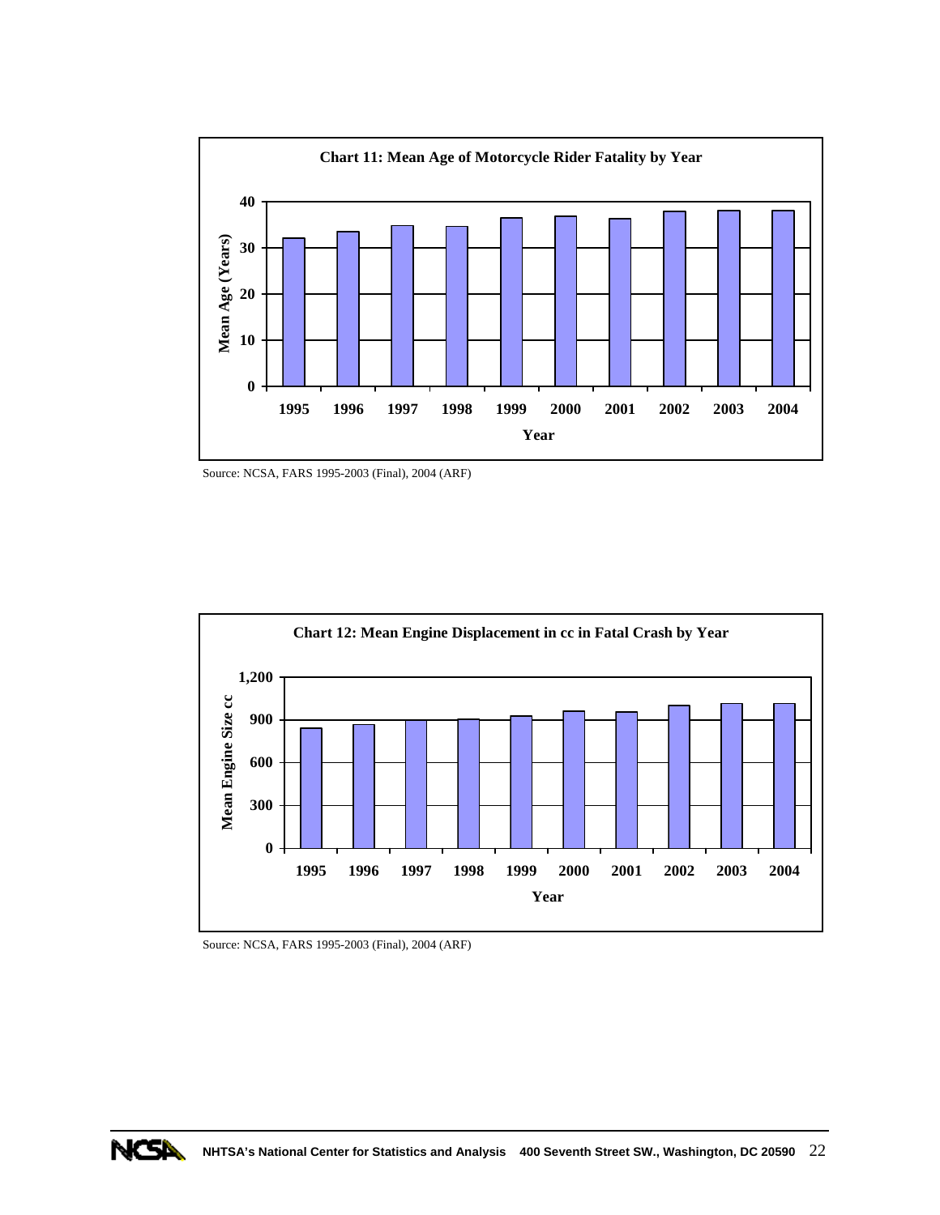**Chart 11: Mean Age of Motorcycle Rider Fatality by Year**

Source: NCSA, FARS 1995-2003 (Final), 2004 (ARF)

**Chart 12: Mean Engine Displacement in cc in Fatal Crash by Year**

Source: NCSA, FARS 1995-2003 (Final), 2004 (ARF)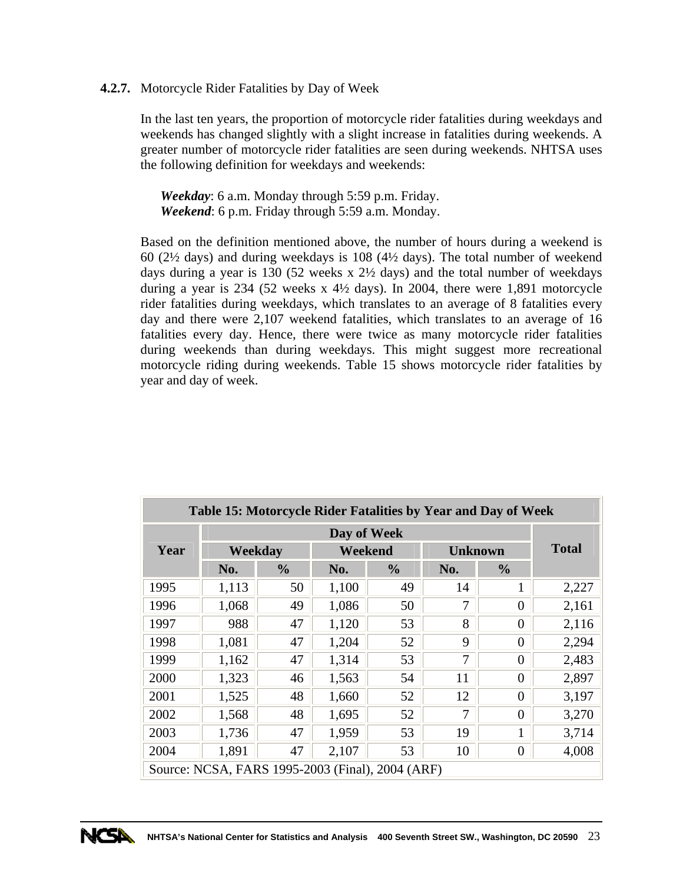#### 4.2.7. Motorcycle Rider Fatalities by Day of Week

In the last ten years, the proportion of motorcycle rider fatalities during weekdays and weekends has changed slightly with a slight increase in fatalities during weekends. A greater number of motorcycle rider fatalities are seen during weekends. NHTSA uses the following definition for weekdays and weekends:

***Weekday***: 6 a.m. Monday through 5:59 p.m. Friday.
***Weekend***: 6 p.m. Friday through 5:59 a.m. Monday.

Based on the definition mentioned above, the number of hours during a weekend is 60 (2½ days) and during weekdays is 108 (4½ days). The total number of weekend days during a year is 130 (52 weeks x 2½ days) and the total number of weekdays during a year is 234 (52 weeks x 4½ days). In 2004, there were 1,891 motorcycle rider fatalities during weekdays, which translates to an average of 8 fatalities every day and there were 2,107 weekend fatalities, which translates to an average of 16 fatalities every day. Hence, there were twice as many motorcycle rider fatalities during weekends than during weekdays. This might suggest more recreational motorcycle riding during weekends. Table 15 shows motorcycle rider fatalities by year and day of week.

**Table 15: Motorcycle Rider Fatalities by Year and Day of Week**

| Year | Day of Week | | | | | | Total |
|---|---|---|---|---|---|---|---|
| | Weekday | | Weekend | | Unknown | | |
| | No. | % | No. | % | No. | % | |
| 1995 | 1,113 | 50 | 1,100 | 49 | 14 | 1 | 2,227 |
| 1996 | 1,068 | 49 | 1,086 | 50 | 7 | 0 | 2,161 |
| 1997 | 988 | 47 | 1,120 | 53 | 8 | 0 | 2,116 |
| 1998 | 1,081 | 47 | 1,204 | 52 | 9 | 0 | 2,294 |
| 1999 | 1,162 | 47 | 1,314 | 53 | 7 | 0 | 2,483 |
| 2000 | 1,323 | 46 | 1,563 | 54 | 11 | 0 | 2,897 |
| 2001 | 1,525 | 48 | 1,660 | 52 | 12 | 0 | 3,197 |
| 2002 | 1,568 | 48 | 1,695 | 52 | 7 | 0 | 3,270 |
| 2003 | 1,736 | 47 | 1,959 | 53 | 19 | 1 | 3,714 |
| 2004 | 1,891 | 47 | 2,107 | 53 | 10 | 0 | 4,008 |

Source: NCSA, FARS 1995-2003 (Final), 2004 (ARF)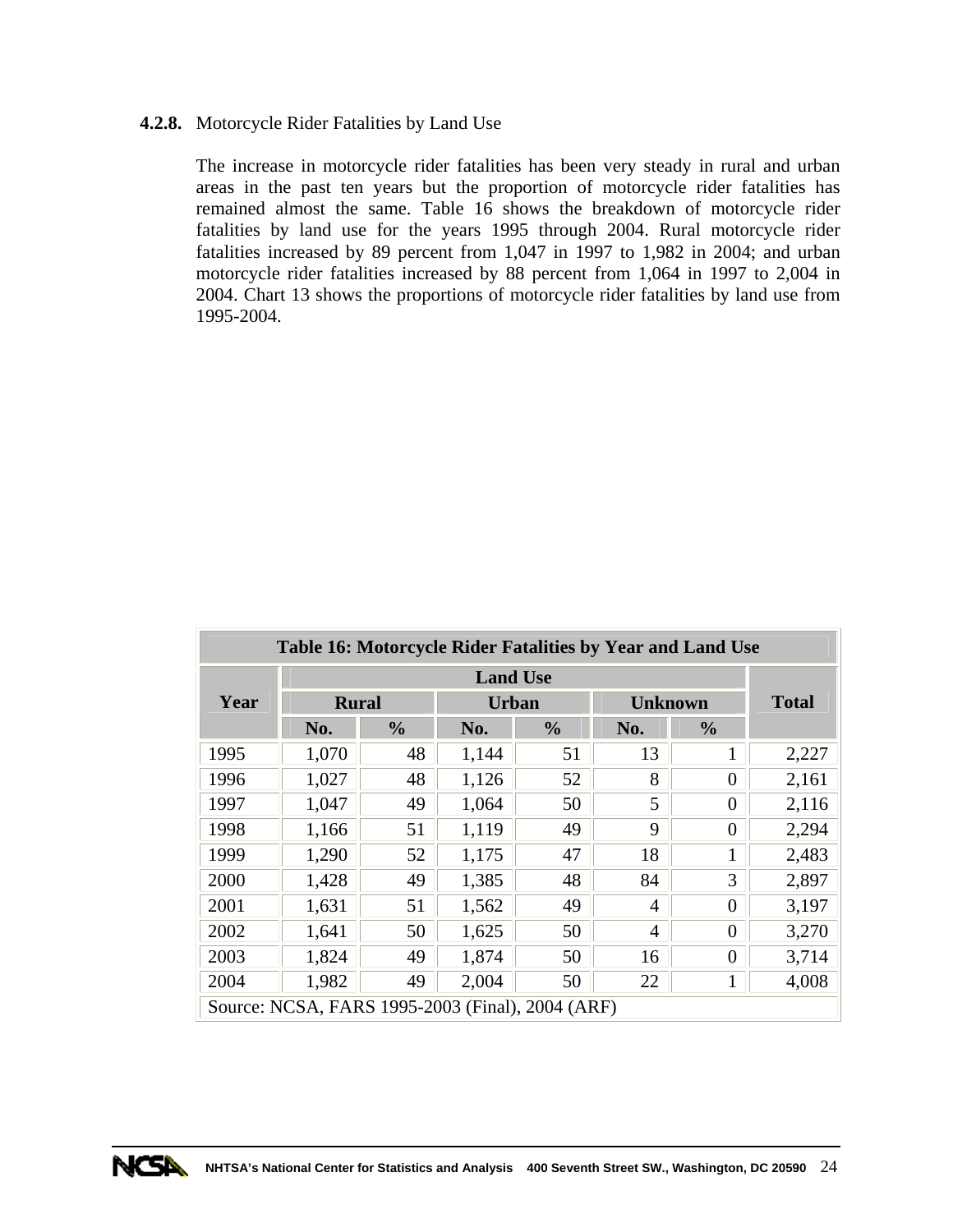#### 4.2.8. Motorcycle Rider Fatalities by Land Use

The increase in motorcycle rider fatalities has been very steady in rural and urban areas in the past ten years but the proportion of motorcycle rider fatalities has remained almost the same. Table 16 shows the breakdown of motorcycle rider fatalities by land use for the years 1995 through 2004. Rural motorcycle rider fatalities increased by 89 percent from 1,047 in 1997 to 1,982 in 2004; and urban motorcycle rider fatalities increased by 88 percent from 1,064 in 1997 to 2,004 in 2004. Chart 13 shows the proportions of motorcycle rider fatalities by land use from 1995-2004.

**Table 16: Motorcycle Rider Fatalities by Year and Land Use**

| Year | Land Use | | | | | | Total |
|---|---|---|---|---|---|---|---|
| | Rural | | Urban | | Unknown | | |
| | No. | % | No. | % | No. | % | |
| 1995 | 1,070 | 48 | 1,144 | 51 | 13 | 1 | 2,227 |
| 1996 | 1,027 | 48 | 1,126 | 52 | 8 | 0 | 2,161 |
| 1997 | 1,047 | 49 | 1,064 | 50 | 5 | 0 | 2,116 |
| 1998 | 1,166 | 51 | 1,119 | 49 | 9 | 0 | 2,294 |
| 1999 | 1,290 | 52 | 1,175 | 47 | 18 | 1 | 2,483 |
| 2000 | 1,428 | 49 | 1,385 | 48 | 84 | 3 | 2,897 |
| 2001 | 1,631 | 51 | 1,562 | 49 | 4 | 0 | 3,197 |
| 2002 | 1,641 | 50 | 1,625 | 50 | 4 | 0 | 3,270 |
| 2003 | 1,824 | 49 | 1,874 | 50 | 16 | 0 | 3,714 |
| 2004 | 1,982 | 49 | 2,004 | 50 | 22 | 1 | 4,008 |

Source: NCSA, FARS 1995-2003 (Final), 2004 (ARF)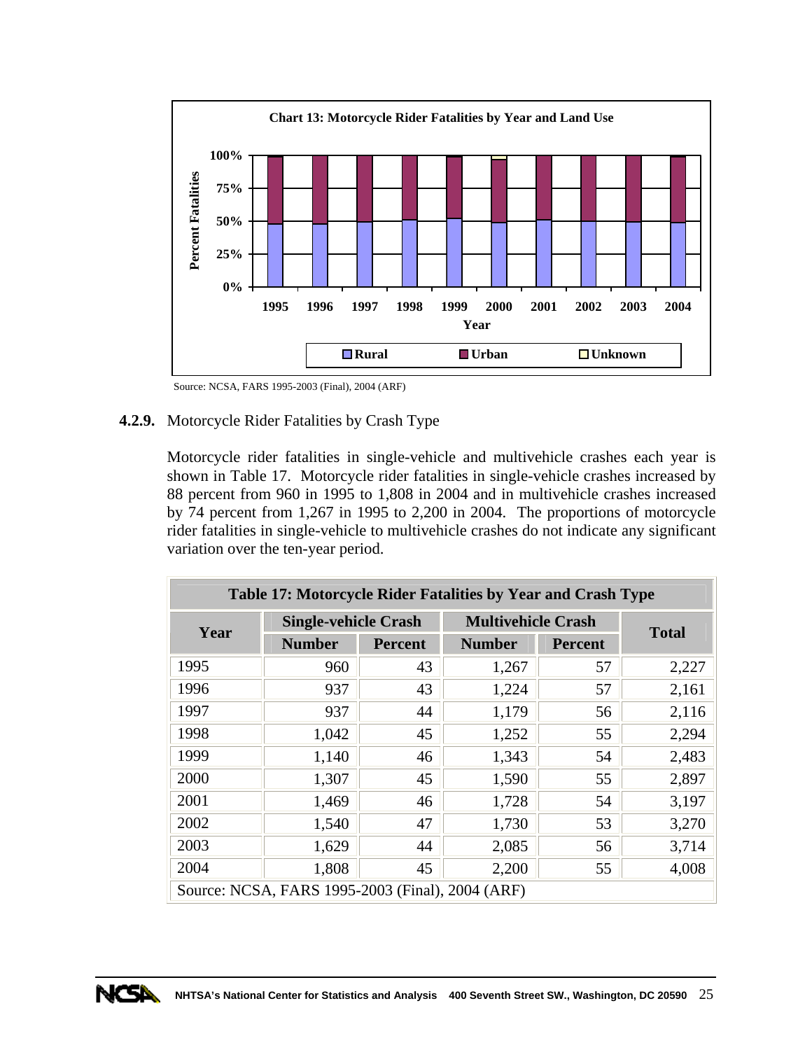**Chart 13: Motorcycle Rider Fatalities by Year and Land Use**

Source: NCSA, FARS 1995-2003 (Final), 2004 (ARF)

**4.2.9.** Motorcycle Rider Fatalities by Crash Type

Motorcycle rider fatalities in single-vehicle and multivehicle crashes each year is shown in Table 17. Motorcycle rider fatalities in single-vehicle crashes increased by 88 percent from 960 in 1995 to 1,808 in 2004 and in multivehicle crashes increased by 74 percent from 1,267 in 1995 to 2,200 in 2004. The proportions of motorcycle rider fatalities in single-vehicle to multivehicle crashes do not indicate any significant variation over the ten-year period.

**Table 17: Motorcycle Rider Fatalities by Year and Crash Type**

| Year | Single-vehicle Crash | | Multivehicle Crash | | Total |
|---|---|---|---|---|---|
| | Number | Percent | Number | Percent | |
| 1995 | 960 | 43 | 1,267 | 57 | 2,227 |
| 1996 | 937 | 43 | 1,224 | 57 | 2,161 |
| 1997 | 937 | 44 | 1,179 | 56 | 2,116 |
| 1998 | 1,042 | 45 | 1,252 | 55 | 2,294 |
| 1999 | 1,140 | 46 | 1,343 | 54 | 2,483 |
| 2000 | 1,307 | 45 | 1,590 | 55 | 2,897 |
| 2001 | 1,469 | 46 | 1,728 | 54 | 3,197 |
| 2002 | 1,540 | 47 | 1,730 | 53 | 3,270 |
| 2003 | 1,629 | 44 | 2,085 | 56 | 3,714 |
| 2004 | 1,808 | 45 | 2,200 | 55 | 4,008 |

Source: NCSA, FARS 1995-2003 (Final), 2004 (ARF)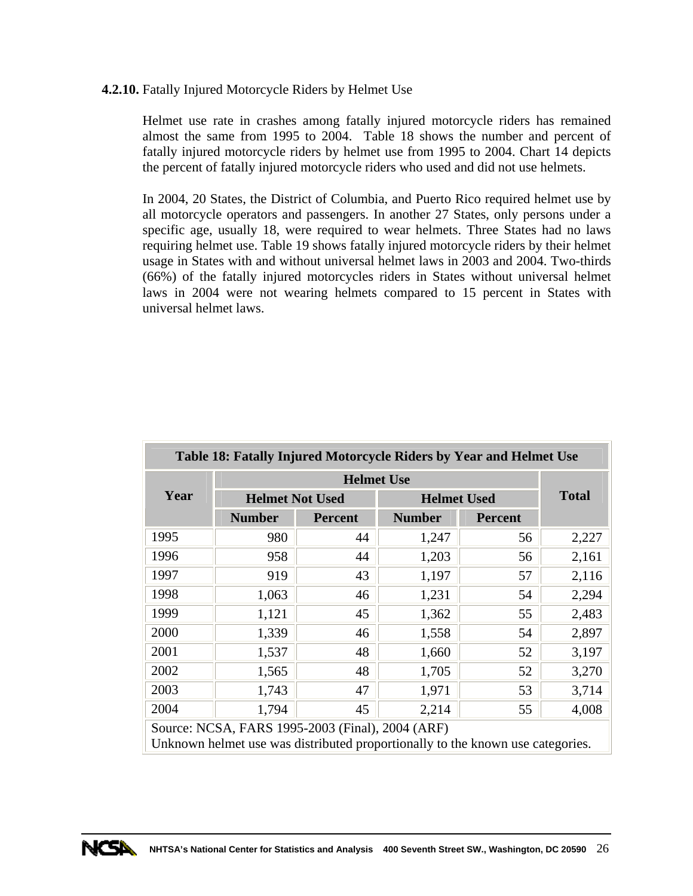**4.2.10.** Fatally Injured Motorcycle Riders by Helmet Use

Helmet use rate in crashes among fatally injured motorcycle riders has remained almost the same from 1995 to 2004. Table 18 shows the number and percent of fatally injured motorcycle riders by helmet use from 1995 to 2004. Chart 14 depicts the percent of fatally injured motorcycle riders who used and did not use helmets.

In 2004, 20 States, the District of Columbia, and Puerto Rico required helmet use by all motorcycle operators and passengers. In another 27 States, only persons under a specific age, usually 18, were required to wear helmets. Three States had no laws requiring helmet use. Table 19 shows fatally injured motorcycle riders by their helmet usage in States with and without universal helmet laws in 2003 and 2004. Two-thirds (66%) of the fatally injured motorcycles riders in States without universal helmet laws in 2004 were not wearing helmets compared to 15 percent in States with universal helmet laws.

**Table 18: Fatally Injured Motorcycle Riders by Year and Helmet Use**

| Year | Helmet Use | | | | Total |
|---|---|---|---|---|---|
| | Helmet Not Used | | Helmet Used | | |
| | Number | Percent | Number | Percent | |
| 1995 | 980 | 44 | 1,247 | 56 | 2,227 |
| 1996 | 958 | 44 | 1,203 | 56 | 2,161 |
| 1997 | 919 | 43 | 1,197 | 57 | 2,116 |
| 1998 | 1,063 | 46 | 1,231 | 54 | 2,294 |
| 1999 | 1,121 | 45 | 1,362 | 55 | 2,483 |
| 2000 | 1,339 | 46 | 1,558 | 54 | 2,897 |
| 2001 | 1,537 | 48 | 1,660 | 52 | 3,197 |
| 2002 | 1,565 | 48 | 1,705 | 52 | 3,270 |
| 2003 | 1,743 | 47 | 1,971 | 53 | 3,714 |
| 2004 | 1,794 | 45 | 2,214 | 55 | 4,008 |

Source: NCSA, FARS 1995-2003 (Final), 2004 (ARF)
Unknown helmet use was distributed proportionally to the known use categories.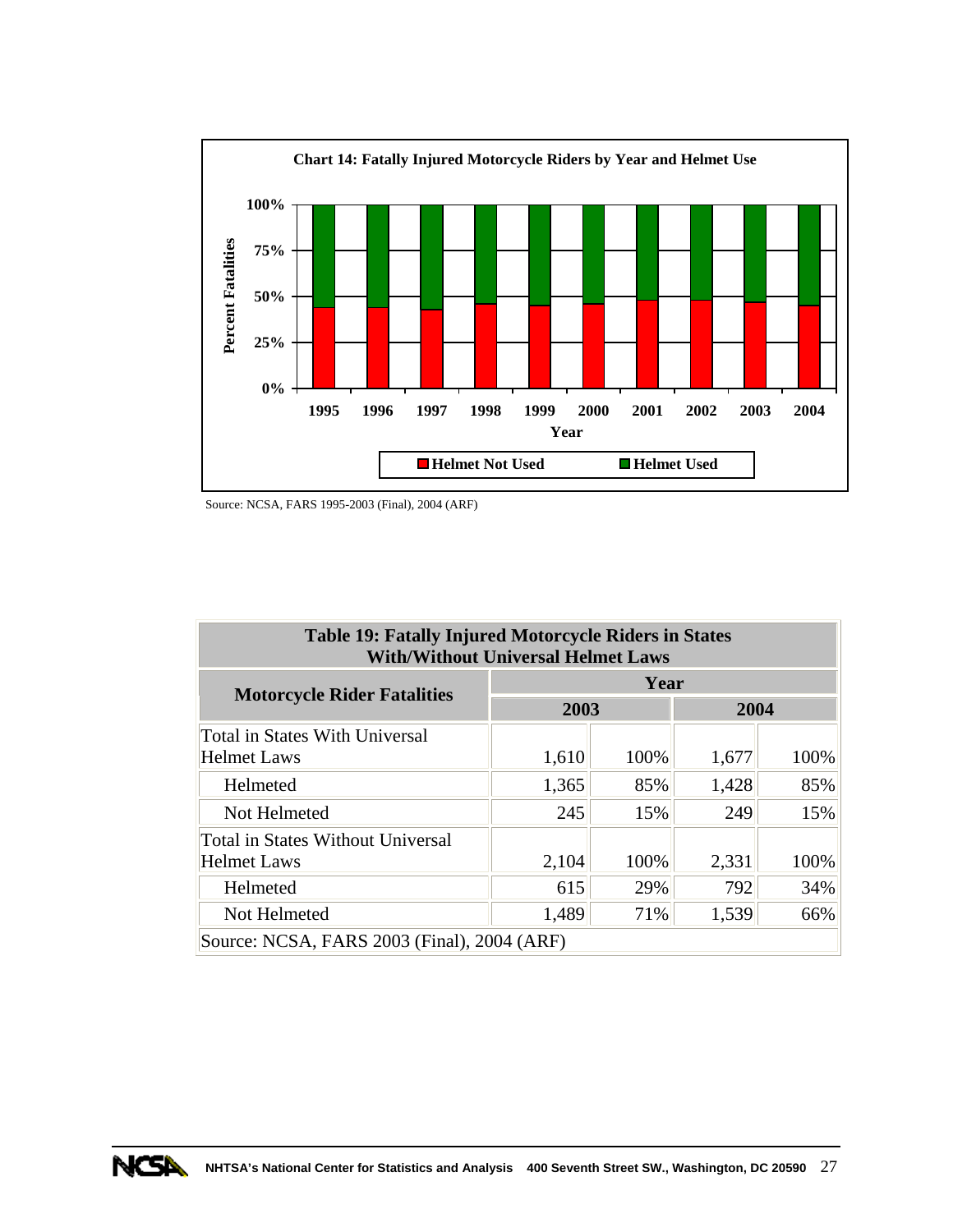**Chart 14: Fatally Injured Motorcycle Riders by Year and Helmet Use**

Source: NCSA, FARS 1995-2003 (Final), 2004 (ARF)

**Table 19: Fatally Injured Motorcycle Riders in States With/Without Universal Helmet Laws**

| Motorcycle Rider Fatalities | Year | | | |
|---|---|---|---|---|
| | 2003 | | 2004 | |
| Total in States With Universal Helmet Laws | 1,610 | 100% | 1,677 | 100% |
| Helmeted | 1,365 | 85% | 1,428 | 85% |
| Not Helmeted | 245 | 15% | 249 | 15% |
| Total in States Without Universal Helmet Laws | 2,104 | 100% | 2,331 | 100% |
| Helmeted | 615 | 29% | 792 | 34% |
| Not Helmeted | 1,489 | 71% | 1,539 | 66% |

Source: NCSA, FARS 2003 (Final), 2004 (ARF)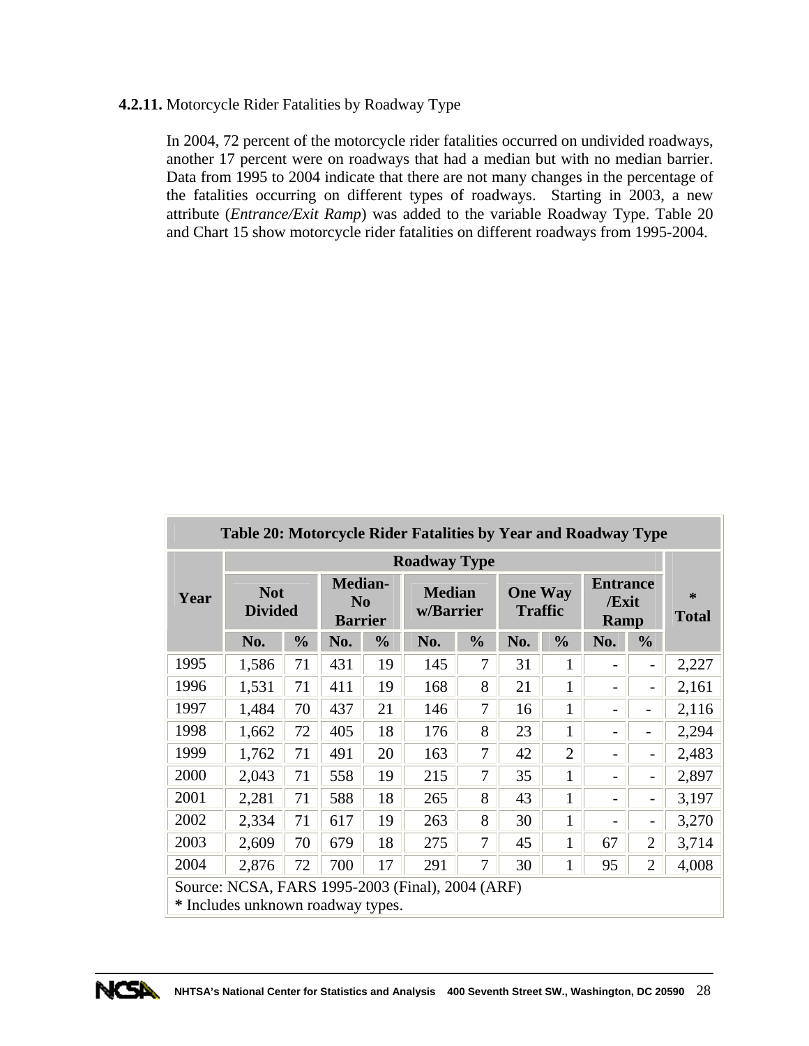**4.2.11.** Motorcycle Rider Fatalities by Roadway Type

In 2004, 72 percent of the motorcycle rider fatalities occurred on undivided roadways, another 17 percent were on roadways that had a median but with no median barrier. Data from 1995 to 2004 indicate that there are not many changes in the percentage of the fatalities occurring on different types of roadways. Starting in 2003, a new attribute (*Entrance/Exit Ramp*) was added to the variable Roadway Type. Table 20 and Chart 15 show motorcycle rider fatalities on different roadways from 1995-2004.

**Table 20: Motorcycle Rider Fatalities by Year and Roadway Type**

| Year | Roadway Type | | | | | | | | | | * Total |
|---|---|---|---|---|---|---|---|---|---|---|---|
| | Not Divided | | Median-No Barrier | | Median w/Barrier | | One Way Traffic | | Entrance/Exit Ramp | | |
| | No. | % | No. | % | No. | % | No. | % | No. | % | |
| 1995 | 1,586 | 71 | 431 | 19 | 145 | 7 | 31 | 1 | - | - | 2,227 |
| 1996 | 1,531 | 71 | 411 | 19 | 168 | 8 | 21 | 1 | - | - | 2,161 |
| 1997 | 1,484 | 70 | 437 | 21 | 146 | 7 | 16 | 1 | - | - | 2,116 |
| 1998 | 1,662 | 72 | 405 | 18 | 176 | 8 | 23 | 1 | - | - | 2,294 |
| 1999 | 1,762 | 71 | 491 | 20 | 163 | 7 | 42 | 2 | - | - | 2,483 |
| 2000 | 2,043 | 71 | 558 | 19 | 215 | 7 | 35 | 1 | - | - | 2,897 |
| 2001 | 2,281 | 71 | 588 | 18 | 265 | 8 | 43 | 1 | - | - | 3,197 |
| 2002 | 2,334 | 71 | 617 | 19 | 263 | 8 | 30 | 1 | - | - | 3,270 |
| 2003 | 2,609 | 70 | 679 | 18 | 275 | 7 | 45 | 1 | 67 | 2 | 3,714 |
| 2004 | 2,876 | 72 | 700 | 17 | 291 | 7 | 30 | 1 | 95 | 2 | 4,008 |

Source: NCSA, FARS 1995-2003 (Final), 2004 (ARF)
**\*** Includes unknown roadway types.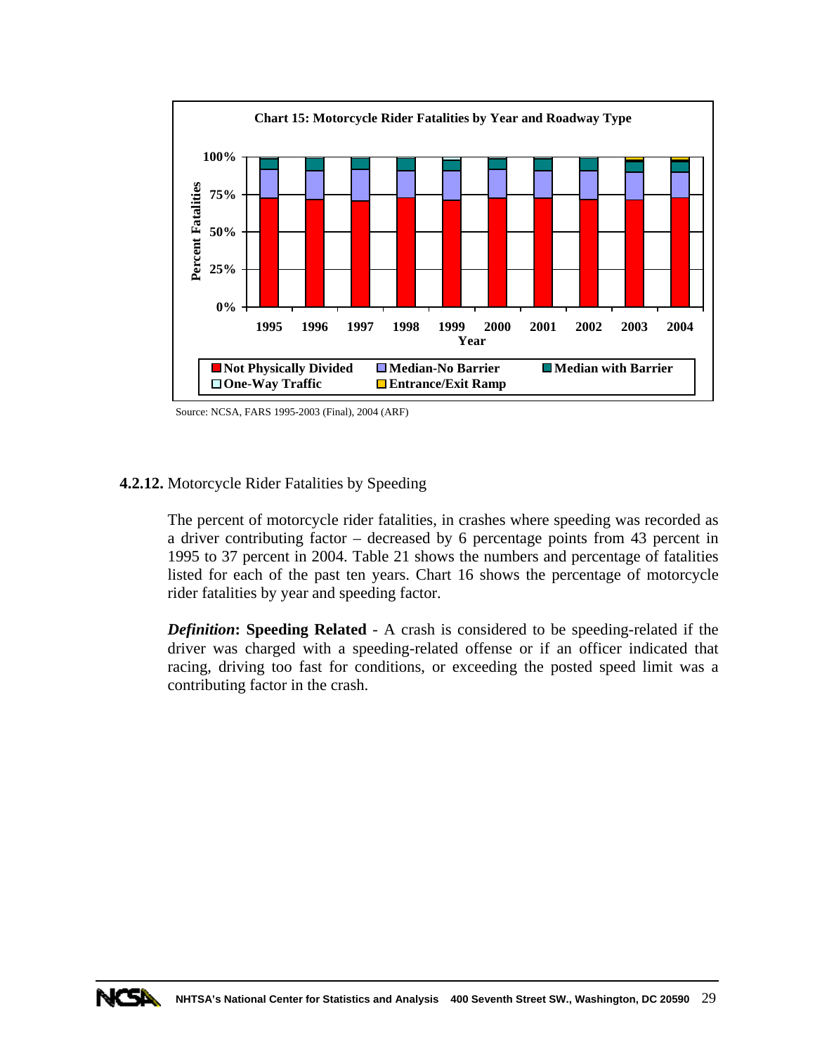**Chart 15: Motorcycle Rider Fatalities by Year and Roadway Type**

Source: NCSA, FARS 1995-2003 (Final), 2004 (ARF)

**4.2.12.** Motorcycle Rider Fatalities by Speeding

The percent of motorcycle rider fatalities, in crashes where speeding was recorded as a driver contributing factor – decreased by 6 percentage points from 43 percent in 1995 to 37 percent in 2004. Table 21 shows the numbers and percentage of fatalities listed for each of the past ten years. Chart 16 shows the percentage of motorcycle rider fatalities by year and speeding factor.

***Definition*: Speeding Related** - A crash is considered to be speeding-related if the driver was charged with a speeding-related offense or if an officer indicated that racing, driving too fast for conditions, or exceeding the posted speed limit was a contributing factor in the crash.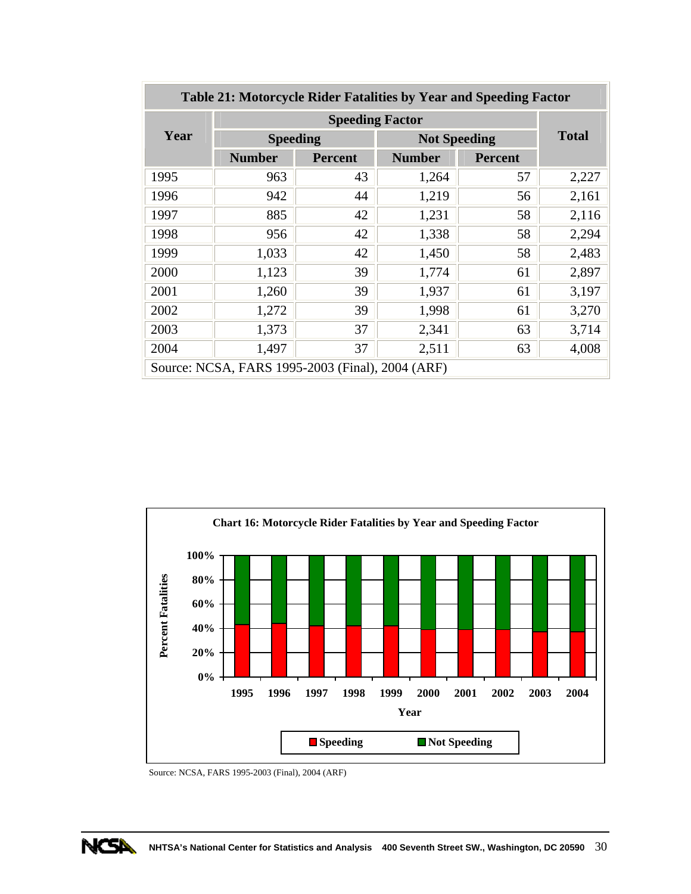**Table 21: Motorcycle Rider Fatalities by Year and Speeding Factor**

| Year | Speeding Factor | | | | Total |
|---|---|---|---|---|---|
| | Speeding | | Not Speeding | | |
| | Number | Percent | Number | Percent | |
| 1995 | 963 | 43 | 1,264 | 57 | 2,227 |
| 1996 | 942 | 44 | 1,219 | 56 | 2,161 |
| 1997 | 885 | 42 | 1,231 | 58 | 2,116 |
| 1998 | 956 | 42 | 1,338 | 58 | 2,294 |
| 1999 | 1,033 | 42 | 1,450 | 58 | 2,483 |
| 2000 | 1,123 | 39 | 1,774 | 61 | 2,897 |
| 2001 | 1,260 | 39 | 1,937 | 61 | 3,197 |
| 2002 | 1,272 | 39 | 1,998 | 61 | 3,270 |
| 2003 | 1,373 | 37 | 2,341 | 63 | 3,714 |
| 2004 | 1,497 | 37 | 2,511 | 63 | 4,008 |

Source: NCSA, FARS 1995-2003 (Final), 2004 (ARF)

**Chart 16: Motorcycle Rider Fatalities by Year and Speeding Factor**

Source: NCSA, FARS 1995-2003 (Final), 2004 (ARF)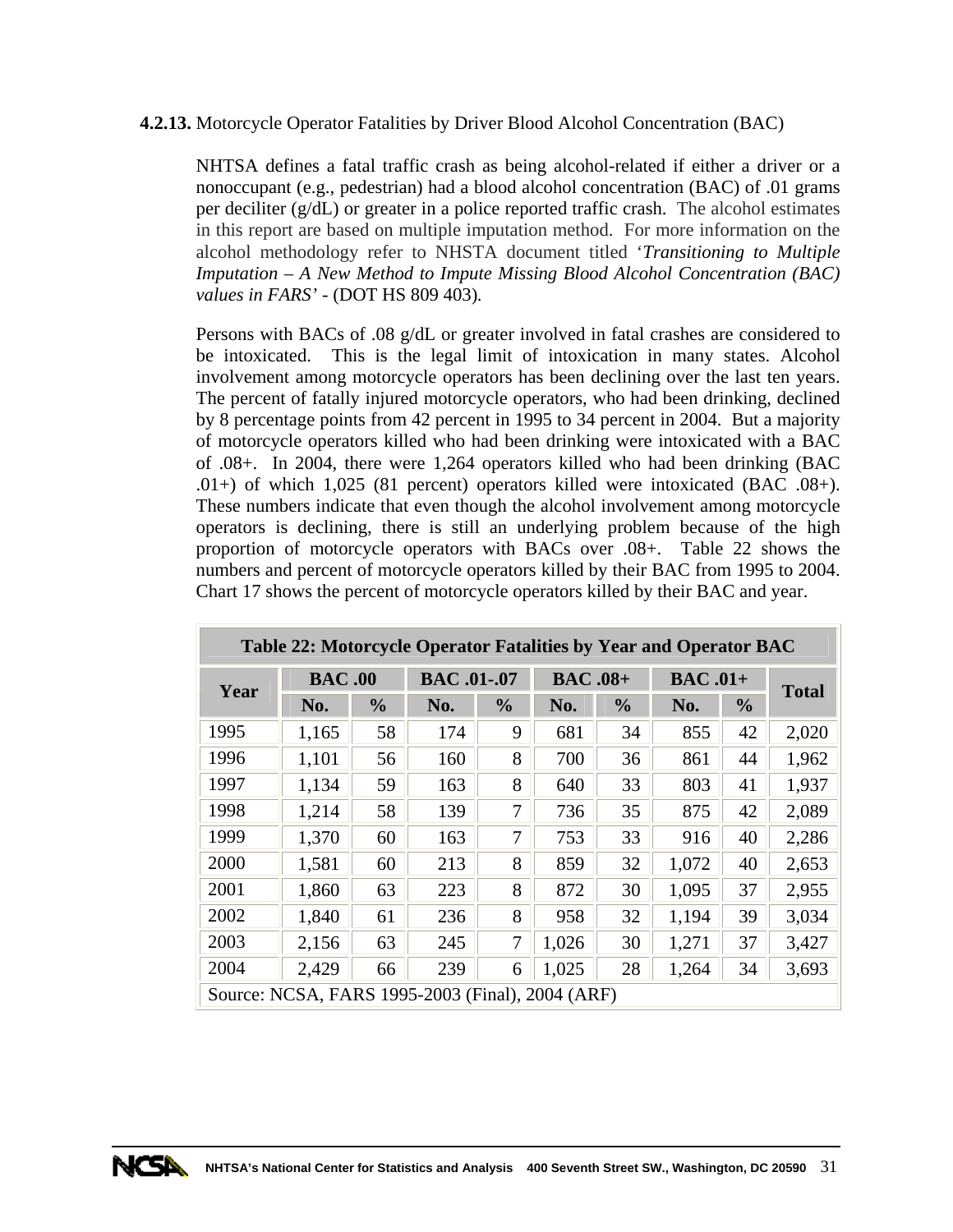**4.2.13.** Motorcycle Operator Fatalities by Driver Blood Alcohol Concentration (BAC)

NHTSA defines a fatal traffic crash as being alcohol-related if either a driver or a nonoccupant (e.g., pedestrian) had a blood alcohol concentration (BAC) of .01 grams per deciliter (g/dL) or greater in a police reported traffic crash. The alcohol estimates in this report are based on multiple imputation method. For more information on the alcohol methodology refer to NHSTA document titled '*Transitioning to Multiple Imputation – A New Method to Impute Missing Blood Alcohol Concentration (BAC) values in FARS'* - (DOT HS 809 403).

Persons with BACs of .08 g/dL or greater involved in fatal crashes are considered to be intoxicated. This is the legal limit of intoxication in many states. Alcohol involvement among motorcycle operators has been declining over the last ten years. The percent of fatally injured motorcycle operators, who had been drinking, declined by 8 percentage points from 42 percent in 1995 to 34 percent in 2004. But a majority of motorcycle operators killed who had been drinking were intoxicated with a BAC of .08+. In 2004, there were 1,264 operators killed who had been drinking (BAC .01+) of which 1,025 (81 percent) operators killed were intoxicated (BAC .08+). These numbers indicate that even though the alcohol involvement among motorcycle operators is declining, there is still an underlying problem because of the high proportion of motorcycle operators with BACs over .08+. Table 22 shows the numbers and percent of motorcycle operators killed by their BAC from 1995 to 2004. Chart 17 shows the percent of motorcycle operators killed by their BAC and year.

**Table 22: Motorcycle Operator Fatalities by Year and Operator BAC**

| Year | BAC .00 | | BAC .01-.07 | | BAC .08+ | | BAC .01+ | | Total |
|---|---|---|---|---|---|---|---|---|---|
| | No. | % | No. | % | No. | % | No. | % | |
| 1995 | 1,165 | 58 | 174 | 9 | 681 | 34 | 855 | 42 | 2,020 |
| 1996 | 1,101 | 56 | 160 | 8 | 700 | 36 | 861 | 44 | 1,962 |
| 1997 | 1,134 | 59 | 163 | 8 | 640 | 33 | 803 | 41 | 1,937 |
| 1998 | 1,214 | 58 | 139 | 7 | 736 | 35 | 875 | 42 | 2,089 |
| 1999 | 1,370 | 60 | 163 | 7 | 753 | 33 | 916 | 40 | 2,286 |
| 2000 | 1,581 | 60 | 213 | 8 | 859 | 32 | 1,072 | 40 | 2,653 |
| 2001 | 1,860 | 63 | 223 | 8 | 872 | 30 | 1,095 | 37 | 2,955 |
| 2002 | 1,840 | 61 | 236 | 8 | 958 | 32 | 1,194 | 39 | 3,034 |
| 2003 | 2,156 | 63 | 245 | 7 | 1,026 | 30 | 1,271 | 37 | 3,427 |
| 2004 | 2,429 | 66 | 239 | 6 | 1,025 | 28 | 1,264 | 34 | 3,693 |

Source: NCSA, FARS 1995-2003 (Final), 2004 (ARF)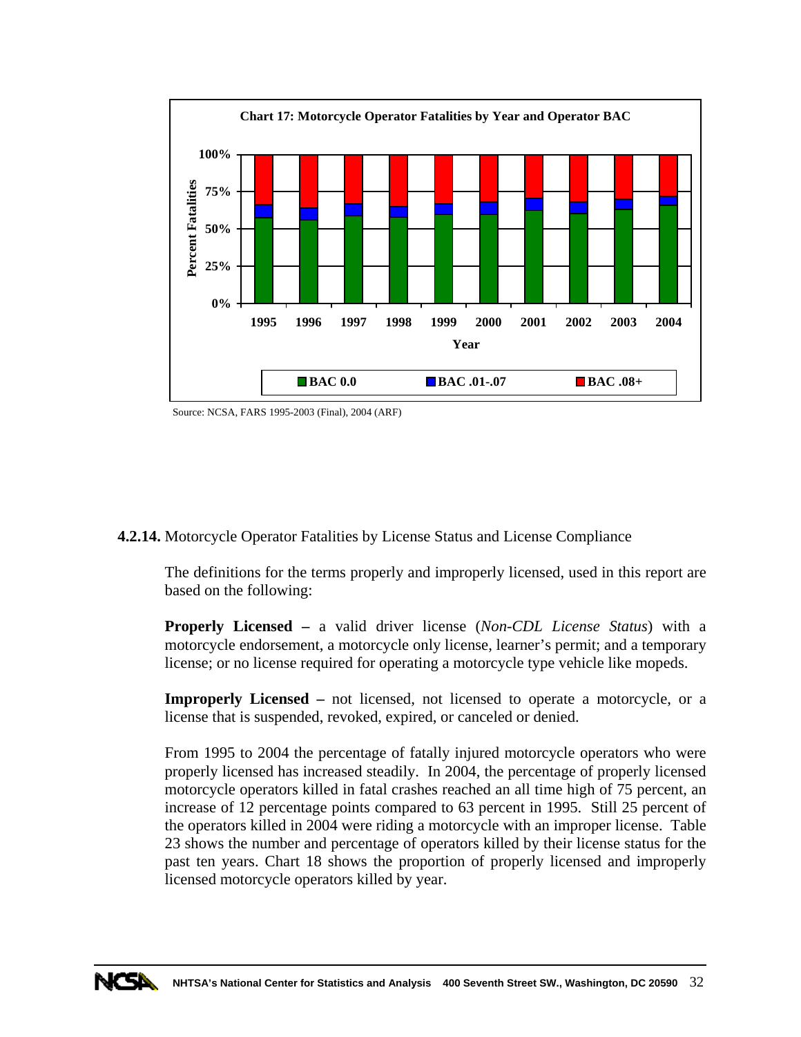**Chart 17: Motorcycle Operator Fatalities by Year and Operator BAC**

Source: NCSA, FARS 1995-2003 (Final), 2004 (ARF)

**4.2.14.** Motorcycle Operator Fatalities by License Status and License Compliance

The definitions for the terms properly and improperly licensed, used in this report are based on the following:

**Properly Licensed –** a valid driver license (*Non-CDL License Status*) with a motorcycle endorsement, a motorcycle only license, learner's permit; and a temporary license; or no license required for operating a motorcycle type vehicle like mopeds.

**Improperly Licensed –** not licensed, not licensed to operate a motorcycle, or a license that is suspended, revoked, expired, or canceled or denied.

From 1995 to 2004 the percentage of fatally injured motorcycle operators who were properly licensed has increased steadily. In 2004, the percentage of properly licensed motorcycle operators killed in fatal crashes reached an all time high of 75 percent, an increase of 12 percentage points compared to 63 percent in 1995. Still 25 percent of the operators killed in 2004 were riding a motorcycle with an improper license. Table 23 shows the number and percentage of operators killed by their license status for the past ten years. Chart 18 shows the proportion of properly licensed and improperly licensed motorcycle operators killed by year.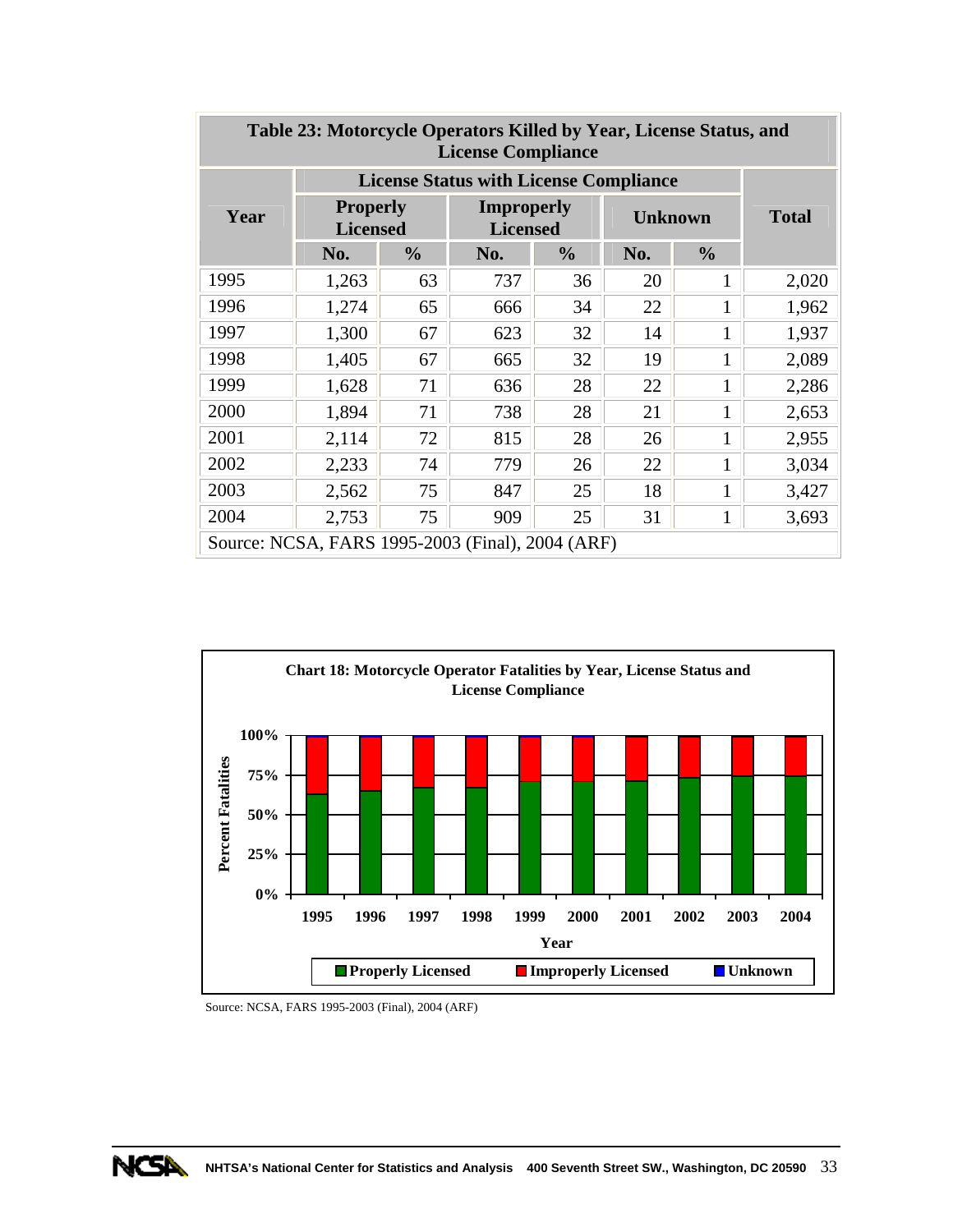**Table 23: Motorcycle Operators Killed by Year, License Status, and License Compliance**

| Year | License Status with License Compliance | | | | | | Total |
|---|---|---|---|---|---|---|---|
| | Properly Licensed | | Improperly Licensed | | Unknown | | |
| | No. | % | No. | % | No. | % | |
| 1995 | 1,263 | 63 | 737 | 36 | 20 | 1 | 2,020 |
| 1996 | 1,274 | 65 | 666 | 34 | 22 | 1 | 1,962 |
| 1997 | 1,300 | 67 | 623 | 32 | 14 | 1 | 1,937 |
| 1998 | 1,405 | 67 | 665 | 32 | 19 | 1 | 2,089 |
| 1999 | 1,628 | 71 | 636 | 28 | 22 | 1 | 2,286 |
| 2000 | 1,894 | 71 | 738 | 28 | 21 | 1 | 2,653 |
| 2001 | 2,114 | 72 | 815 | 28 | 26 | 1 | 2,955 |
| 2002 | 2,233 | 74 | 779 | 26 | 22 | 1 | 3,034 |
| 2003 | 2,562 | 75 | 847 | 25 | 18 | 1 | 3,427 |
| 2004 | 2,753 | 75 | 909 | 25 | 31 | 1 | 3,693 |

Source: NCSA, FARS 1995-2003 (Final), 2004 (ARF)

**Chart 18: Motorcycle Operator Fatalities by Year, License Status and License Compliance**

Source: NCSA, FARS 1995-2003 (Final), 2004 (ARF)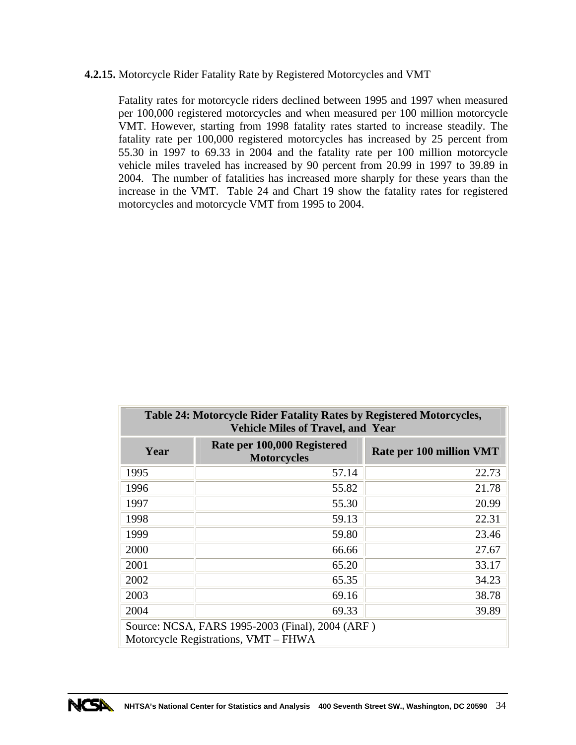**4.2.15.** Motorcycle Rider Fatality Rate by Registered Motorcycles and VMT

Fatality rates for motorcycle riders declined between 1995 and 1997 when measured per 100,000 registered motorcycles and when measured per 100 million motorcycle VMT. However, starting from 1998 fatality rates started to increase steadily. The fatality rate per 100,000 registered motorcycles has increased by 25 percent from 55.30 in 1997 to 69.33 in 2004 and the fatality rate per 100 million motorcycle vehicle miles traveled has increased by 90 percent from 20.99 in 1997 to 39.89 in 2004. The number of fatalities has increased more sharply for these years than the increase in the VMT. Table 24 and Chart 19 show the fatality rates for registered motorcycles and motorcycle VMT from 1995 to 2004.

**Table 24: Motorcycle Rider Fatality Rates by Registered Motorcycles, Vehicle Miles of Travel, and Year**

| Year | Rate per 100,000 Registered Motorcycles | Rate per 100 million VMT |
|---|---|---|
| 1995 | 57.14 | 22.73 |
| 1996 | 55.82 | 21.78 |
| 1997 | 55.30 | 20.99 |
| 1998 | 59.13 | 22.31 |
| 1999 | 59.80 | 23.46 |
| 2000 | 66.66 | 27.67 |
| 2001 | 65.20 | 33.17 |
| 2002 | 65.35 | 34.23 |
| 2003 | 69.16 | 38.78 |
| 2004 | 69.33 | 39.89 |

Source: NCSA, FARS 1995-2003 (Final), 2004 (ARF )
Motorcycle Registrations, VMT – FHWA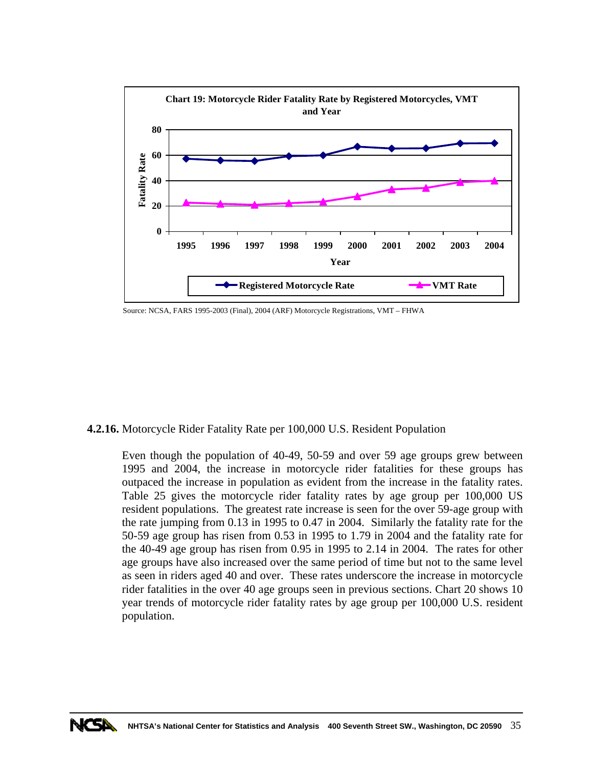**Chart 19: Motorcycle Rider Fatality Rate by Registered Motorcycles, VMT and Year**

Source: NCSA, FARS 1995-2003 (Final), 2004 (ARF) Motorcycle Registrations, VMT – FHWA

**4.2.16.** Motorcycle Rider Fatality Rate per 100,000 U.S. Resident Population

Even though the population of 40-49, 50-59 and over 59 age groups grew between 1995 and 2004, the increase in motorcycle rider fatalities for these groups has outpaced the increase in population as evident from the increase in the fatality rates. Table 25 gives the motorcycle rider fatality rates by age group per 100,000 US resident populations. The greatest rate increase is seen for the over 59-age group with the rate jumping from 0.13 in 1995 to 0.47 in 2004. Similarly the fatality rate for the 50-59 age group has risen from 0.53 in 1995 to 1.79 in 2004 and the fatality rate for the 40-49 age group has risen from 0.95 in 1995 to 2.14 in 2004. The rates for other age groups have also increased over the same period of time but not to the same level as seen in riders aged 40 and over. These rates underscore the increase in motorcycle rider fatalities in the over 40 age groups seen in previous sections. Chart 20 shows 10 year trends of motorcycle rider fatality rates by age group per 100,000 U.S. resident population.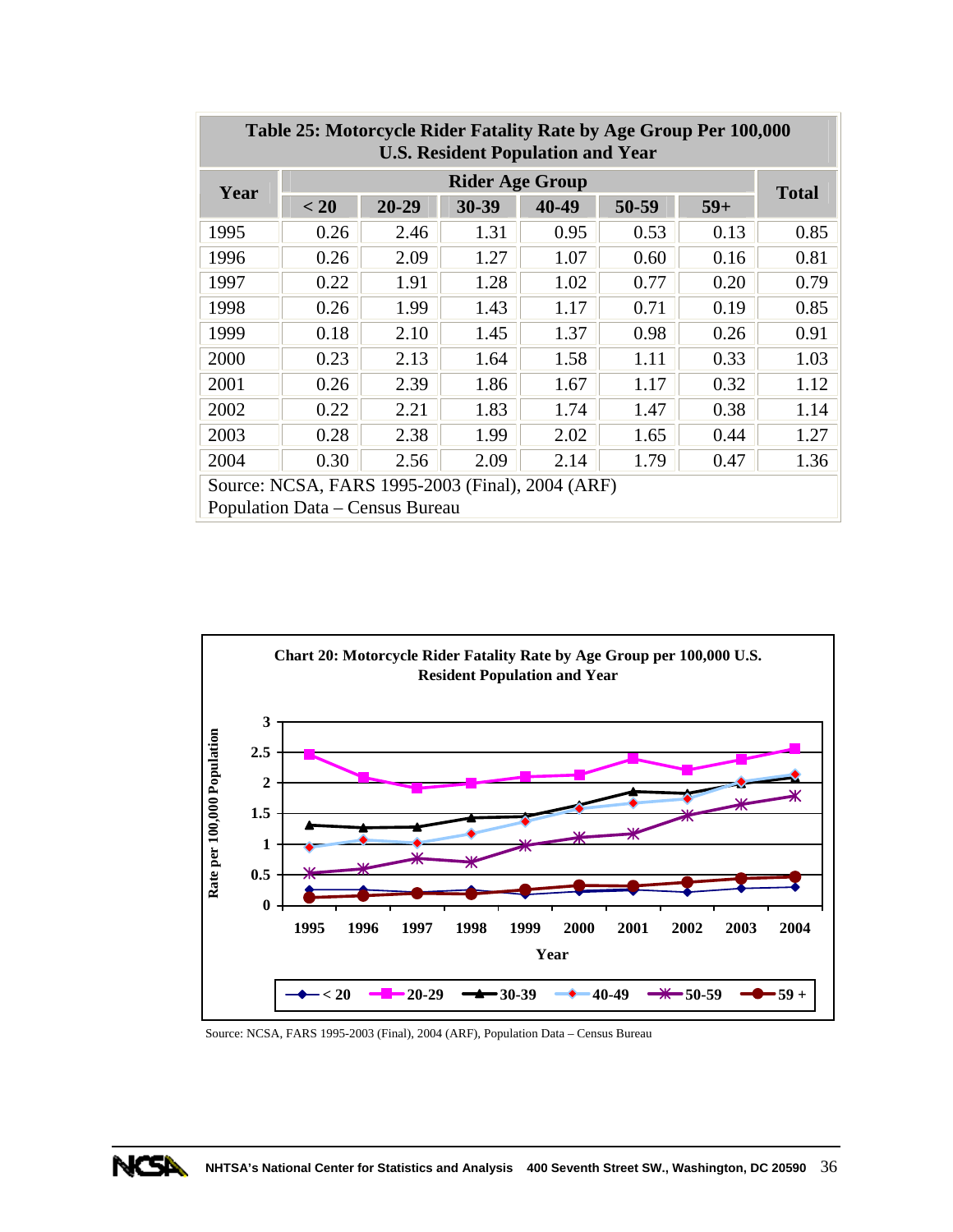**Table 25: Motorcycle Rider Fatality Rate by Age Group Per 100,000 U.S. Resident Population and Year**

| Year | Rider Age Group | | | | | | Total |
|---|---|---|---|---|---|---|---|
| | < 20 | 20-29 | 30-39 | 40-49 | 50-59 | 59+ | |
| 1995 | 0.26 | 2.46 | 1.31 | 0.95 | 0.53 | 0.13 | 0.85 |
| 1996 | 0.26 | 2.09 | 1.27 | 1.07 | 0.60 | 0.16 | 0.81 |
| 1997 | 0.22 | 1.91 | 1.28 | 1.02 | 0.77 | 0.20 | 0.79 |
| 1998 | 0.26 | 1.99 | 1.43 | 1.17 | 0.71 | 0.19 | 0.85 |
| 1999 | 0.18 | 2.10 | 1.45 | 1.37 | 0.98 | 0.26 | 0.91 |
| 2000 | 0.23 | 2.13 | 1.64 | 1.58 | 1.11 | 0.33 | 1.03 |
| 2001 | 0.26 | 2.39 | 1.86 | 1.67 | 1.17 | 0.32 | 1.12 |
| 2002 | 0.22 | 2.21 | 1.83 | 1.74 | 1.47 | 0.38 | 1.14 |
| 2003 | 0.28 | 2.38 | 1.99 | 2.02 | 1.65 | 0.44 | 1.27 |
| 2004 | 0.30 | 2.56 | 2.09 | 2.14 | 1.79 | 0.47 | 1.36 |

Source: NCSA, FARS 1995-2003 (Final), 2004 (ARF)
Population Data – Census Bureau

**Chart 20: Motorcycle Rider Fatality Rate by Age Group per 100,000 U.S. Resident Population and Year**

Source: NCSA, FARS 1995-2003 (Final), 2004 (ARF), Population Data – Census Bureau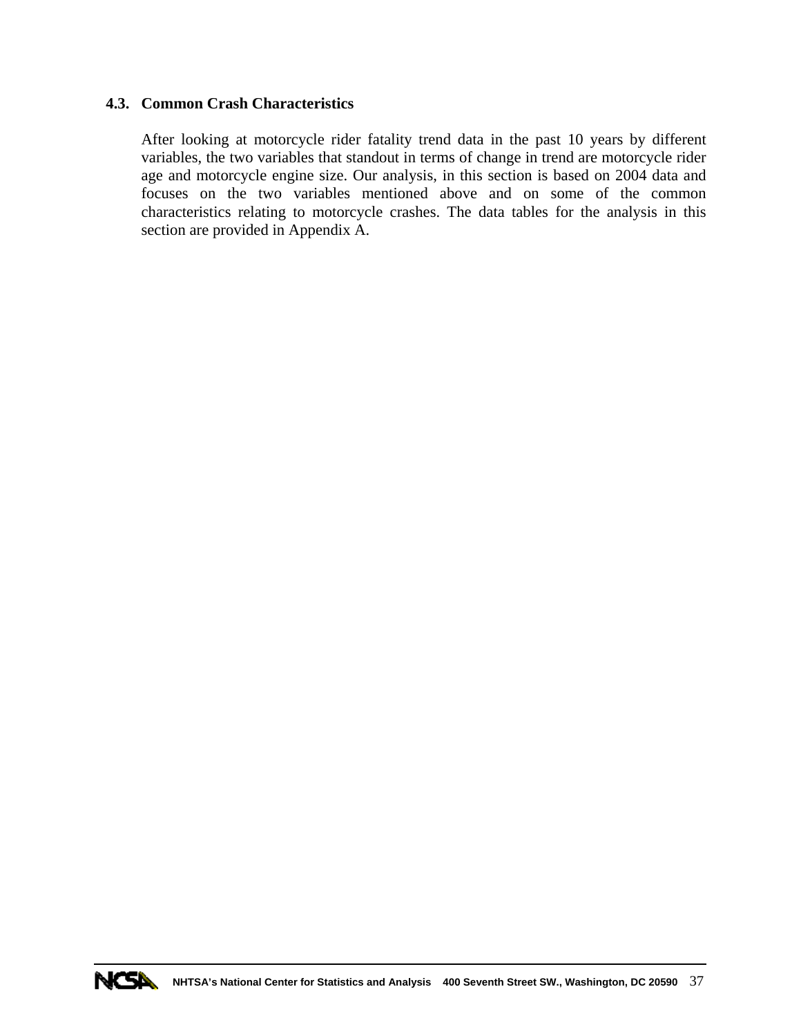### 4.3. Common Crash Characteristics

After looking at motorcycle rider fatality trend data in the past 10 years by different variables, the two variables that standout in terms of change in trend are motorcycle rider age and motorcycle engine size. Our analysis, in this section is based on 2004 data and focuses on the two variables mentioned above and on some of the common characteristics relating to motorcycle crashes. The data tables for the analysis in this section are provided in Appendix A.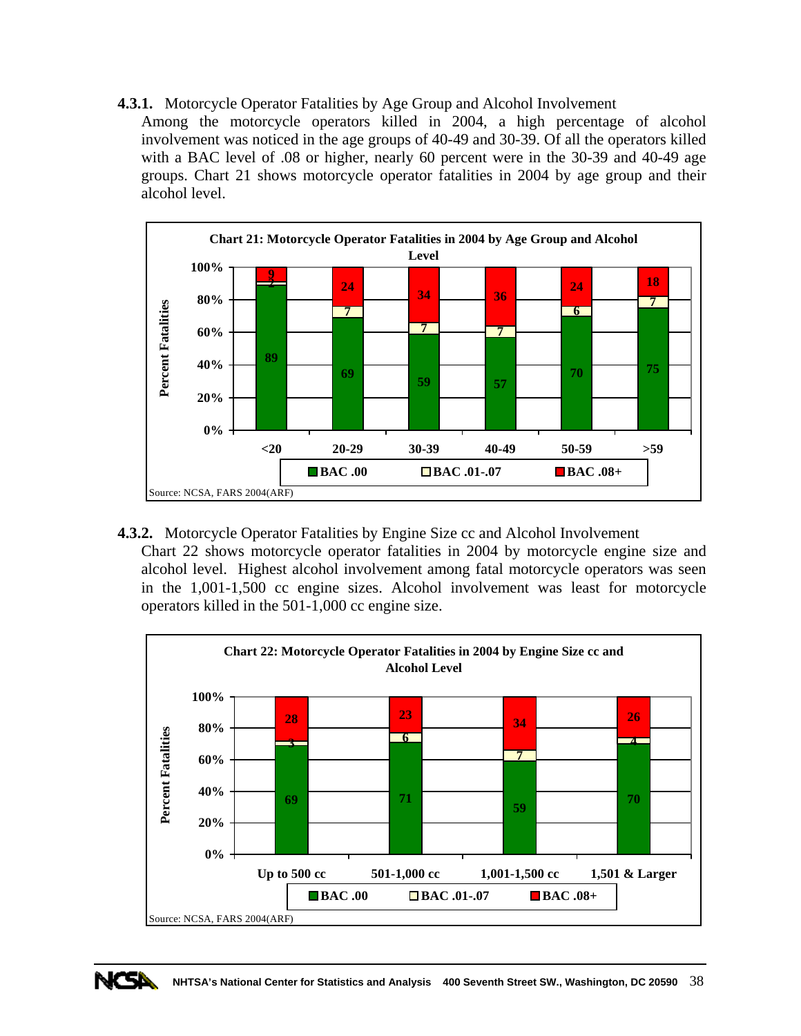**4.3.1.** Motorcycle Operator Fatalities by Age Group and Alcohol Involvement

Among the motorcycle operators killed in 2004, a high percentage of alcohol involvement was noticed in the age groups of 40-49 and 30-39. Of all the operators killed with a BAC level of .08 or higher, nearly 60 percent were in the 30-39 and 40-49 age groups. Chart 21 shows motorcycle operator fatalities in 2004 by age group and their alcohol level.

**Chart 21: Motorcycle Operator Fatalities in 2004 by Age Group and Alcohol Level**

| Age Group | BAC .00 | BAC .01-.07 | BAC .08+ |
|---|---|---|---|
| <20 | 89 | 2 | 9 |
| 20-29 | 69 | 7 | 24 |
| 30-39 | 59 | 7 | 34 |
| 40-49 | 57 | 7 | 36 |
| 50-59 | 70 | 6 | 24 |
| >59 | 75 | 7 | 18 |

Source: NCSA, FARS 2004(ARF)

**4.3.2.** Motorcycle Operator Fatalities by Engine Size cc and Alcohol Involvement

Chart 22 shows motorcycle operator fatalities in 2004 by motorcycle engine size and alcohol level. Highest alcohol involvement among fatal motorcycle operators was seen in the 1,001-1,500 cc engine sizes. Alcohol involvement was least for motorcycle operators killed in the 501-1,000 cc engine size.

**Chart 22: Motorcycle Operator Fatalities in 2004 by Engine Size cc and Alcohol Level**

| Engine Size | BAC .00 | BAC .01-.07 | BAC .08+ |
|---|---|---|---|
| Up to 500 cc | 69 | 3 | 28 |
| 501-1,000 cc | 71 | 6 | 23 |
| 1,001-1,500 cc | 59 | 7 | 34 |
| 1,501 & Larger | 70 | 4 | 26 |

Source: NCSA, FARS 2004(ARF)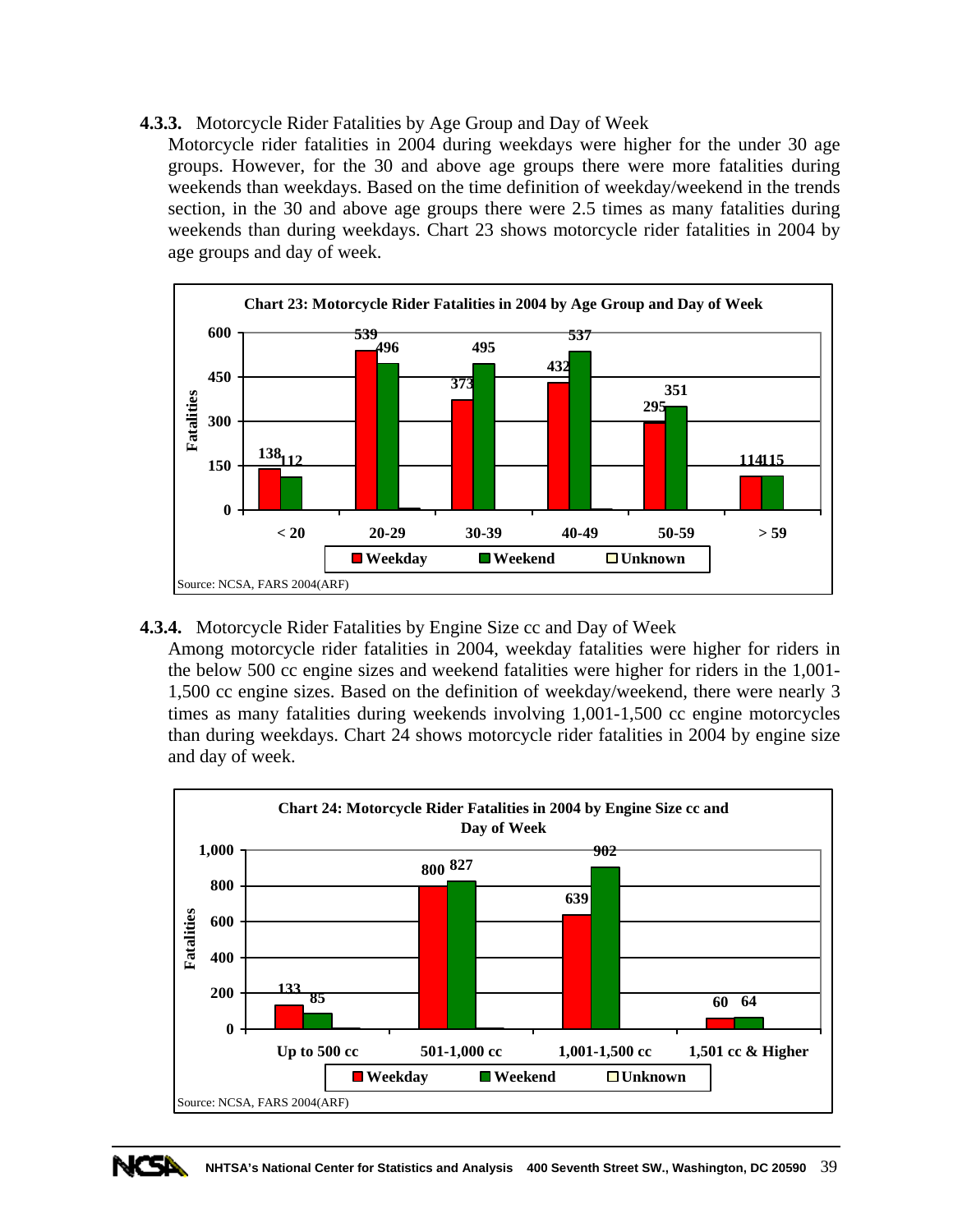**4.3.3.** Motorcycle Rider Fatalities by Age Group and Day of Week

Motorcycle rider fatalities in 2004 during weekdays were higher for the under 30 age groups. However, for the 30 and above age groups there were more fatalities during weekends than weekdays. Based on the time definition of weekday/weekend in the trends section, in the 30 and above age groups there were 2.5 times as many fatalities during weekends than during weekdays. Chart 23 shows motorcycle rider fatalities in 2004 by age groups and day of week.

**Chart 23: Motorcycle Rider Fatalities in 2004 by Age Group and Day of Week**

| Age Group | Weekday | Weekend |
|---|---|---|
| < 20 | 138 | 112 |
| 20-29 | 539 | 496 |
| 30-39 | 373 | 495 |
| 40-49 | 432 | 537 |
| 50-59 | 295 | 351 |
| > 59 | 114 | 115 |

Source: NCSA, FARS 2004(ARF)

**4.3.4.** Motorcycle Rider Fatalities by Engine Size cc and Day of Week

Among motorcycle rider fatalities in 2004, weekday fatalities were higher for riders in the below 500 cc engine sizes and weekend fatalities were higher for riders in the 1,001-1,500 cc engine sizes. Based on the definition of weekday/weekend, there were nearly 3 times as many fatalities during weekends involving 1,001-1,500 cc engine motorcycles than during weekdays. Chart 24 shows motorcycle rider fatalities in 2004 by engine size and day of week.

**Chart 24: Motorcycle Rider Fatalities in 2004 by Engine Size cc and Day of Week**

| Engine Size | Weekday | Weekend |
|---|---|---|
| Up to 500 cc | 133 | 85 |
| 501-1,000 cc | 800 | 827 |
| 1,001-1,500 cc | 639 | 902 |
| 1,501 cc & Higher | 60 | 64 |

Source: NCSA, FARS 2004(ARF)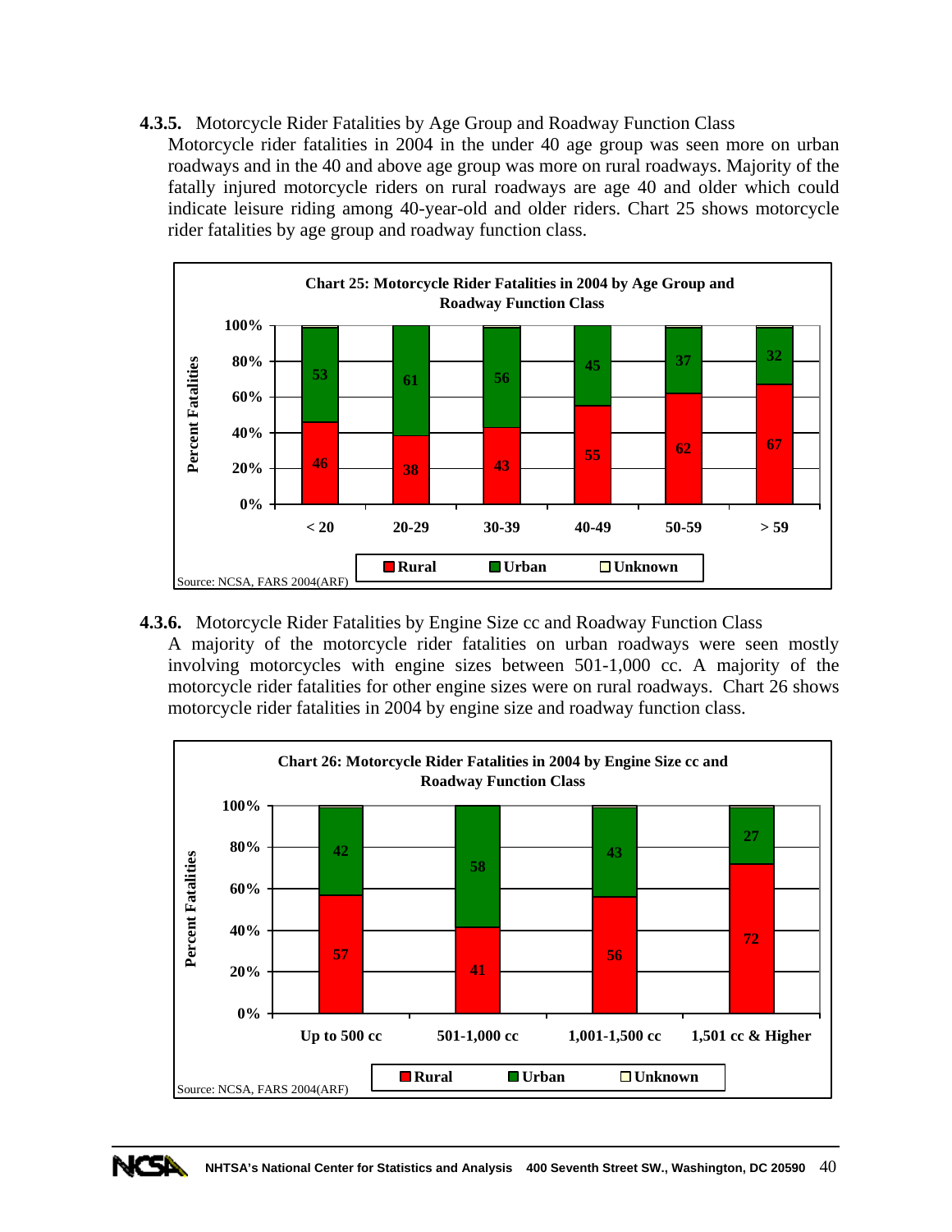**4.3.5.** Motorcycle Rider Fatalities by Age Group and Roadway Function Class

Motorcycle rider fatalities in 2004 in the under 40 age group was seen more on urban roadways and in the 40 and above age group was more on rural roadways. Majority of the fatally injured motorcycle riders on rural roadways are age 40 and older which could indicate leisure riding among 40-year-old and older riders. Chart 25 shows motorcycle rider fatalities by age group and roadway function class.

**Chart 25: Motorcycle Rider Fatalities in 2004 by Age Group and Roadway Function Class**

| Age Group | Rural | Urban | Unknown |
|---|---|---|---|
| < 20 | 46 | 53 | |
| 20-29 | 38 | 61 | |
| 30-39 | 43 | 56 | |
| 40-49 | 55 | 45 | |
| 50-59 | 62 | 37 | |
| > 59 | 67 | 32 | |

Y-axis: Percent Fatalities

Source: NCSA, FARS 2004(ARF)

**4.3.6.** Motorcycle Rider Fatalities by Engine Size cc and Roadway Function Class

A majority of the motorcycle rider fatalities on urban roadways were seen mostly involving motorcycles with engine sizes between 501-1,000 cc. A majority of the motorcycle rider fatalities for other engine sizes were on rural roadways. Chart 26 shows motorcycle rider fatalities in 2004 by engine size and roadway function class.

**Chart 26: Motorcycle Rider Fatalities in 2004 by Engine Size cc and Roadway Function Class**

| Engine Size | Rural | Urban | Unknown |
|---|---|---|---|
| Up to 500 cc | 57 | 42 | |
| 501-1,000 cc | 41 | 58 | |
| 1,001-1,500 cc | 56 | 43 | |
| 1,501 cc & Higher | 72 | 27 | |

Y-axis: Percent Fatalities

Source: NCSA, FARS 2004(ARF)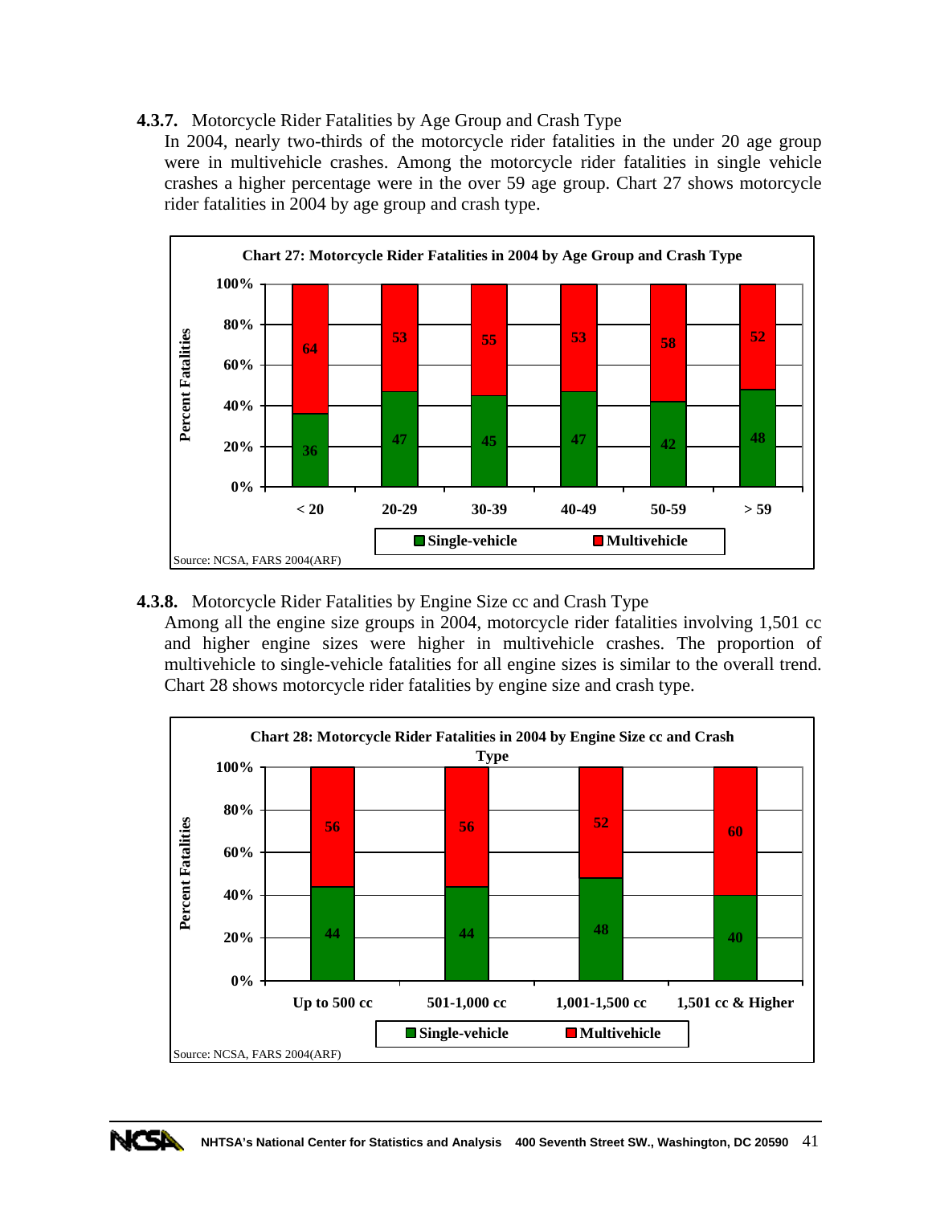### 4.3.7. Motorcycle Rider Fatalities by Age Group and Crash Type

In 2004, nearly two-thirds of the motorcycle rider fatalities in the under 20 age group were in multivehicle crashes. Among the motorcycle rider fatalities in single vehicle crashes a higher percentage were in the over 59 age group. Chart 27 shows motorcycle rider fatalities in 2004 by age group and crash type.

**Chart 27: Motorcycle Rider Fatalities in 2004 by Age Group and Crash Type**

| Age Group | Single-vehicle (%) | Multivehicle (%) |
|---|---|---|
| < 20 | 36 | 64 |
| 20-29 | 47 | 53 |
| 30-39 | 45 | 55 |
| 40-49 | 47 | 53 |
| 50-59 | 42 | 58 |
| > 59 | 48 | 52 |

Source: NCSA, FARS 2004(ARF)

### 4.3.8. Motorcycle Rider Fatalities by Engine Size cc and Crash Type

Among all the engine size groups in 2004, motorcycle rider fatalities involving 1,501 cc and higher engine sizes were higher in multivehicle crashes. The proportion of multivehicle to single-vehicle fatalities for all engine sizes is similar to the overall trend. Chart 28 shows motorcycle rider fatalities by engine size and crash type.

**Chart 28: Motorcycle Rider Fatalities in 2004 by Engine Size cc and Crash Type**

| Engine Size | Single-vehicle (%) | Multivehicle (%) |
|---|---|---|
| Up to 500 cc | 44 | 56 |
| 501-1,000 cc | 44 | 56 |
| 1,001-1,500 cc | 48 | 52 |
| 1,501 cc & Higher | 40 | 60 |

Source: NCSA, FARS 2004(ARF)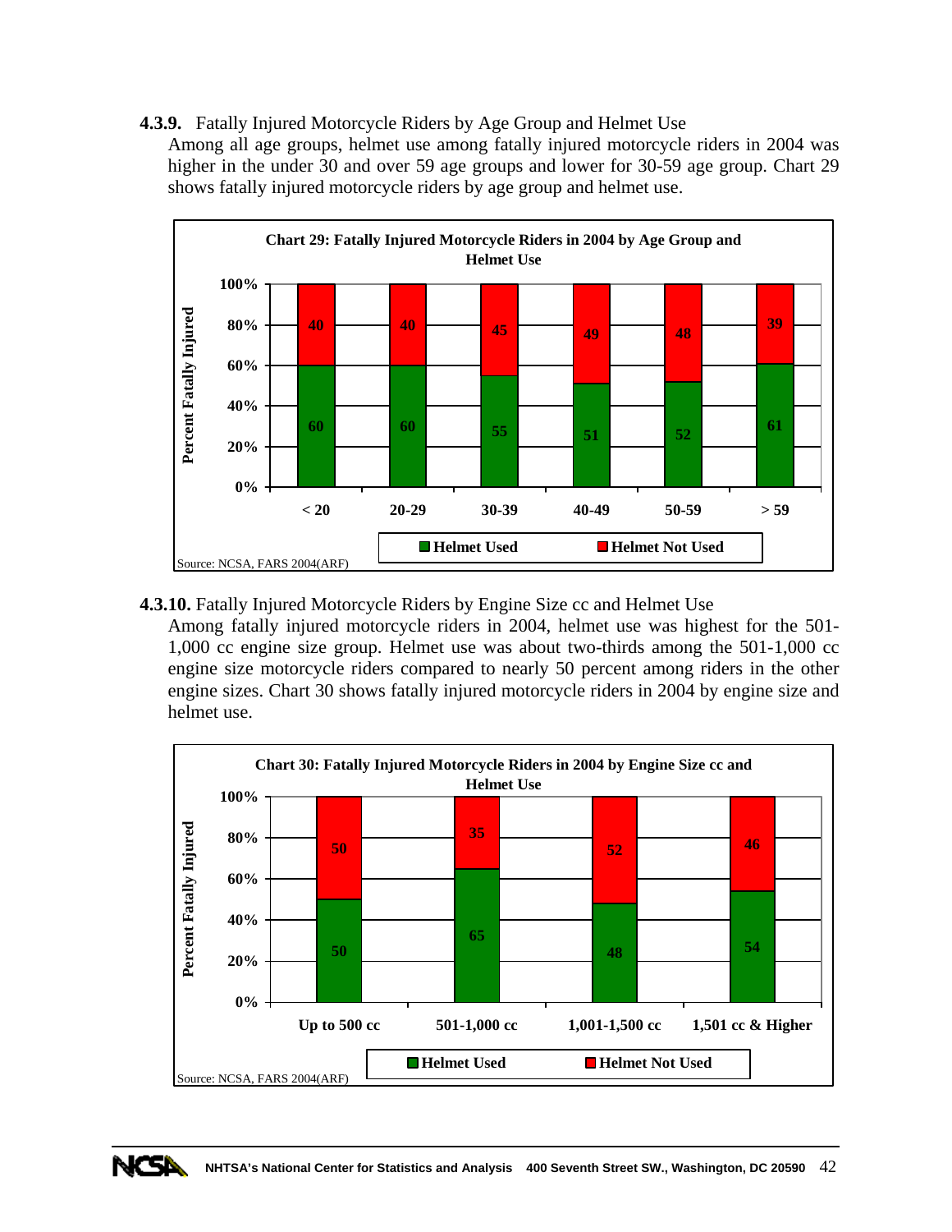**4.3.9.** Fatally Injured Motorcycle Riders by Age Group and Helmet Use

Among all age groups, helmet use among fatally injured motorcycle riders in 2004 was higher in the under 30 and over 59 age groups and lower for 30-59 age group. Chart 29 shows fatally injured motorcycle riders by age group and helmet use.

**Chart 29: Fatally Injured Motorcycle Riders in 2004 by Age Group and Helmet Use**

| Age Group | Helmet Used (%) | Helmet Not Used (%) |
|---|---|---|
| < 20 | 60 | 40 |
| 20-29 | 60 | 40 |
| 30-39 | 55 | 45 |
| 40-49 | 51 | 49 |
| 50-59 | 52 | 48 |
| > 59 | 61 | 39 |

Source: NCSA, FARS 2004(ARF)

**4.3.10.** Fatally Injured Motorcycle Riders by Engine Size cc and Helmet Use

Among fatally injured motorcycle riders in 2004, helmet use was highest for the 501-1,000 cc engine size group. Helmet use was about two-thirds among the 501-1,000 cc engine size motorcycle riders compared to nearly 50 percent among riders in the other engine sizes. Chart 30 shows fatally injured motorcycle riders in 2004 by engine size and helmet use.

**Chart 30: Fatally Injured Motorcycle Riders in 2004 by Engine Size cc and Helmet Use**

| Engine Size | Helmet Used (%) | Helmet Not Used (%) |
|---|---|---|
| Up to 500 cc | 50 | 50 |
| 501-1,000 cc | 65 | 35 |
| 1,001-1,500 cc | 48 | 52 |
| 1,501 cc & Higher | 54 | 46 |

Source: NCSA, FARS 2004(ARF)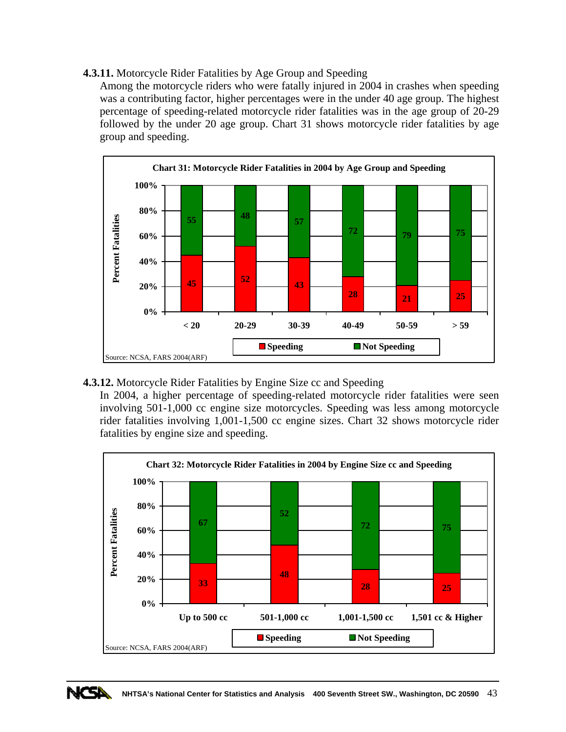**4.3.11.** Motorcycle Rider Fatalities by Age Group and Speeding

Among the motorcycle riders who were fatally injured in 2004 in crashes when speeding was a contributing factor, higher percentages were in the under 40 age group. The highest percentage of speeding-related motorcycle rider fatalities was in the age group of 20-29 followed by the under 20 age group. Chart 31 shows motorcycle rider fatalities by age group and speeding.

**Chart 31: Motorcycle Rider Fatalities in 2004 by Age Group and Speeding**

| Age Group | Speeding (%) | Not Speeding (%) |
|---|---|---|
| < 20 | 45 | 55 |
| 20-29 | 52 | 48 |
| 30-39 | 43 | 57 |
| 40-49 | 28 | 72 |
| 50-59 | 21 | 79 |
| > 59 | 25 | 75 |

Source: NCSA, FARS 2004(ARF)

**4.3.12.** Motorcycle Rider Fatalities by Engine Size cc and Speeding

In 2004, a higher percentage of speeding-related motorcycle rider fatalities were seen involving 501-1,000 cc engine size motorcycles. Speeding was less among motorcycle rider fatalities involving 1,001-1,500 cc engine sizes. Chart 32 shows motorcycle rider fatalities by engine size and speeding.

**Chart 32: Motorcycle Rider Fatalities in 2004 by Engine Size cc and Speeding**

| Engine Size | Speeding (%) | Not Speeding (%) |
|---|---|---|
| Up to 500 cc | 33 | 67 |
| 501-1,000 cc | 48 | 52 |
| 1,001-1,500 cc | 28 | 72 |
| 1,501 cc & Higher | 25 | 75 |

Source: NCSA, FARS 2004(ARF)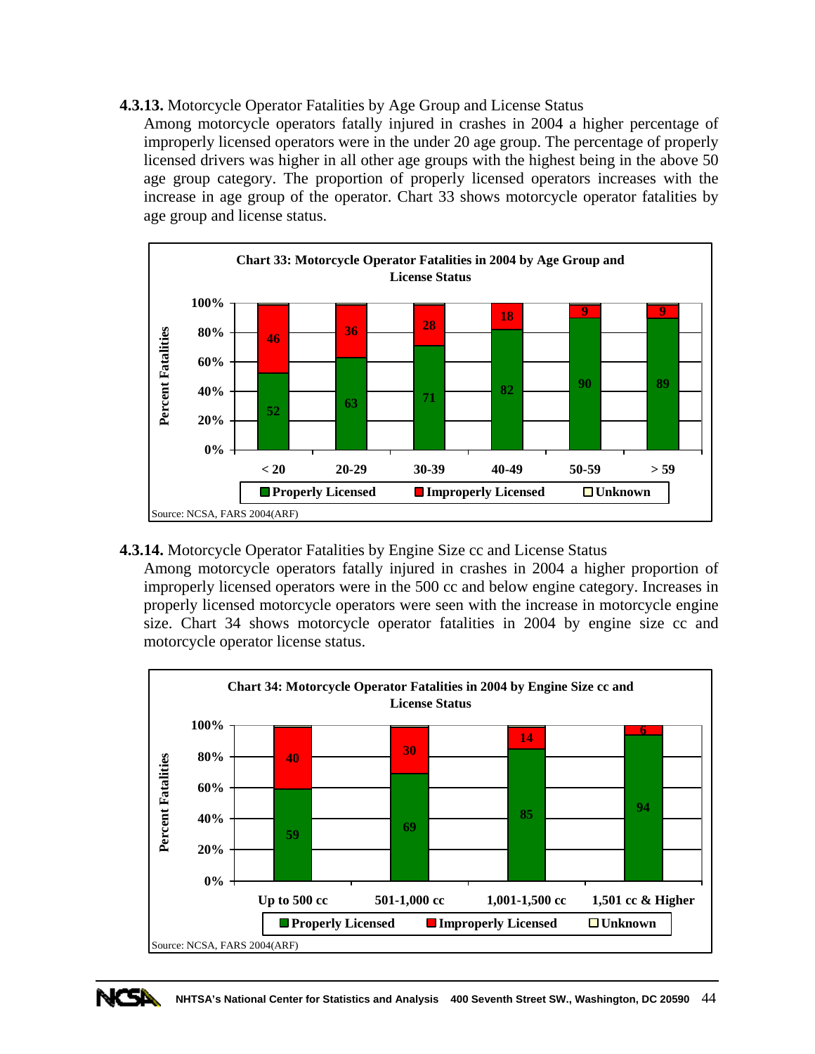**4.3.13.** Motorcycle Operator Fatalities by Age Group and License Status

Among motorcycle operators fatally injured in crashes in 2004 a higher percentage of improperly licensed operators were in the under 20 age group. The percentage of properly licensed drivers was higher in all other age groups with the highest being in the above 50 age group category. The proportion of properly licensed operators increases with the increase in age group of the operator. Chart 33 shows motorcycle operator fatalities by age group and license status.

**Chart 33: Motorcycle Operator Fatalities in 2004 by Age Group and License Status**

| Age Group | Properly Licensed | Improperly Licensed | Unknown |
|---|---|---|---|
| < 20 | 52 | 46 | |
| 20-29 | 63 | 36 | |
| 30-39 | 71 | 28 | |
| 40-49 | 82 | 18 | |
| 50-59 | 90 | 9 | |
| > 59 | 89 | 9 | |

Source: NCSA, FARS 2004(ARF)

**4.3.14.** Motorcycle Operator Fatalities by Engine Size cc and License Status

Among motorcycle operators fatally injured in crashes in 2004 a higher proportion of improperly licensed operators were in the 500 cc and below engine category. Increases in properly licensed motorcycle operators were seen with the increase in motorcycle engine size. Chart 34 shows motorcycle operator fatalities in 2004 by engine size cc and motorcycle operator license status.

**Chart 34: Motorcycle Operator Fatalities in 2004 by Engine Size cc and License Status**

| Engine Size | Properly Licensed | Improperly Licensed | Unknown |
|---|---|---|---|
| Up to 500 cc | 59 | 40 | |
| 501-1,000 cc | 69 | 30 | |
| 1,001-1,500 cc | 85 | 14 | |
| 1,501 cc & Higher | 94 | 6 | |

Source: NCSA, FARS 2004(ARF)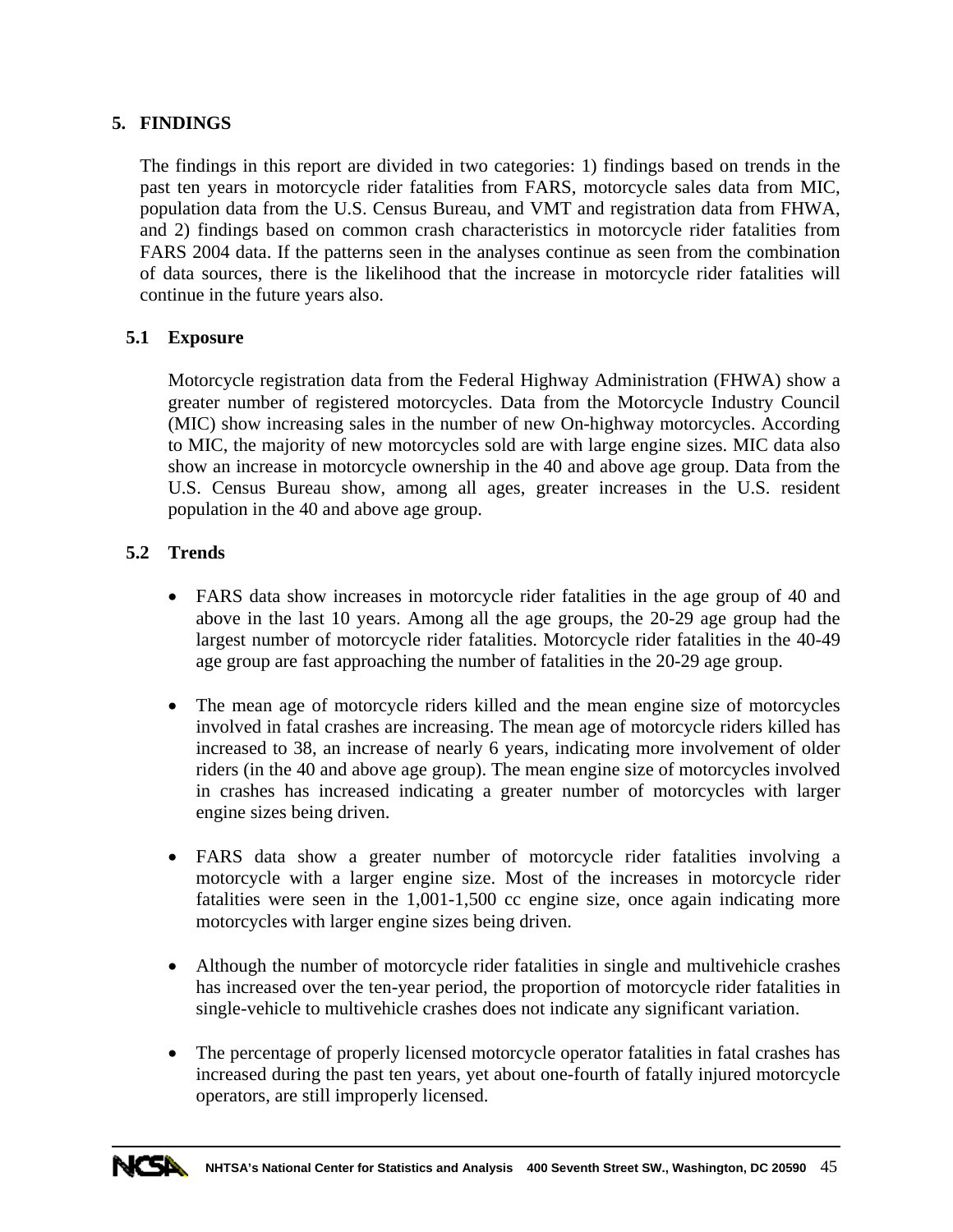## 5. FINDINGS

The findings in this report are divided in two categories: 1) findings based on trends in the past ten years in motorcycle rider fatalities from FARS, motorcycle sales data from MIC, population data from the U.S. Census Bureau, and VMT and registration data from FHWA, and 2) findings based on common crash characteristics in motorcycle rider fatalities from FARS 2004 data. If the patterns seen in the analyses continue as seen from the combination of data sources, there is the likelihood that the increase in motorcycle rider fatalities will continue in the future years also.

### 5.1 Exposure

Motorcycle registration data from the Federal Highway Administration (FHWA) show a greater number of registered motorcycles. Data from the Motorcycle Industry Council (MIC) show increasing sales in the number of new On-highway motorcycles. According to MIC, the majority of new motorcycles sold are with large engine sizes. MIC data also show an increase in motorcycle ownership in the 40 and above age group. Data from the U.S. Census Bureau show, among all ages, greater increases in the U.S. resident population in the 40 and above age group.

### 5.2 Trends

- FARS data show increases in motorcycle rider fatalities in the age group of 40 and above in the last 10 years. Among all the age groups, the 20-29 age group had the largest number of motorcycle rider fatalities. Motorcycle rider fatalities in the 40-49 age group are fast approaching the number of fatalities in the 20-29 age group.

- The mean age of motorcycle riders killed and the mean engine size of motorcycles involved in fatal crashes are increasing. The mean age of motorcycle riders killed has increased to 38, an increase of nearly 6 years, indicating more involvement of older riders (in the 40 and above age group). The mean engine size of motorcycles involved in crashes has increased indicating a greater number of motorcycles with larger engine sizes being driven.

- FARS data show a greater number of motorcycle rider fatalities involving a motorcycle with a larger engine size. Most of the increases in motorcycle rider fatalities were seen in the 1,001-1,500 cc engine size, once again indicating more motorcycles with larger engine sizes being driven.

- Although the number of motorcycle rider fatalities in single and multivehicle crashes has increased over the ten-year period, the proportion of motorcycle rider fatalities in single-vehicle to multivehicle crashes does not indicate any significant variation.

- The percentage of properly licensed motorcycle operator fatalities in fatal crashes has increased during the past ten years, yet about one-fourth of fatally injured motorcycle operators, are still improperly licensed.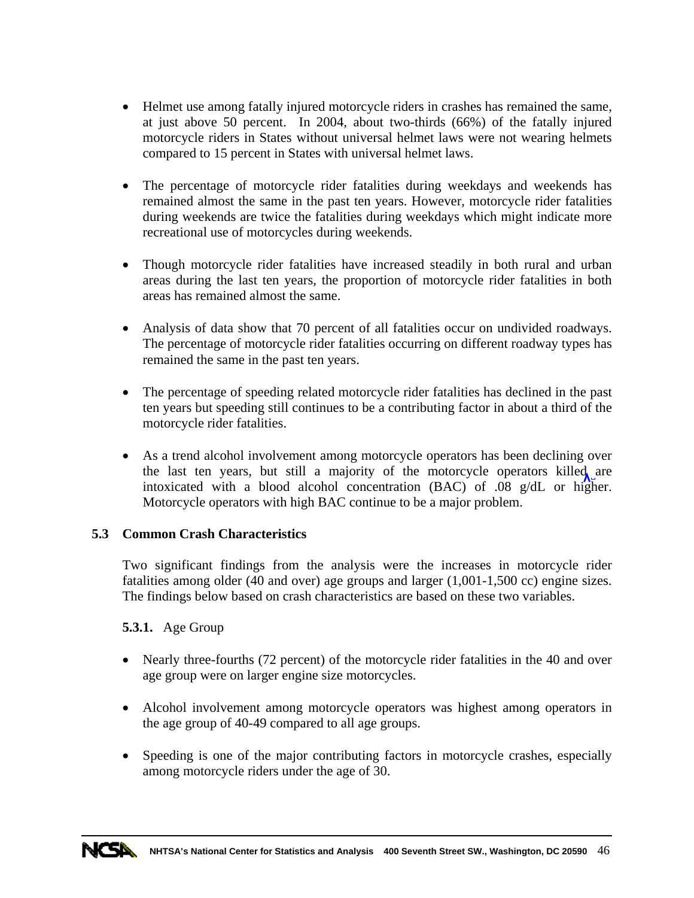- Helmet use among fatally injured motorcycle riders in crashes has remained the same, at just above 50 percent. In 2004, about two-thirds (66%) of the fatally injured motorcycle riders in States without universal helmet laws were not wearing helmets compared to 15 percent in States with universal helmet laws.

- The percentage of motorcycle rider fatalities during weekdays and weekends has remained almost the same in the past ten years. However, motorcycle rider fatalities during weekends are twice the fatalities during weekdays which might indicate more recreational use of motorcycles during weekends.

- Though motorcycle rider fatalities have increased steadily in both rural and urban areas during the last ten years, the proportion of motorcycle rider fatalities in both areas has remained almost the same.

- Analysis of data show that 70 percent of all fatalities occur on undivided roadways. The percentage of motorcycle rider fatalities occurring on different roadway types has remained the same in the past ten years.

- The percentage of speeding related motorcycle rider fatalities has declined in the past ten years but speeding still continues to be a contributing factor in about a third of the motorcycle rider fatalities.

- As a trend alcohol involvement among motorcycle operators has been declining over the last ten years, but still a majority of the motorcycle operators killed are intoxicated with a blood alcohol concentration (BAC) of .08 g/dL or higher. Motorcycle operators with high BAC continue to be a major problem.

## 5.3 Common Crash Characteristics

Two significant findings from the analysis were the increases in motorcycle rider fatalities among older (40 and over) age groups and larger (1,001-1,500 cc) engine sizes. The findings below based on crash characteristics are based on these two variables.

### 5.3.1. Age Group

- Nearly three-fourths (72 percent) of the motorcycle rider fatalities in the 40 and over age group were on larger engine size motorcycles.

- Alcohol involvement among motorcycle operators was highest among operators in the age group of 40-49 compared to all age groups.

- Speeding is one of the major contributing factors in motorcycle crashes, especially among motorcycle riders under the age of 30.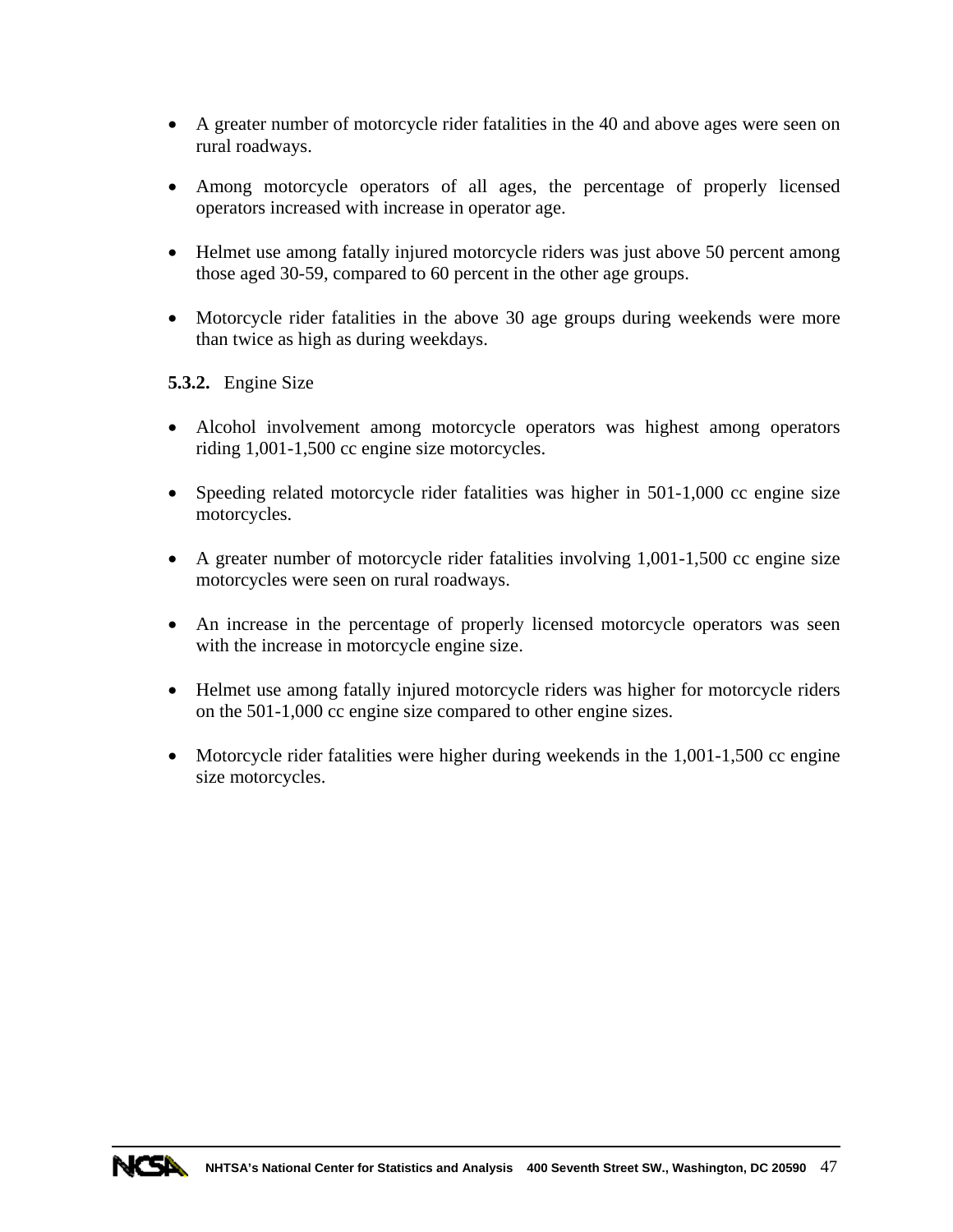- A greater number of motorcycle rider fatalities in the 40 and above ages were seen on rural roadways.
- Among motorcycle operators of all ages, the percentage of properly licensed operators increased with increase in operator age.
- Helmet use among fatally injured motorcycle riders was just above 50 percent among those aged 30-59, compared to 60 percent in the other age groups.
- Motorcycle rider fatalities in the above 30 age groups during weekends were more than twice as high as during weekdays.

**5.3.2.** Engine Size

- Alcohol involvement among motorcycle operators was highest among operators riding 1,001-1,500 cc engine size motorcycles.
- Speeding related motorcycle rider fatalities was higher in 501-1,000 cc engine size motorcycles.
- A greater number of motorcycle rider fatalities involving 1,001-1,500 cc engine size motorcycles were seen on rural roadways.
- An increase in the percentage of properly licensed motorcycle operators was seen with the increase in motorcycle engine size.
- Helmet use among fatally injured motorcycle riders was higher for motorcycle riders on the 501-1,000 cc engine size compared to other engine sizes.
- Motorcycle rider fatalities were higher during weekends in the 1,001-1,500 cc engine size motorcycles.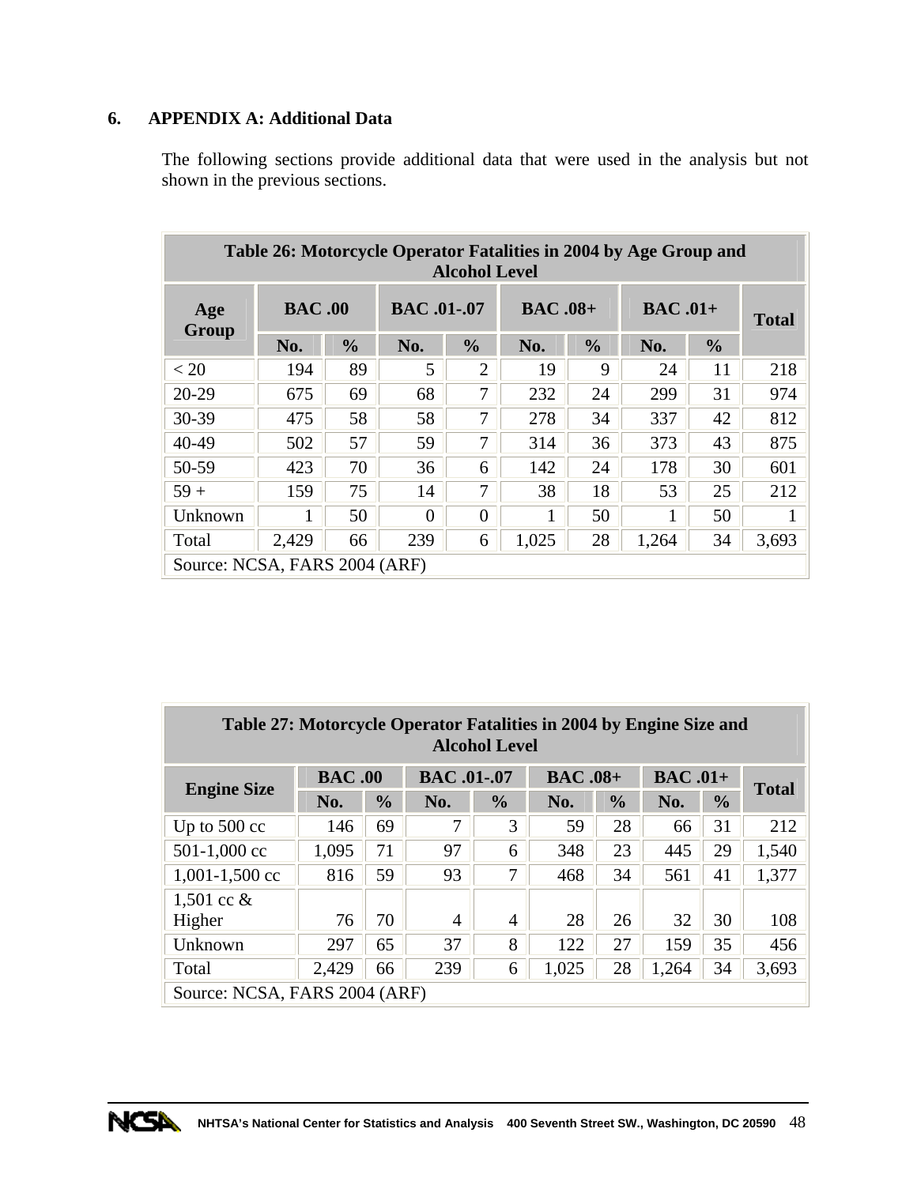## 6. APPENDIX A: Additional Data

The following sections provide additional data that were used in the analysis but not shown in the previous sections.

**Table 26: Motorcycle Operator Fatalities in 2004 by Age Group and Alcohol Level**

| Age Group | BAC .00 | | BAC .01-.07 | | BAC .08+ | | BAC .01+ | | Total |
|---|---|---|---|---|---|---|---|---|---|
| | No. | % | No. | % | No. | % | No. | % | |
| < 20 | 194 | 89 | 5 | 2 | 19 | 9 | 24 | 11 | 218 |
| 20-29 | 675 | 69 | 68 | 7 | 232 | 24 | 299 | 31 | 974 |
| 30-39 | 475 | 58 | 58 | 7 | 278 | 34 | 337 | 42 | 812 |
| 40-49 | 502 | 57 | 59 | 7 | 314 | 36 | 373 | 43 | 875 |
| 50-59 | 423 | 70 | 36 | 6 | 142 | 24 | 178 | 30 | 601 |
| 59 + | 159 | 75 | 14 | 7 | 38 | 18 | 53 | 25 | 212 |
| Unknown | 1 | 50 | 0 | 0 | 1 | 50 | 1 | 50 | 1 |
| Total | 2,429 | 66 | 239 | 6 | 1,025 | 28 | 1,264 | 34 | 3,693 |

Source: NCSA, FARS 2004 (ARF)

**Table 27: Motorcycle Operator Fatalities in 2004 by Engine Size and Alcohol Level**

| Engine Size | BAC .00 | | BAC .01-.07 | | BAC .08+ | | BAC .01+ | | Total |
|---|---|---|---|---|---|---|---|---|---|
| | No. | % | No. | % | No. | % | No. | % | |
| Up to 500 cc | 146 | 69 | 7 | 3 | 59 | 28 | 66 | 31 | 212 |
| 501-1,000 cc | 1,095 | 71 | 97 | 6 | 348 | 23 | 445 | 29 | 1,540 |
| 1,001-1,500 cc | 816 | 59 | 93 | 7 | 468 | 34 | 561 | 41 | 1,377 |
| 1,501 cc & Higher | 76 | 70 | 4 | 4 | 28 | 26 | 32 | 30 | 108 |
| Unknown | 297 | 65 | 37 | 8 | 122 | 27 | 159 | 35 | 456 |
| Total | 2,429 | 66 | 239 | 6 | 1,025 | 28 | 1,264 | 34 | 3,693 |

Source: NCSA, FARS 2004 (ARF)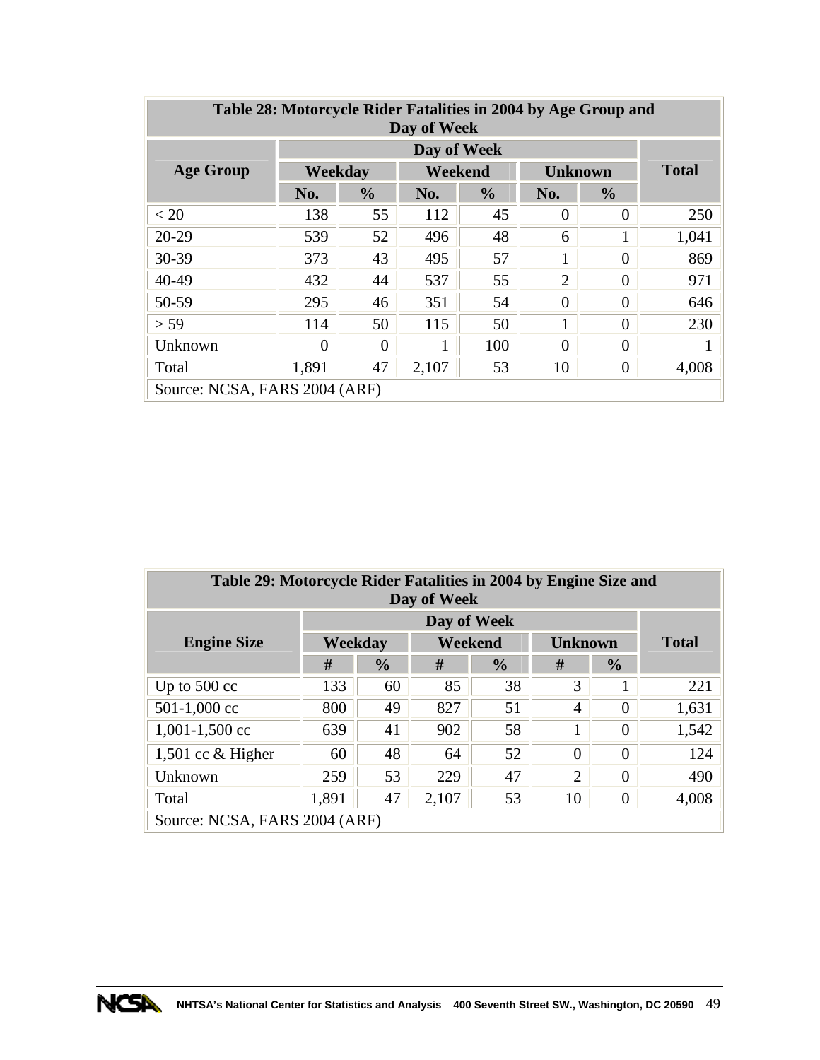| Table 28: Motorcycle Rider Fatalities in 2004 by Age Group and Day of Week | | | | | | | |
|---|---|---|---|---|---|---|---|
| Age Group | Day of Week | | | | | | Total |
| | Weekday | | Weekend | | Unknown | | |
| | No. | % | No. | % | No. | % | |
| < 20 | 138 | 55 | 112 | 45 | 0 | 0 | 250 |
| 20-29 | 539 | 52 | 496 | 48 | 6 | 1 | 1,041 |
| 30-39 | 373 | 43 | 495 | 57 | 1 | 0 | 869 |
| 40-49 | 432 | 44 | 537 | 55 | 2 | 0 | 971 |
| 50-59 | 295 | 46 | 351 | 54 | 0 | 0 | 646 |
| > 59 | 114 | 50 | 115 | 50 | 1 | 0 | 230 |
| Unknown | 0 | 0 | 1 | 100 | 0 | 0 | 1 |
| Total | 1,891 | 47 | 2,107 | 53 | 10 | 0 | 4,008 |
| Source: NCSA, FARS 2004 (ARF) | | | | | | | |

| Table 29: Motorcycle Rider Fatalities in 2004 by Engine Size and Day of Week | | | | | | | |
|---|---|---|---|---|---|---|---|
| Engine Size | Day of Week | | | | | | Total |
| | Weekday | | Weekend | | Unknown | | |
| | # | % | # | % | # | % | |
| Up to 500 cc | 133 | 60 | 85 | 38 | 3 | 1 | 221 |
| 501-1,000 cc | 800 | 49 | 827 | 51 | 4 | 0 | 1,631 |
| 1,001-1,500 cc | 639 | 41 | 902 | 58 | 1 | 0 | 1,542 |
| 1,501 cc & Higher | 60 | 48 | 64 | 52 | 0 | 0 | 124 |
| Unknown | 259 | 53 | 229 | 47 | 2 | 0 | 490 |
| Total | 1,891 | 47 | 2,107 | 53 | 10 | 0 | 4,008 |
| Source: NCSA, FARS 2004 (ARF) | | | | | | | |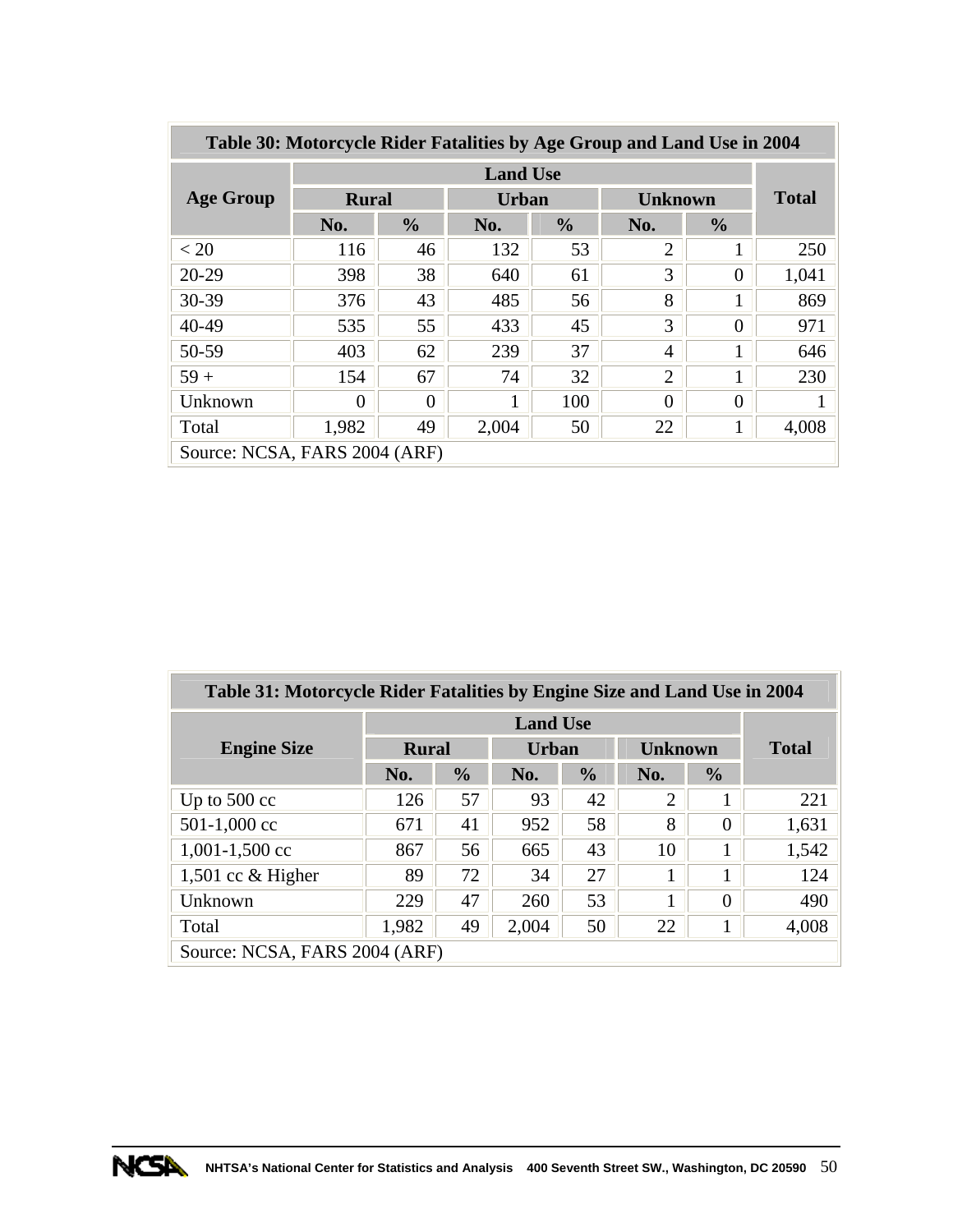| Table 30: Motorcycle Rider Fatalities by Age Group and Land Use in 2004 | | | | | | | |
|---|---|---|---|---|---|---|---|
| Age Group | Land Use | | | | | | Total |
| | Rural | | Urban | | Unknown | | |
| | No. | % | No. | % | No. | % | |
| < 20 | 116 | 46 | 132 | 53 | 2 | 1 | 250 |
| 20-29 | 398 | 38 | 640 | 61 | 3 | 0 | 1,041 |
| 30-39 | 376 | 43 | 485 | 56 | 8 | 1 | 869 |
| 40-49 | 535 | 55 | 433 | 45 | 3 | 0 | 971 |
| 50-59 | 403 | 62 | 239 | 37 | 4 | 1 | 646 |
| 59 + | 154 | 67 | 74 | 32 | 2 | 1 | 230 |
| Unknown | 0 | 0 | 1 | 100 | 0 | 0 | 1 |
| Total | 1,982 | 49 | 2,004 | 50 | 22 | 1 | 4,008 |
| Source: NCSA, FARS 2004 (ARF) | | | | | | | |

| Table 31: Motorcycle Rider Fatalities by Engine Size and Land Use in 2004 | | | | | | | |
|---|---|---|---|---|---|---|---|
| Engine Size | Land Use | | | | | | Total |
| | Rural | | Urban | | Unknown | | |
| | No. | % | No. | % | No. | % | |
| Up to 500 cc | 126 | 57 | 93 | 42 | 2 | 1 | 221 |
| 501-1,000 cc | 671 | 41 | 952 | 58 | 8 | 0 | 1,631 |
| 1,001-1,500 cc | 867 | 56 | 665 | 43 | 10 | 1 | 1,542 |
| 1,501 cc & Higher | 89 | 72 | 34 | 27 | 1 | 1 | 124 |
| Unknown | 229 | 47 | 260 | 53 | 1 | 0 | 490 |
| Total | 1,982 | 49 | 2,004 | 50 | 22 | 1 | 4,008 |
| Source: NCSA, FARS 2004 (ARF) | | | | | | | |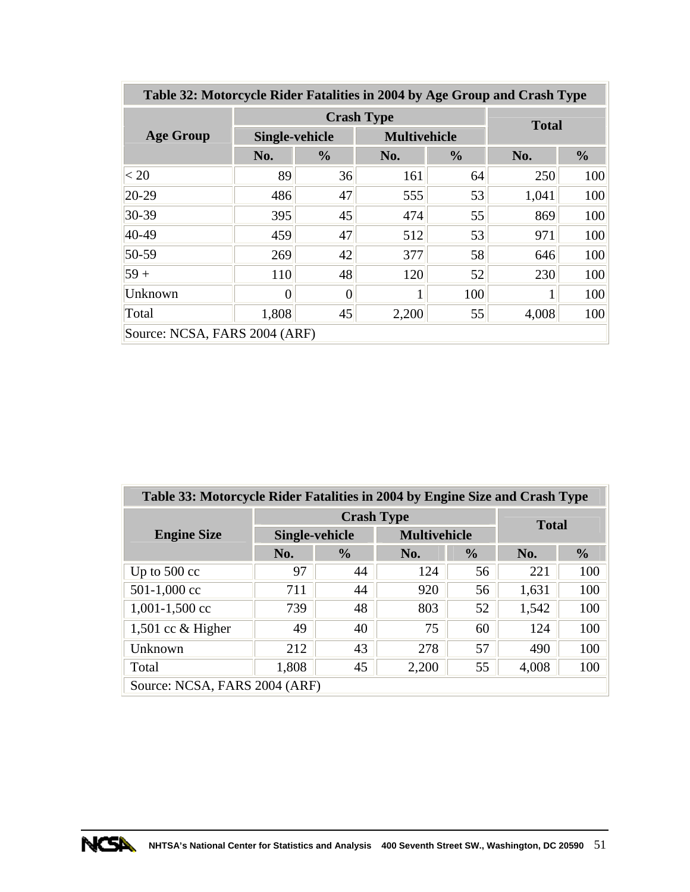| Table 32: Motorcycle Rider Fatalities in 2004 by Age Group and Crash Type | | | | | | |
|---|---|---|---|---|---|---|
| Age Group | Crash Type | | | | Total | |
| | Single-vehicle | | Multivehicle | | | |
| | No. | % | No. | % | No. | % |
| < 20 | 89 | 36 | 161 | 64 | 250 | 100 |
| 20-29 | 486 | 47 | 555 | 53 | 1,041 | 100 |
| 30-39 | 395 | 45 | 474 | 55 | 869 | 100 |
| 40-49 | 459 | 47 | 512 | 53 | 971 | 100 |
| 50-59 | 269 | 42 | 377 | 58 | 646 | 100 |
| 59 + | 110 | 48 | 120 | 52 | 230 | 100 |
| Unknown | 0 | 0 | 1 | 100 | 1 | 100 |
| Total | 1,808 | 45 | 2,200 | 55 | 4,008 | 100 |
| Source: NCSA, FARS 2004 (ARF) | | | | | | |

| Table 33: Motorcycle Rider Fatalities in 2004 by Engine Size and Crash Type | | | | | | |
|---|---|---|---|---|---|---|
| Engine Size | Crash Type | | | | Total | |
| | Single-vehicle | | Multivehicle | | | |
| | No. | % | No. | % | No. | % |
| Up to 500 cc | 97 | 44 | 124 | 56 | 221 | 100 |
| 501-1,000 cc | 711 | 44 | 920 | 56 | 1,631 | 100 |
| 1,001-1,500 cc | 739 | 48 | 803 | 52 | 1,542 | 100 |
| 1,501 cc & Higher | 49 | 40 | 75 | 60 | 124 | 100 |
| Unknown | 212 | 43 | 278 | 57 | 490 | 100 |
| Total | 1,808 | 45 | 2,200 | 55 | 4,008 | 100 |
| Source: NCSA, FARS 2004 (ARF) | | | | | | |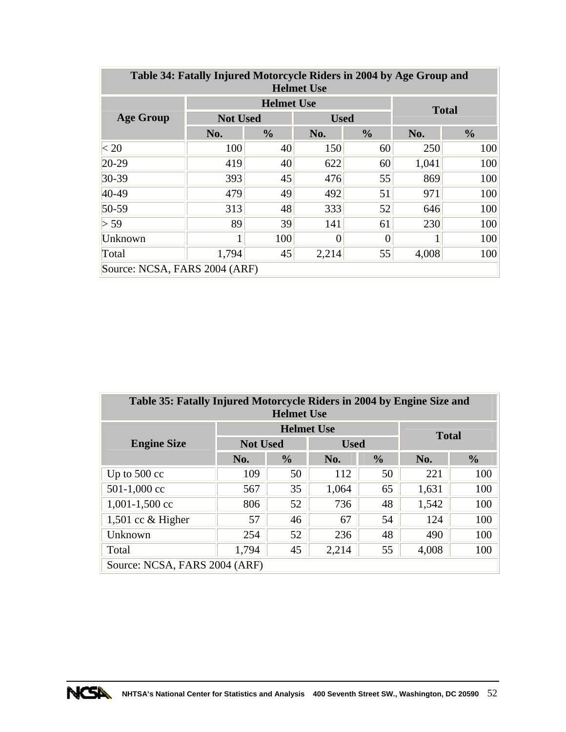| Table 34: Fatally Injured Motorcycle Riders in 2004 by Age Group and Helmet Use | | | | | | |
|---|---|---|---|---|---|---|
| Age Group | Helmet Use | | | | Total | |
| | Not Used | | Used | | | |
| | No. | % | No. | % | No. | % |
| < 20 | 100 | 40 | 150 | 60 | 250 | 100 |
| 20-29 | 419 | 40 | 622 | 60 | 1,041 | 100 |
| 30-39 | 393 | 45 | 476 | 55 | 869 | 100 |
| 40-49 | 479 | 49 | 492 | 51 | 971 | 100 |
| 50-59 | 313 | 48 | 333 | 52 | 646 | 100 |
| > 59 | 89 | 39 | 141 | 61 | 230 | 100 |
| Unknown | 1 | 100 | 0 | 0 | 1 | 100 |
| Total | 1,794 | 45 | 2,214 | 55 | 4,008 | 100 |
| Source: NCSA, FARS 2004 (ARF) | | | | | | |

| Table 35: Fatally Injured Motorcycle Riders in 2004 by Engine Size and Helmet Use | | | | | | |
|---|---|---|---|---|---|---|
| Engine Size | Helmet Use | | | | Total | |
| | Not Used | | Used | | | |
| | No. | % | No. | % | No. | % |
| Up to 500 cc | 109 | 50 | 112 | 50 | 221 | 100 |
| 501-1,000 cc | 567 | 35 | 1,064 | 65 | 1,631 | 100 |
| 1,001-1,500 cc | 806 | 52 | 736 | 48 | 1,542 | 100 |
| 1,501 cc & Higher | 57 | 46 | 67 | 54 | 124 | 100 |
| Unknown | 254 | 52 | 236 | 48 | 490 | 100 |
| Total | 1,794 | 45 | 2,214 | 55 | 4,008 | 100 |
| Source: NCSA, FARS 2004 (ARF) | | | | | | |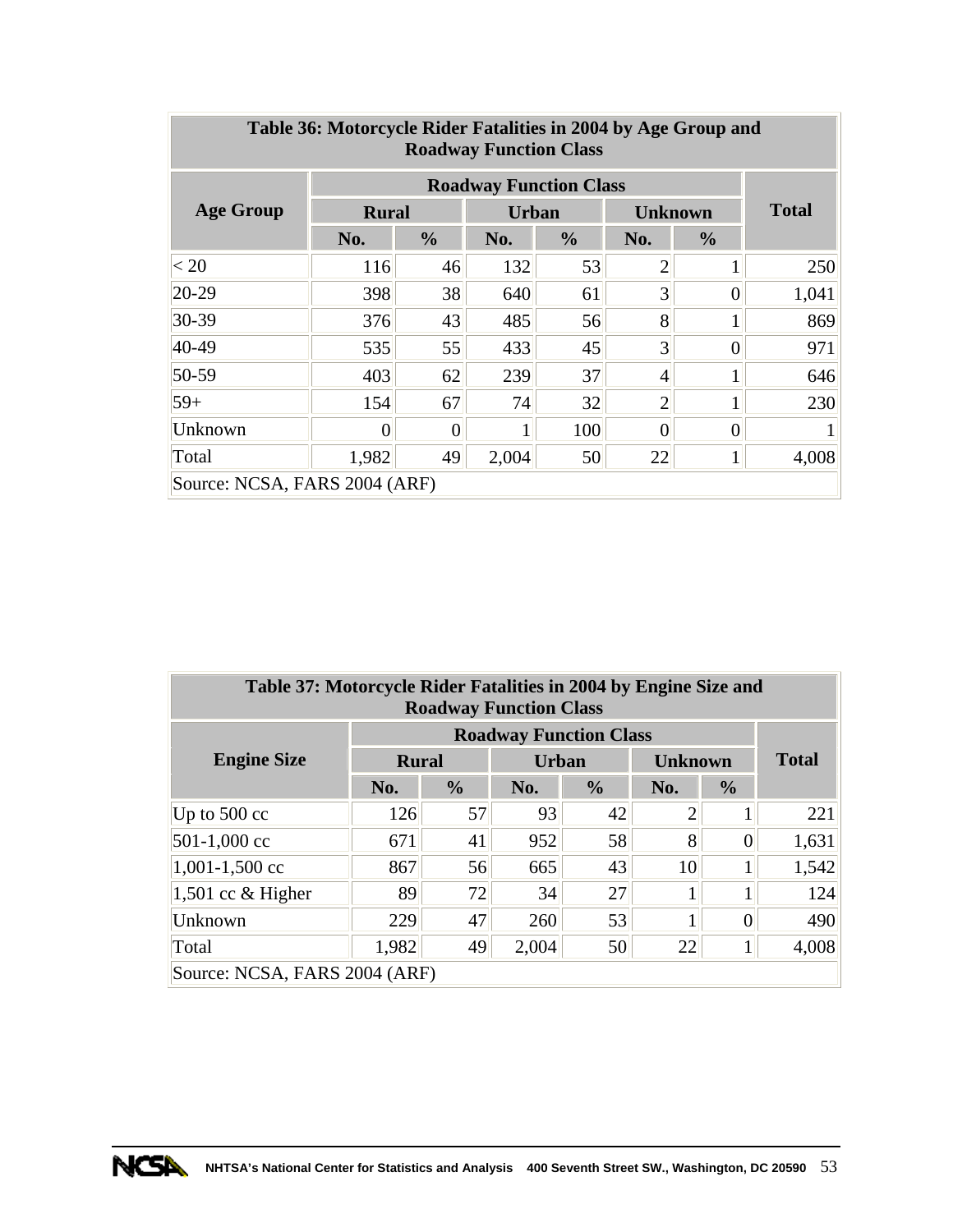| Table 36: Motorcycle Rider Fatalities in 2004 by Age Group and Roadway Function Class | | | | | | | |
|---|---|---|---|---|---|---|---|
| Age Group | Roadway Function Class | | | | | | Total |
| | Rural | | Urban | | Unknown | | |
| | No. | % | No. | % | No. | % | |
| < 20 | 116 | 46 | 132 | 53 | 2 | 1 | 250 |
| 20-29 | 398 | 38 | 640 | 61 | 3 | 0 | 1,041 |
| 30-39 | 376 | 43 | 485 | 56 | 8 | 1 | 869 |
| 40-49 | 535 | 55 | 433 | 45 | 3 | 0 | 971 |
| 50-59 | 403 | 62 | 239 | 37 | 4 | 1 | 646 |
| 59+ | 154 | 67 | 74 | 32 | 2 | 1 | 230 |
| Unknown | 0 | 0 | 1 | 100 | 0 | 0 | 1 |
| Total | 1,982 | 49 | 2,004 | 50 | 22 | 1 | 4,008 |
| Source: NCSA, FARS 2004 (ARF) | | | | | | | |

| Table 37: Motorcycle Rider Fatalities in 2004 by Engine Size and Roadway Function Class | | | | | | | |
|---|---|---|---|---|---|---|---|
| Engine Size | Roadway Function Class | | | | | | Total |
| | Rural | | Urban | | Unknown | | |
| | No. | % | No. | % | No. | % | |
| Up to 500 cc | 126 | 57 | 93 | 42 | 2 | 1 | 221 |
| 501-1,000 cc | 671 | 41 | 952 | 58 | 8 | 0 | 1,631 |
| 1,001-1,500 cc | 867 | 56 | 665 | 43 | 10 | 1 | 1,542 |
| 1,501 cc & Higher | 89 | 72 | 34 | 27 | 1 | 1 | 124 |
| Unknown | 229 | 47 | 260 | 53 | 1 | 0 | 490 |
| Total | 1,982 | 49 | 2,004 | 50 | 22 | 1 | 4,008 |
| Source: NCSA, FARS 2004 (ARF) | | | | | | | |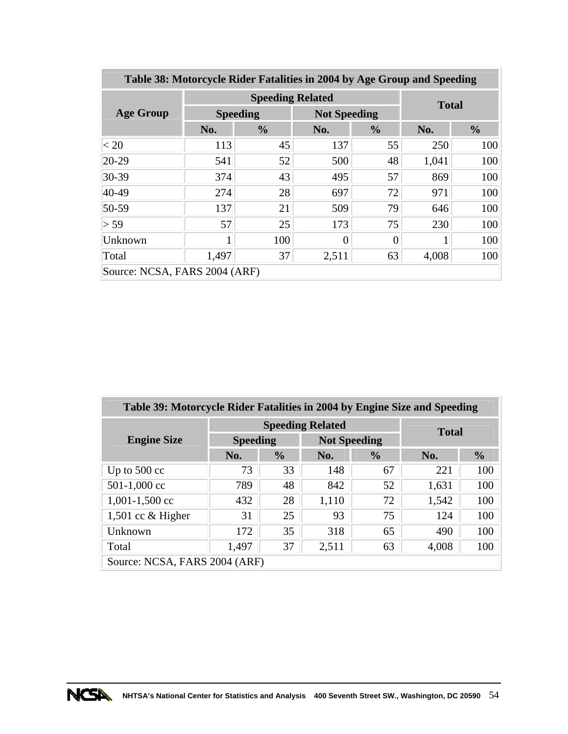**Table 38: Motorcycle Rider Fatalities in 2004 by Age Group and Speeding**

| Age Group | Speeding Related | | | | Total | |
|---|---|---|---|---|---|---|
| | Speeding | | Not Speeding | | | |
| | No. | % | No. | % | No. | % |
| < 20 | 113 | 45 | 137 | 55 | 250 | 100 |
| 20-29 | 541 | 52 | 500 | 48 | 1,041 | 100 |
| 30-39 | 374 | 43 | 495 | 57 | 869 | 100 |
| 40-49 | 274 | 28 | 697 | 72 | 971 | 100 |
| 50-59 | 137 | 21 | 509 | 79 | 646 | 100 |
| > 59 | 57 | 25 | 173 | 75 | 230 | 100 |
| Unknown | 1 | 100 | 0 | 0 | 1 | 100 |
| Total | 1,497 | 37 | 2,511 | 63 | 4,008 | 100 |

Source: NCSA, FARS 2004 (ARF)

**Table 39: Motorcycle Rider Fatalities in 2004 by Engine Size and Speeding**

| Engine Size | Speeding Related | | | | Total | |
|---|---|---|---|---|---|---|
| | Speeding | | Not Speeding | | | |
| | No. | % | No. | % | No. | % |
| Up to 500 cc | 73 | 33 | 148 | 67 | 221 | 100 |
| 501-1,000 cc | 789 | 48 | 842 | 52 | 1,631 | 100 |
| 1,001-1,500 cc | 432 | 28 | 1,110 | 72 | 1,542 | 100 |
| 1,501 cc & Higher | 31 | 25 | 93 | 75 | 124 | 100 |
| Unknown | 172 | 35 | 318 | 65 | 490 | 100 |
| Total | 1,497 | 37 | 2,511 | 63 | 4,008 | 100 |

Source: NCSA, FARS 2004 (ARF)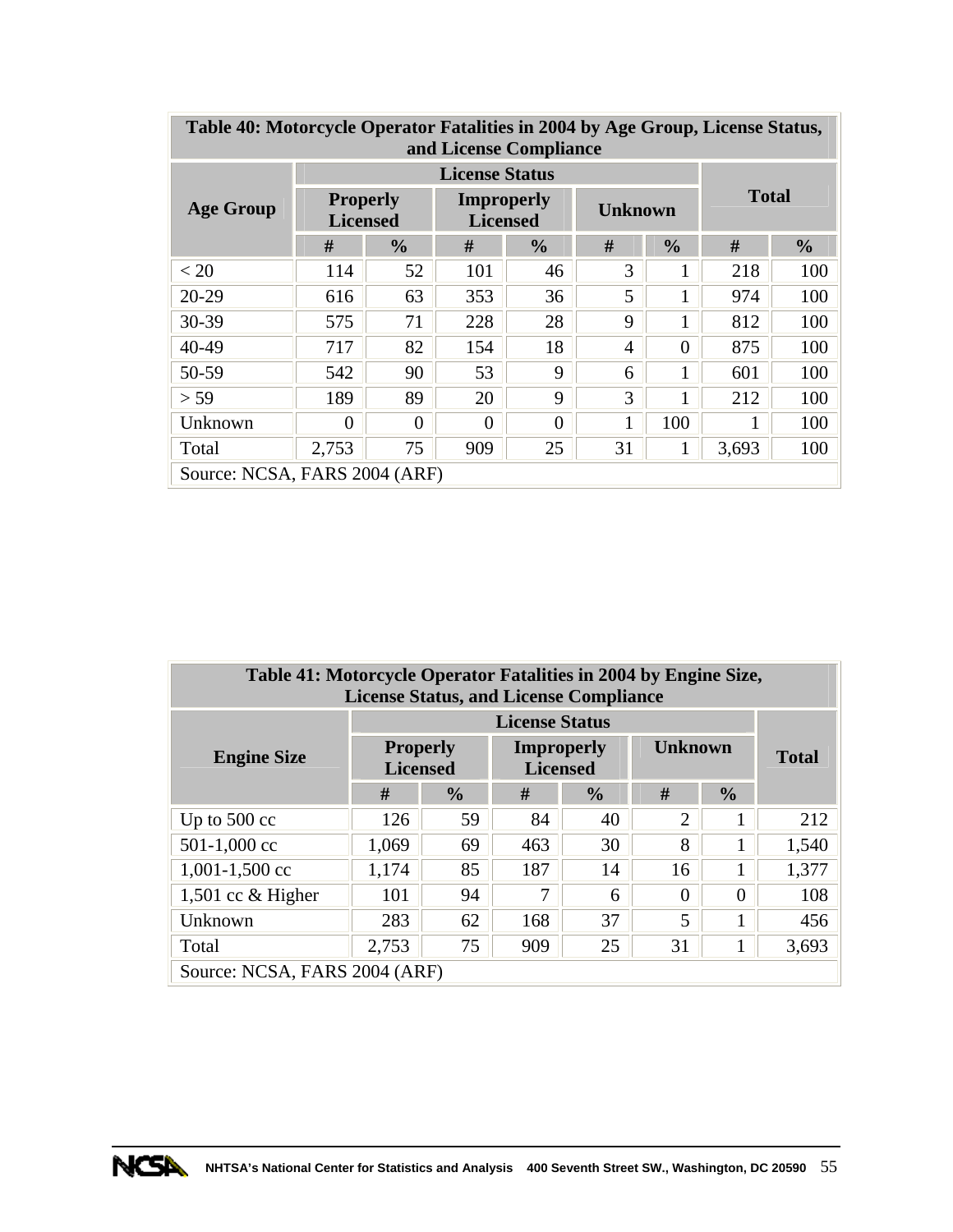| Table 40: Motorcycle Operator Fatalities in 2004 by Age Group, License Status, and License Compliance | | | | | | | | |
|---|---|---|---|---|---|---|---|---|
| Age Group | License Status | | | | | | Total | |
| | Properly Licensed | | Improperly Licensed | | Unknown | | | |
| | # | % | # | % | # | % | # | % |
| < 20 | 114 | 52 | 101 | 46 | 3 | 1 | 218 | 100 |
| 20-29 | 616 | 63 | 353 | 36 | 5 | 1 | 974 | 100 |
| 30-39 | 575 | 71 | 228 | 28 | 9 | 1 | 812 | 100 |
| 40-49 | 717 | 82 | 154 | 18 | 4 | 0 | 875 | 100 |
| 50-59 | 542 | 90 | 53 | 9 | 6 | 1 | 601 | 100 |
| > 59 | 189 | 89 | 20 | 9 | 3 | 1 | 212 | 100 |
| Unknown | 0 | 0 | 0 | 0 | 1 | 100 | 1 | 100 |
| Total | 2,753 | 75 | 909 | 25 | 31 | 1 | 3,693 | 100 |
| Source: NCSA, FARS 2004 (ARF) | | | | | | | | |

| Table 41: Motorcycle Operator Fatalities in 2004 by Engine Size, License Status, and License Compliance | | | | | | | |
|---|---|---|---|---|---|---|---|
| Engine Size | License Status | | | | | | Total |
| | Properly Licensed | | Improperly Licensed | | Unknown | | |
| | # | % | # | % | # | % | |
| Up to 500 cc | 126 | 59 | 84 | 40 | 2 | 1 | 212 |
| 501-1,000 cc | 1,069 | 69 | 463 | 30 | 8 | 1 | 1,540 |
| 1,001-1,500 cc | 1,174 | 85 | 187 | 14 | 16 | 1 | 1,377 |
| 1,501 cc & Higher | 101 | 94 | 7 | 6 | 0 | 0 | 108 |
| Unknown | 283 | 62 | 168 | 37 | 5 | 1 | 456 |
| Total | 2,753 | 75 | 909 | 25 | 31 | 1 | 3,693 |
| Source: NCSA, FARS 2004 (ARF) | | | | | | | |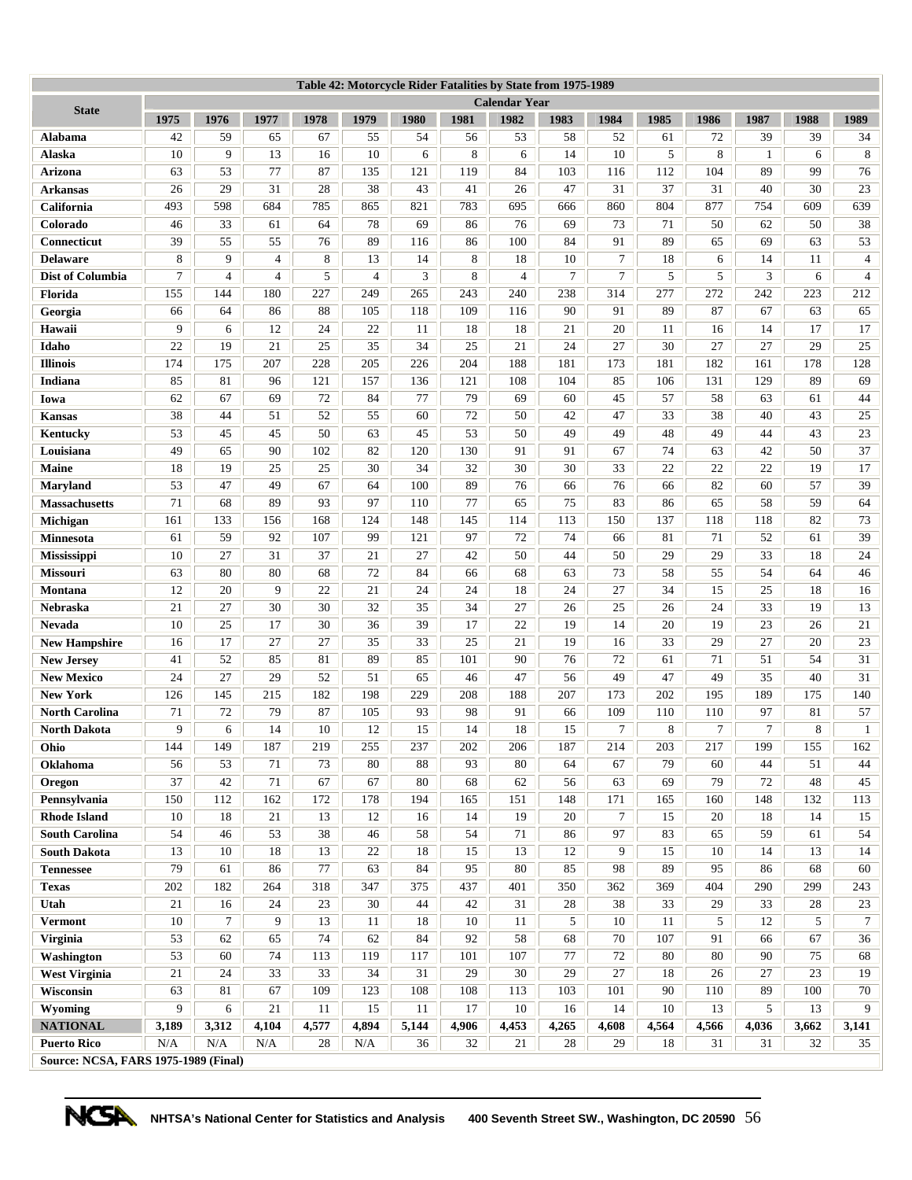| Table 42: Motorcycle Rider Fatalities by State from 1975-1989 | | | | | | | | | | | | | | | |
|---|---|---|---|---|---|---|---|---|---|---|---|---|---|---|---|
| State | Calendar Year | | | | | | | | | | | | | | |
| | 1975 | 1976 | 1977 | 1978 | 1979 | 1980 | 1981 | 1982 | 1983 | 1984 | 1985 | 1986 | 1987 | 1988 | 1989 |
| **Alabama** | 42 | 59 | 65 | 67 | 55 | 54 | 56 | 53 | 58 | 52 | 61 | 72 | 39 | 39 | 34 |
| **Alaska** | 10 | 9 | 13 | 16 | 10 | 6 | 8 | 6 | 14 | 10 | 5 | 8 | 1 | 6 | 8 |
| **Arizona** | 63 | 53 | 77 | 87 | 135 | 121 | 119 | 84 | 103 | 116 | 112 | 104 | 89 | 99 | 76 |
| **Arkansas** | 26 | 29 | 31 | 28 | 38 | 43 | 41 | 26 | 47 | 31 | 37 | 31 | 40 | 30 | 23 |
| **California** | 493 | 598 | 684 | 785 | 865 | 821 | 783 | 695 | 666 | 860 | 804 | 877 | 754 | 609 | 639 |
| **Colorado** | 46 | 33 | 61 | 64 | 78 | 69 | 86 | 76 | 69 | 73 | 71 | 50 | 62 | 50 | 38 |
| **Connecticut** | 39 | 55 | 55 | 76 | 89 | 116 | 86 | 100 | 84 | 91 | 89 | 65 | 69 | 63 | 53 |
| **Delaware** | 8 | 9 | 4 | 8 | 13 | 14 | 8 | 18 | 10 | 7 | 18 | 6 | 14 | 11 | 4 |
| **Dist of Columbia** | 7 | 4 | 4 | 5 | 4 | 3 | 8 | 4 | 7 | 7 | 5 | 5 | 3 | 6 | 4 |
| **Florida** | 155 | 144 | 180 | 227 | 249 | 265 | 243 | 240 | 238 | 314 | 277 | 272 | 242 | 223 | 212 |
| **Georgia** | 66 | 64 | 86 | 88 | 105 | 118 | 109 | 116 | 90 | 91 | 89 | 87 | 67 | 63 | 65 |
| **Hawaii** | 9 | 6 | 12 | 24 | 22 | 11 | 18 | 18 | 21 | 20 | 11 | 16 | 14 | 17 | 17 |
| **Idaho** | 22 | 19 | 21 | 25 | 35 | 34 | 25 | 21 | 24 | 27 | 30 | 27 | 27 | 29 | 25 |
| **Illinois** | 174 | 175 | 207 | 228 | 205 | 226 | 204 | 188 | 181 | 173 | 181 | 182 | 161 | 178 | 128 |
| **Indiana** | 85 | 81 | 96 | 121 | 157 | 136 | 121 | 108 | 104 | 85 | 106 | 131 | 129 | 89 | 69 |
| **Iowa** | 62 | 67 | 69 | 72 | 84 | 77 | 79 | 69 | 60 | 45 | 57 | 58 | 63 | 61 | 44 |
| **Kansas** | 38 | 44 | 51 | 52 | 55 | 60 | 72 | 50 | 42 | 47 | 33 | 38 | 40 | 43 | 25 |
| **Kentucky** | 53 | 45 | 45 | 50 | 63 | 45 | 53 | 50 | 49 | 49 | 48 | 49 | 44 | 43 | 23 |
| **Louisiana** | 49 | 65 | 90 | 102 | 82 | 120 | 130 | 91 | 91 | 67 | 74 | 63 | 42 | 50 | 37 |
| **Maine** | 18 | 19 | 25 | 25 | 30 | 34 | 32 | 30 | 30 | 33 | 22 | 22 | 22 | 19 | 17 |
| **Maryland** | 53 | 47 | 49 | 67 | 64 | 100 | 89 | 76 | 66 | 76 | 66 | 82 | 60 | 57 | 39 |
| **Massachusetts** | 71 | 68 | 89 | 93 | 97 | 110 | 77 | 65 | 75 | 83 | 86 | 65 | 58 | 59 | 64 |
| **Michigan** | 161 | 133 | 156 | 168 | 124 | 148 | 145 | 114 | 113 | 150 | 137 | 118 | 118 | 82 | 73 |
| **Minnesota** | 61 | 59 | 92 | 107 | 99 | 121 | 97 | 72 | 74 | 66 | 81 | 71 | 52 | 61 | 39 |
| **Mississippi** | 10 | 27 | 31 | 37 | 21 | 27 | 42 | 50 | 44 | 50 | 29 | 29 | 33 | 18 | 24 |
| **Missouri** | 63 | 80 | 80 | 68 | 72 | 84 | 66 | 68 | 63 | 73 | 58 | 55 | 54 | 64 | 46 |
| **Montana** | 12 | 20 | 9 | 22 | 21 | 24 | 24 | 18 | 24 | 27 | 34 | 15 | 25 | 18 | 16 |
| **Nebraska** | 21 | 27 | 30 | 30 | 32 | 35 | 34 | 27 | 26 | 25 | 26 | 24 | 33 | 19 | 13 |
| **Nevada** | 10 | 25 | 17 | 30 | 36 | 39 | 17 | 22 | 19 | 14 | 20 | 19 | 23 | 26 | 21 |
| **New Hampshire** | 16 | 17 | 27 | 27 | 35 | 33 | 25 | 21 | 19 | 16 | 33 | 29 | 27 | 20 | 23 |
| **New Jersey** | 41 | 52 | 85 | 81 | 89 | 85 | 101 | 90 | 76 | 72 | 61 | 71 | 51 | 54 | 31 |
| **New Mexico** | 24 | 27 | 29 | 52 | 51 | 65 | 46 | 47 | 56 | 49 | 47 | 49 | 35 | 40 | 31 |
| **New York** | 126 | 145 | 215 | 182 | 198 | 229 | 208 | 188 | 207 | 173 | 202 | 195 | 189 | 175 | 140 |
| **North Carolina** | 71 | 72 | 79 | 87 | 105 | 93 | 98 | 91 | 66 | 109 | 110 | 110 | 97 | 81 | 57 |
| **North Dakota** | 9 | 6 | 14 | 10 | 12 | 15 | 14 | 18 | 15 | 7 | 8 | 7 | 7 | 8 | 1 |
| **Ohio** | 144 | 149 | 187 | 219 | 255 | 237 | 202 | 206 | 187 | 214 | 203 | 217 | 199 | 155 | 162 |
| **Oklahoma** | 56 | 53 | 71 | 73 | 80 | 88 | 93 | 80 | 64 | 67 | 79 | 60 | 44 | 51 | 44 |
| **Oregon** | 37 | 42 | 71 | 67 | 67 | 80 | 68 | 62 | 56 | 63 | 69 | 79 | 72 | 48 | 45 |
| **Pennsylvania** | 150 | 112 | 162 | 172 | 178 | 194 | 165 | 151 | 148 | 171 | 165 | 160 | 148 | 132 | 113 |
| **Rhode Island** | 10 | 18 | 21 | 13 | 12 | 16 | 14 | 19 | 20 | 7 | 15 | 20 | 18 | 14 | 15 |
| **South Carolina** | 54 | 46 | 53 | 38 | 46 | 58 | 54 | 71 | 86 | 97 | 83 | 65 | 59 | 61 | 54 |
| **South Dakota** | 13 | 10 | 18 | 13 | 22 | 18 | 15 | 13 | 12 | 9 | 15 | 10 | 14 | 13 | 14 |
| **Tennessee** | 79 | 61 | 86 | 77 | 63 | 84 | 95 | 80 | 85 | 98 | 89 | 95 | 86 | 68 | 60 |
| **Texas** | 202 | 182 | 264 | 318 | 347 | 375 | 437 | 401 | 350 | 362 | 369 | 404 | 290 | 299 | 243 |
| **Utah** | 21 | 16 | 24 | 23 | 30 | 44 | 42 | 31 | 28 | 38 | 33 | 29 | 33 | 28 | 23 |
| **Vermont** | 10 | 7 | 9 | 13 | 11 | 18 | 10 | 11 | 5 | 10 | 11 | 5 | 12 | 5 | 7 |
| **Virginia** | 53 | 62 | 65 | 74 | 62 | 84 | 92 | 58 | 68 | 70 | 107 | 91 | 66 | 67 | 36 |
| **Washington** | 53 | 60 | 74 | 113 | 119 | 117 | 101 | 107 | 77 | 72 | 80 | 80 | 90 | 75 | 68 |
| **West Virginia** | 21 | 24 | 33 | 33 | 34 | 31 | 29 | 30 | 29 | 27 | 18 | 26 | 27 | 23 | 19 |
| **Wisconsin** | 63 | 81 | 67 | 109 | 123 | 108 | 108 | 113 | 103 | 101 | 90 | 110 | 89 | 100 | 70 |
| **Wyoming** | 9 | 6 | 21 | 11 | 15 | 11 | 17 | 10 | 16 | 14 | 10 | 13 | 5 | 13 | 9 |
| **NATIONAL** | **3,189** | **3,312** | **4,104** | **4,577** | **4,894** | **5,144** | **4,906** | **4,453** | **4,265** | **4,608** | **4,564** | **4,566** | **4,036** | **3,662** | **3,141** |
| **Puerto Rico** | N/A | N/A | N/A | 28 | N/A | 36 | 32 | 21 | 28 | 29 | 18 | 31 | 31 | 32 | 35 |

**Source: NCSA, FARS 1975-1989 (Final)**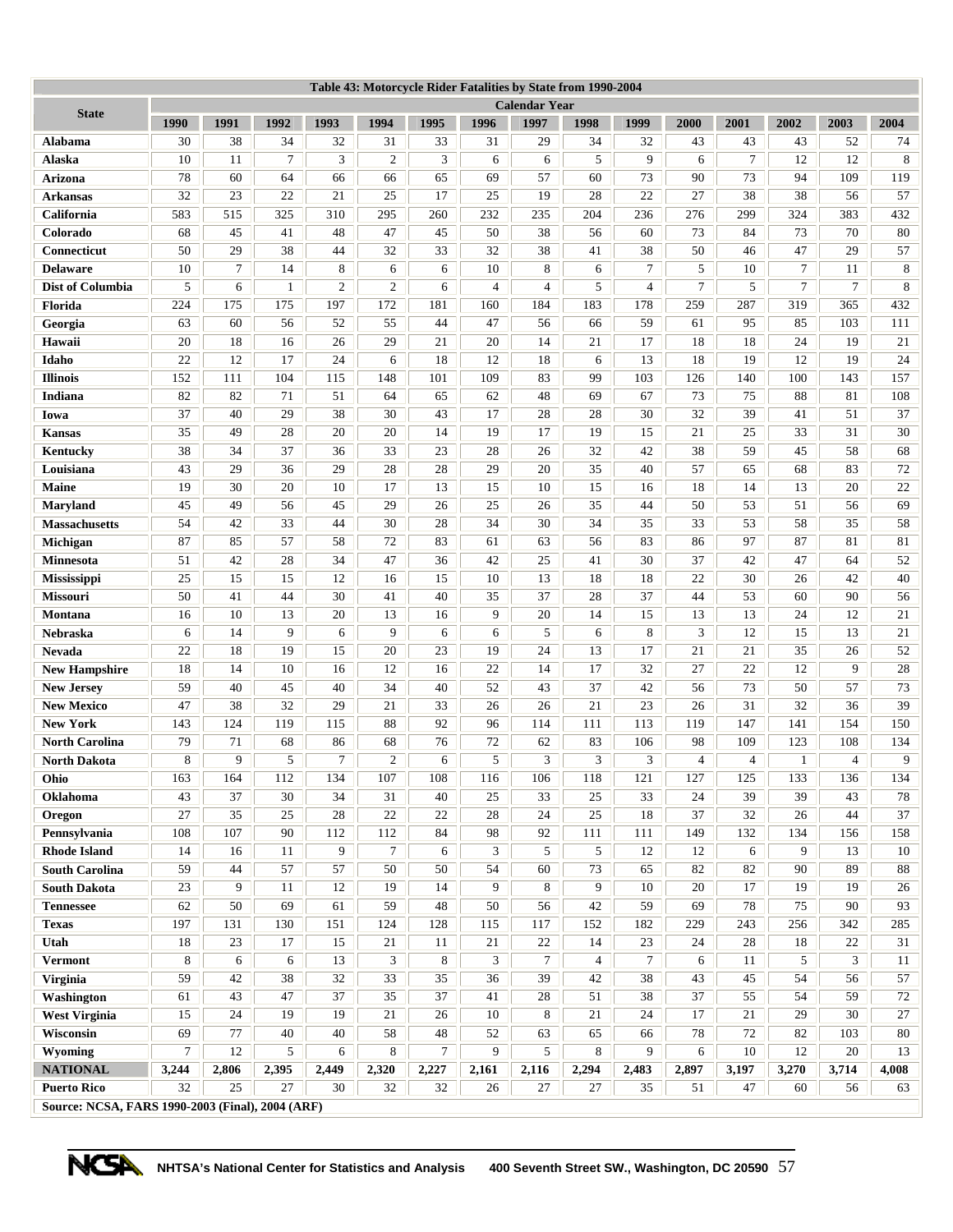**Table 43: Motorcycle Rider Fatalities by State from 1990-2004**

| State | Calendar Year | | | | | | | | | | | | | | |
|---|---|---|---|---|---|---|---|---|---|---|---|---|---|---|---|
| | 1990 | 1991 | 1992 | 1993 | 1994 | 1995 | 1996 | 1997 | 1998 | 1999 | 2000 | 2001 | 2002 | 2003 | 2004 |
| Alabama | 30 | 38 | 34 | 32 | 31 | 33 | 31 | 29 | 34 | 32 | 43 | 43 | 43 | 52 | 74 |
| Alaska | 10 | 11 | 7 | 3 | 2 | 3 | 6 | 6 | 5 | 9 | 6 | 7 | 12 | 12 | 8 |
| Arizona | 78 | 60 | 64 | 66 | 66 | 65 | 69 | 57 | 60 | 73 | 90 | 73 | 94 | 109 | 119 |
| Arkansas | 32 | 23 | 22 | 21 | 25 | 17 | 25 | 19 | 28 | 22 | 27 | 38 | 38 | 56 | 57 |
| California | 583 | 515 | 325 | 310 | 295 | 260 | 232 | 235 | 204 | 236 | 276 | 299 | 324 | 383 | 432 |
| Colorado | 68 | 45 | 41 | 48 | 47 | 45 | 50 | 38 | 56 | 60 | 73 | 84 | 73 | 70 | 80 |
| Connecticut | 50 | 29 | 38 | 44 | 32 | 33 | 32 | 38 | 41 | 38 | 50 | 46 | 47 | 29 | 57 |
| Delaware | 10 | 7 | 14 | 8 | 6 | 6 | 10 | 8 | 6 | 7 | 5 | 10 | 7 | 11 | 8 |
| Dist of Columbia | 5 | 6 | 1 | 2 | 2 | 6 | 4 | 4 | 5 | 4 | 7 | 5 | 7 | 7 | 8 |
| Florida | 224 | 175 | 175 | 197 | 172 | 181 | 160 | 184 | 183 | 178 | 259 | 287 | 319 | 365 | 432 |
| Georgia | 63 | 60 | 56 | 52 | 55 | 44 | 47 | 56 | 66 | 59 | 61 | 95 | 85 | 103 | 111 |
| Hawaii | 20 | 18 | 16 | 26 | 29 | 21 | 20 | 14 | 21 | 17 | 18 | 18 | 24 | 19 | 21 |
| Idaho | 22 | 12 | 17 | 24 | 6 | 18 | 12 | 18 | 6 | 13 | 18 | 19 | 12 | 19 | 24 |
| Illinois | 152 | 111 | 104 | 115 | 148 | 101 | 109 | 83 | 99 | 103 | 126 | 140 | 100 | 143 | 157 |
| Indiana | 82 | 82 | 71 | 51 | 64 | 65 | 62 | 48 | 69 | 67 | 73 | 75 | 88 | 81 | 108 |
| Iowa | 37 | 40 | 29 | 38 | 30 | 43 | 17 | 28 | 28 | 30 | 32 | 39 | 41 | 51 | 37 |
| Kansas | 35 | 49 | 28 | 20 | 20 | 14 | 19 | 17 | 19 | 15 | 21 | 25 | 33 | 31 | 30 |
| Kentucky | 38 | 34 | 37 | 36 | 33 | 23 | 28 | 26 | 32 | 42 | 38 | 59 | 45 | 58 | 68 |
| Louisiana | 43 | 29 | 36 | 29 | 28 | 28 | 29 | 20 | 35 | 40 | 57 | 65 | 68 | 83 | 72 |
| Maine | 19 | 30 | 20 | 10 | 17 | 13 | 15 | 10 | 15 | 16 | 18 | 14 | 13 | 20 | 22 |
| Maryland | 45 | 49 | 56 | 45 | 29 | 26 | 25 | 26 | 35 | 44 | 50 | 53 | 51 | 56 | 69 |
| Massachusetts | 54 | 42 | 33 | 44 | 30 | 28 | 34 | 30 | 34 | 35 | 33 | 53 | 58 | 35 | 58 |
| Michigan | 87 | 85 | 57 | 58 | 72 | 83 | 61 | 63 | 56 | 83 | 86 | 97 | 87 | 81 | 81 |
| Minnesota | 51 | 42 | 28 | 34 | 47 | 36 | 42 | 25 | 41 | 30 | 37 | 42 | 47 | 64 | 52 |
| Mississippi | 25 | 15 | 15 | 12 | 16 | 15 | 10 | 13 | 18 | 18 | 22 | 30 | 26 | 42 | 40 |
| Missouri | 50 | 41 | 44 | 30 | 41 | 40 | 35 | 37 | 28 | 37 | 44 | 53 | 60 | 90 | 56 |
| Montana | 16 | 10 | 13 | 20 | 13 | 16 | 9 | 20 | 14 | 15 | 13 | 13 | 24 | 12 | 21 |
| Nebraska | 6 | 14 | 9 | 6 | 9 | 6 | 6 | 5 | 6 | 8 | 3 | 12 | 15 | 13 | 21 |
| Nevada | 22 | 18 | 19 | 15 | 20 | 23 | 19 | 24 | 13 | 17 | 21 | 21 | 35 | 26 | 52 |
| New Hampshire | 18 | 14 | 10 | 16 | 12 | 16 | 22 | 14 | 17 | 32 | 27 | 22 | 12 | 9 | 28 |
| New Jersey | 59 | 40 | 45 | 40 | 34 | 40 | 52 | 43 | 37 | 42 | 56 | 73 | 50 | 57 | 73 |
| New Mexico | 47 | 38 | 32 | 29 | 21 | 33 | 26 | 26 | 21 | 23 | 26 | 31 | 32 | 36 | 39 |
| New York | 143 | 124 | 119 | 115 | 88 | 92 | 96 | 114 | 111 | 113 | 119 | 147 | 141 | 154 | 150 |
| North Carolina | 79 | 71 | 68 | 86 | 68 | 76 | 72 | 62 | 83 | 106 | 98 | 109 | 123 | 108 | 134 |
| North Dakota | 8 | 9 | 5 | 7 | 2 | 6 | 5 | 3 | 3 | 3 | 4 | 4 | 1 | 4 | 9 |
| Ohio | 163 | 164 | 112 | 134 | 107 | 108 | 116 | 106 | 118 | 121 | 127 | 125 | 133 | 136 | 134 |
| Oklahoma | 43 | 37 | 30 | 34 | 31 | 40 | 25 | 33 | 25 | 33 | 24 | 39 | 39 | 43 | 78 |
| Oregon | 27 | 35 | 25 | 28 | 22 | 22 | 28 | 24 | 25 | 18 | 37 | 32 | 26 | 44 | 37 |
| Pennsylvania | 108 | 107 | 90 | 112 | 112 | 84 | 98 | 92 | 111 | 111 | 149 | 132 | 134 | 156 | 158 |
| Rhode Island | 14 | 16 | 11 | 9 | 7 | 6 | 3 | 5 | 5 | 12 | 12 | 6 | 9 | 13 | 10 |
| South Carolina | 59 | 44 | 57 | 57 | 50 | 50 | 54 | 60 | 73 | 65 | 82 | 82 | 90 | 89 | 88 |
| South Dakota | 23 | 9 | 11 | 12 | 19 | 14 | 9 | 8 | 9 | 10 | 20 | 17 | 19 | 19 | 26 |
| Tennessee | 62 | 50 | 69 | 61 | 59 | 48 | 50 | 56 | 42 | 59 | 69 | 78 | 75 | 90 | 93 |
| Texas | 197 | 131 | 130 | 151 | 124 | 128 | 115 | 117 | 152 | 182 | 229 | 243 | 256 | 342 | 285 |
| Utah | 18 | 23 | 17 | 15 | 21 | 11 | 21 | 22 | 14 | 23 | 24 | 28 | 18 | 22 | 31 |
| Vermont | 8 | 6 | 6 | 13 | 3 | 8 | 3 | 7 | 4 | 7 | 6 | 11 | 5 | 3 | 11 |
| Virginia | 59 | 42 | 38 | 32 | 33 | 35 | 36 | 39 | 42 | 38 | 43 | 45 | 54 | 56 | 57 |
| Washington | 61 | 43 | 47 | 37 | 35 | 37 | 41 | 28 | 51 | 38 | 37 | 55 | 54 | 59 | 72 |
| West Virginia | 15 | 24 | 19 | 19 | 21 | 26 | 10 | 8 | 21 | 24 | 17 | 21 | 29 | 30 | 27 |
| Wisconsin | 69 | 77 | 40 | 40 | 58 | 48 | 52 | 63 | 65 | 66 | 78 | 72 | 82 | 103 | 80 |
| Wyoming | 7 | 12 | 5 | 6 | 8 | 7 | 9 | 5 | 8 | 9 | 6 | 10 | 12 | 20 | 13 |
| **NATIONAL** | **3,244** | **2,806** | **2,395** | **2,449** | **2,320** | **2,227** | **2,161** | **2,116** | **2,294** | **2,483** | **2,897** | **3,197** | **3,270** | **3,714** | **4,008** |
| Puerto Rico | 32 | 25 | 27 | 30 | 32 | 32 | 26 | 27 | 27 | 35 | 51 | 47 | 60 | 56 | 63 |

**Source: NCSA, FARS 1990-2003 (Final), 2004 (ARF)**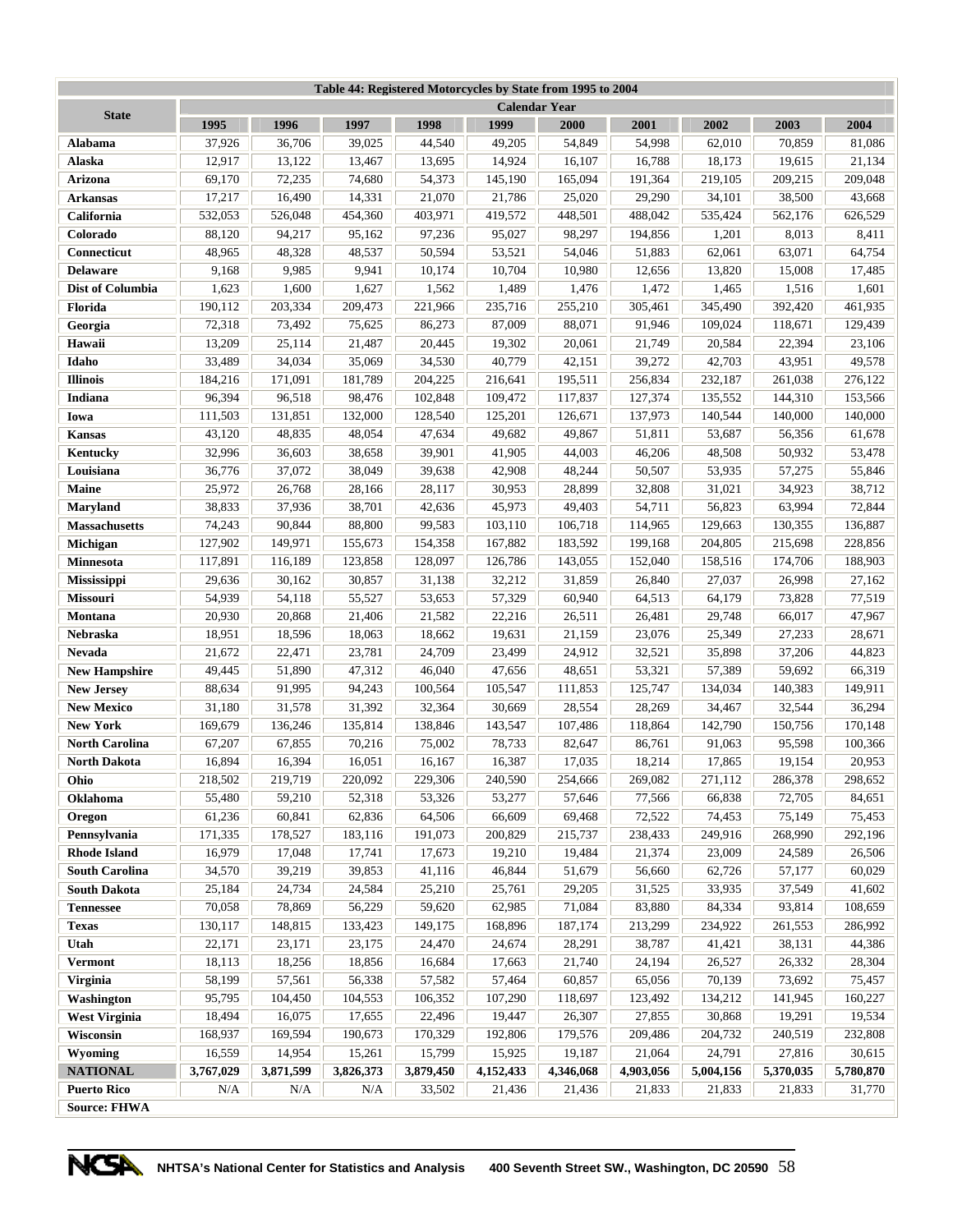| Table 44: Registered Motorcycles by State from 1995 to 2004 | | | | | | | | | | |
|---|---|---|---|---|---|---|---|---|---|---|
| **State** | **Calendar Year** | | | | | | | | | |
| | **1995** | **1996** | **1997** | **1998** | **1999** | **2000** | **2001** | **2002** | **2003** | **2004** |
| **Alabama** | 37,926 | 36,706 | 39,025 | 44,540 | 49,205 | 54,849 | 54,998 | 62,010 | 70,859 | 81,086 |
| **Alaska** | 12,917 | 13,122 | 13,467 | 13,695 | 14,924 | 16,107 | 16,788 | 18,173 | 19,615 | 21,134 |
| **Arizona** | 69,170 | 72,235 | 74,680 | 54,373 | 145,190 | 165,094 | 191,364 | 219,105 | 209,215 | 209,048 |
| **Arkansas** | 17,217 | 16,490 | 14,331 | 21,070 | 21,786 | 25,020 | 29,290 | 34,101 | 38,500 | 43,668 |
| **California** | 532,053 | 526,048 | 454,360 | 403,971 | 419,572 | 448,501 | 488,042 | 535,424 | 562,176 | 626,529 |
| **Colorado** | 88,120 | 94,217 | 95,162 | 97,236 | 95,027 | 98,297 | 194,856 | 1,201 | 8,013 | 8,411 |
| **Connecticut** | 48,965 | 48,328 | 48,537 | 50,594 | 53,521 | 54,046 | 51,883 | 62,061 | 63,071 | 64,754 |
| **Delaware** | 9,168 | 9,985 | 9,941 | 10,174 | 10,704 | 10,980 | 12,656 | 13,820 | 15,008 | 17,485 |
| **Dist of Columbia** | 1,623 | 1,600 | 1,627 | 1,562 | 1,489 | 1,476 | 1,472 | 1,465 | 1,516 | 1,601 |
| **Florida** | 190,112 | 203,334 | 209,473 | 221,966 | 235,716 | 255,210 | 305,461 | 345,490 | 392,420 | 461,935 |
| **Georgia** | 72,318 | 73,492 | 75,625 | 86,273 | 87,009 | 88,071 | 91,946 | 109,024 | 118,671 | 129,439 |
| **Hawaii** | 13,209 | 25,114 | 21,487 | 20,445 | 19,302 | 20,061 | 21,749 | 20,584 | 22,394 | 23,106 |
| **Idaho** | 33,489 | 34,034 | 35,069 | 34,530 | 40,779 | 42,151 | 39,272 | 42,703 | 43,951 | 49,578 |
| **Illinois** | 184,216 | 171,091 | 181,789 | 204,225 | 216,641 | 195,511 | 256,834 | 232,187 | 261,038 | 276,122 |
| **Indiana** | 96,394 | 96,518 | 98,476 | 102,848 | 109,472 | 117,837 | 127,374 | 135,552 | 144,310 | 153,566 |
| **Iowa** | 111,503 | 131,851 | 132,000 | 128,540 | 125,201 | 126,671 | 137,973 | 140,544 | 140,000 | 140,000 |
| **Kansas** | 43,120 | 48,835 | 48,054 | 47,634 | 49,682 | 49,867 | 51,811 | 53,687 | 56,356 | 61,678 |
| **Kentucky** | 32,996 | 36,603 | 38,658 | 39,901 | 41,905 | 44,003 | 46,206 | 48,508 | 50,932 | 53,478 |
| **Louisiana** | 36,776 | 37,072 | 38,049 | 39,638 | 42,908 | 48,244 | 50,507 | 53,935 | 57,275 | 55,846 |
| **Maine** | 25,972 | 26,768 | 28,166 | 28,117 | 30,953 | 28,899 | 32,808 | 31,021 | 34,923 | 38,712 |
| **Maryland** | 38,833 | 37,936 | 38,701 | 42,636 | 45,973 | 49,403 | 54,711 | 56,823 | 63,994 | 72,844 |
| **Massachusetts** | 74,243 | 90,844 | 88,800 | 99,583 | 103,110 | 106,718 | 114,965 | 129,663 | 130,355 | 136,887 |
| **Michigan** | 127,902 | 149,971 | 155,673 | 154,358 | 167,882 | 183,592 | 199,168 | 204,805 | 215,698 | 228,856 |
| **Minnesota** | 117,891 | 116,189 | 123,858 | 128,097 | 126,786 | 143,055 | 152,040 | 158,516 | 174,706 | 188,903 |
| **Mississippi** | 29,636 | 30,162 | 30,857 | 31,138 | 32,212 | 31,859 | 26,840 | 27,037 | 26,998 | 27,162 |
| **Missouri** | 54,939 | 54,118 | 55,527 | 53,653 | 57,329 | 60,940 | 64,513 | 64,179 | 73,828 | 77,519 |
| **Montana** | 20,930 | 20,868 | 21,406 | 21,582 | 22,216 | 26,511 | 26,481 | 29,748 | 66,017 | 47,967 |
| **Nebraska** | 18,951 | 18,596 | 18,063 | 18,662 | 19,631 | 21,159 | 23,076 | 25,349 | 27,233 | 28,671 |
| **Nevada** | 21,672 | 22,471 | 23,781 | 24,709 | 23,499 | 24,912 | 32,521 | 35,898 | 37,206 | 44,823 |
| **New Hampshire** | 49,445 | 51,890 | 47,312 | 46,040 | 47,656 | 48,651 | 53,321 | 57,389 | 59,692 | 66,319 |
| **New Jersey** | 88,634 | 91,995 | 94,243 | 100,564 | 105,547 | 111,853 | 125,747 | 134,034 | 140,383 | 149,911 |
| **New Mexico** | 31,180 | 31,578 | 31,392 | 32,364 | 30,669 | 28,554 | 28,269 | 34,467 | 32,544 | 36,294 |
| **New York** | 169,679 | 136,246 | 135,814 | 138,846 | 143,547 | 107,486 | 118,864 | 142,790 | 150,756 | 170,148 |
| **North Carolina** | 67,207 | 67,855 | 70,216 | 75,002 | 78,733 | 82,647 | 86,761 | 91,063 | 95,598 | 100,366 |
| **North Dakota** | 16,894 | 16,394 | 16,051 | 16,167 | 16,387 | 17,035 | 18,214 | 17,865 | 19,154 | 20,953 |
| **Ohio** | 218,502 | 219,719 | 220,092 | 229,306 | 240,590 | 254,666 | 269,082 | 271,112 | 286,378 | 298,652 |
| **Oklahoma** | 55,480 | 59,210 | 52,318 | 53,326 | 53,277 | 57,646 | 77,566 | 66,838 | 72,705 | 84,651 |
| **Oregon** | 61,236 | 60,841 | 62,836 | 64,506 | 66,609 | 69,468 | 72,522 | 74,453 | 75,149 | 75,453 |
| **Pennsylvania** | 171,335 | 178,527 | 183,116 | 191,073 | 200,829 | 215,737 | 238,433 | 249,916 | 268,990 | 292,196 |
| **Rhode Island** | 16,979 | 17,048 | 17,741 | 17,673 | 19,210 | 19,484 | 21,374 | 23,009 | 24,589 | 26,506 |
| **South Carolina** | 34,570 | 39,219 | 39,853 | 41,116 | 46,844 | 51,679 | 56,660 | 62,726 | 57,177 | 60,029 |
| **South Dakota** | 25,184 | 24,734 | 24,584 | 25,210 | 25,761 | 29,205 | 31,525 | 33,935 | 37,549 | 41,602 |
| **Tennessee** | 70,058 | 78,869 | 56,229 | 59,620 | 62,985 | 71,084 | 83,880 | 84,334 | 93,814 | 108,659 |
| **Texas** | 130,117 | 148,815 | 133,423 | 149,175 | 168,896 | 187,174 | 213,299 | 234,922 | 261,553 | 286,992 |
| **Utah** | 22,171 | 23,171 | 23,175 | 24,470 | 24,674 | 28,291 | 38,787 | 41,421 | 38,131 | 44,386 |
| **Vermont** | 18,113 | 18,256 | 18,856 | 16,684 | 17,663 | 21,740 | 24,194 | 26,527 | 26,332 | 28,304 |
| **Virginia** | 58,199 | 57,561 | 56,338 | 57,582 | 57,464 | 60,857 | 65,056 | 70,139 | 73,692 | 75,457 |
| **Washington** | 95,795 | 104,450 | 104,553 | 106,352 | 107,290 | 118,697 | 123,492 | 134,212 | 141,945 | 160,227 |
| **West Virginia** | 18,494 | 16,075 | 17,655 | 22,496 | 19,447 | 26,307 | 27,855 | 30,868 | 19,291 | 19,534 |
| **Wisconsin** | 168,937 | 169,594 | 190,673 | 170,329 | 192,806 | 179,576 | 209,486 | 204,732 | 240,519 | 232,808 |
| **Wyoming** | 16,559 | 14,954 | 15,261 | 15,799 | 15,925 | 19,187 | 21,064 | 24,791 | 27,816 | 30,615 |
| **NATIONAL** | **3,767,029** | **3,871,599** | **3,826,373** | **3,879,450** | **4,152,433** | **4,346,068** | **4,903,056** | **5,004,156** | **5,370,035** | **5,780,870** |
| **Puerto Rico** | N/A | N/A | N/A | 33,502 | 21,436 | 21,436 | 21,833 | 21,833 | 21,833 | 31,770 |
| **Source: FHWA** | | | | | | | | | | |

NHTSA's National Center for Statistics and Analysis 400 Seventh Street SW., Washington, DC 20590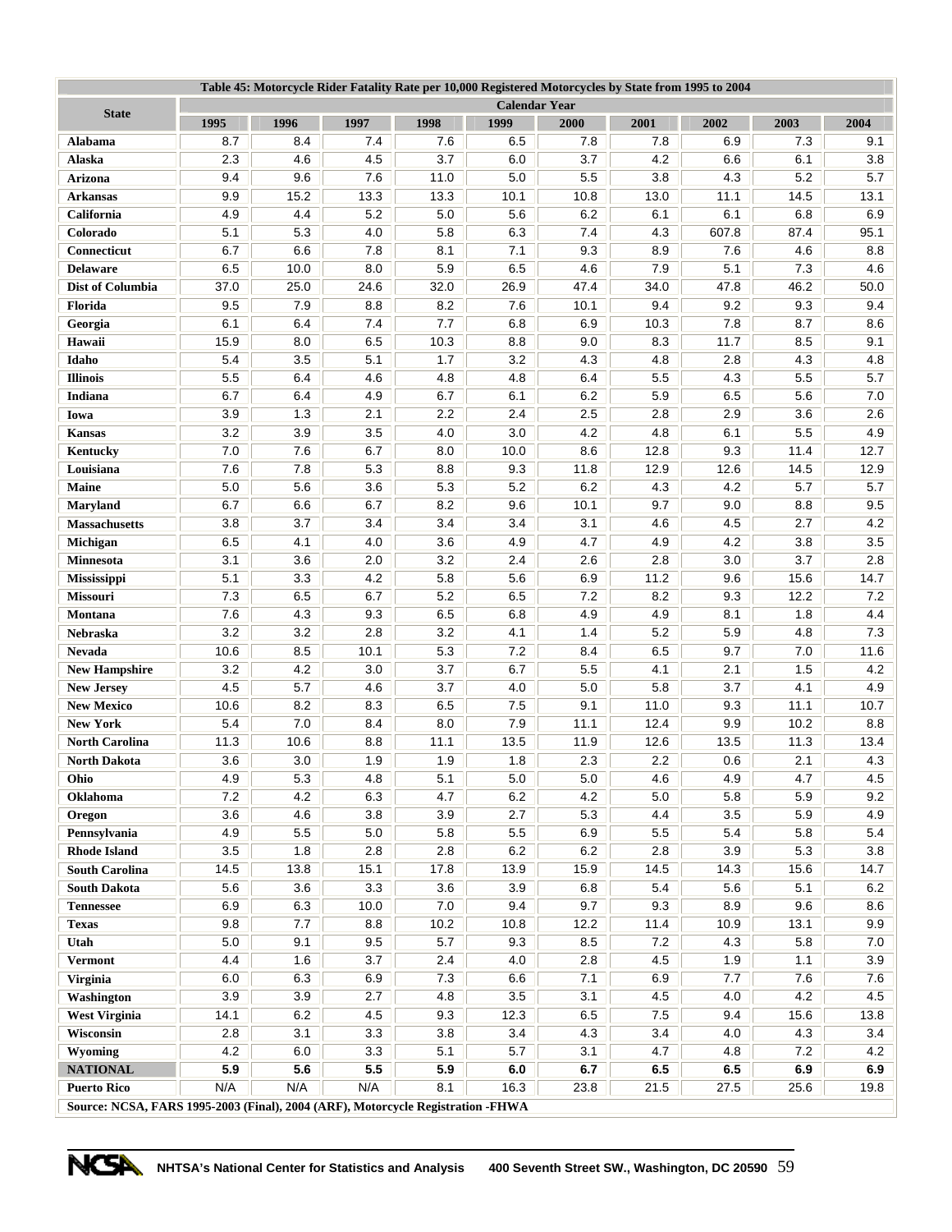| Table 45: Motorcycle Rider Fatality Rate per 10,000 Registered Motorcycles by State from 1995 to 2004 | | | | | | | | | | |
|---|---|---|---|---|---|---|---|---|---|---|
| State | Calendar Year | | | | | | | | | |
| | 1995 | 1996 | 1997 | 1998 | 1999 | 2000 | 2001 | 2002 | 2003 | 2004 |
| **Alabama** | 8.7 | 8.4 | 7.4 | 7.6 | 6.5 | 7.8 | 7.8 | 6.9 | 7.3 | 9.1 |
| **Alaska** | 2.3 | 4.6 | 4.5 | 3.7 | 6.0 | 3.7 | 4.2 | 6.6 | 6.1 | 3.8 |
| **Arizona** | 9.4 | 9.6 | 7.6 | 11.0 | 5.0 | 5.5 | 3.8 | 4.3 | 5.2 | 5.7 |
| **Arkansas** | 9.9 | 15.2 | 13.3 | 13.3 | 10.1 | 10.8 | 13.0 | 11.1 | 14.5 | 13.1 |
| **California** | 4.9 | 4.4 | 5.2 | 5.0 | 5.6 | 6.2 | 6.1 | 6.1 | 6.8 | 6.9 |
| **Colorado** | 5.1 | 5.3 | 4.0 | 5.8 | 6.3 | 7.4 | 4.3 | 607.8 | 87.4 | 95.1 |
| **Connecticut** | 6.7 | 6.6 | 7.8 | 8.1 | 7.1 | 9.3 | 8.9 | 7.6 | 4.6 | 8.8 |
| **Delaware** | 6.5 | 10.0 | 8.0 | 5.9 | 6.5 | 4.6 | 7.9 | 5.1 | 7.3 | 4.6 |
| **Dist of Columbia** | 37.0 | 25.0 | 24.6 | 32.0 | 26.9 | 47.4 | 34.0 | 47.8 | 46.2 | 50.0 |
| **Florida** | 9.5 | 7.9 | 8.8 | 8.2 | 7.6 | 10.1 | 9.4 | 9.2 | 9.3 | 9.4 |
| **Georgia** | 6.1 | 6.4 | 7.4 | 7.7 | 6.8 | 6.9 | 10.3 | 7.8 | 8.7 | 8.6 |
| **Hawaii** | 15.9 | 8.0 | 6.5 | 10.3 | 8.8 | 9.0 | 8.3 | 11.7 | 8.5 | 9.1 |
| **Idaho** | 5.4 | 3.5 | 5.1 | 1.7 | 3.2 | 4.3 | 4.8 | 2.8 | 4.3 | 4.8 |
| **Illinois** | 5.5 | 6.4 | 4.6 | 4.8 | 4.8 | 6.4 | 5.5 | 4.3 | 5.5 | 5.7 |
| **Indiana** | 6.7 | 6.4 | 4.9 | 6.7 | 6.1 | 6.2 | 5.9 | 6.5 | 5.6 | 7.0 |
| **Iowa** | 3.9 | 1.3 | 2.1 | 2.2 | 2.4 | 2.5 | 2.8 | 2.9 | 3.6 | 2.6 |
| **Kansas** | 3.2 | 3.9 | 3.5 | 4.0 | 3.0 | 4.2 | 4.8 | 6.1 | 5.5 | 4.9 |
| **Kentucky** | 7.0 | 7.6 | 6.7 | 8.0 | 10.0 | 8.6 | 12.8 | 9.3 | 11.4 | 12.7 |
| **Louisiana** | 7.6 | 7.8 | 5.3 | 8.8 | 9.3 | 11.8 | 12.9 | 12.6 | 14.5 | 12.9 |
| **Maine** | 5.0 | 5.6 | 3.6 | 5.3 | 5.2 | 6.2 | 4.3 | 4.2 | 5.7 | 5.7 |
| **Maryland** | 6.7 | 6.6 | 6.7 | 8.2 | 9.6 | 10.1 | 9.7 | 9.0 | 8.8 | 9.5 |
| **Massachusetts** | 3.8 | 3.7 | 3.4 | 3.4 | 3.4 | 3.1 | 4.6 | 4.5 | 2.7 | 4.2 |
| **Michigan** | 6.5 | 4.1 | 4.0 | 3.6 | 4.9 | 4.7 | 4.9 | 4.2 | 3.8 | 3.5 |
| **Minnesota** | 3.1 | 3.6 | 2.0 | 3.2 | 2.4 | 2.6 | 2.8 | 3.0 | 3.7 | 2.8 |
| **Mississippi** | 5.1 | 3.3 | 4.2 | 5.8 | 5.6 | 6.9 | 11.2 | 9.6 | 15.6 | 14.7 |
| **Missouri** | 7.3 | 6.5 | 6.7 | 5.2 | 6.5 | 7.2 | 8.2 | 9.3 | 12.2 | 7.2 |
| **Montana** | 7.6 | 4.3 | 9.3 | 6.5 | 6.8 | 4.9 | 4.9 | 8.1 | 1.8 | 4.4 |
| **Nebraska** | 3.2 | 3.2 | 2.8 | 3.2 | 4.1 | 1.4 | 5.2 | 5.9 | 4.8 | 7.3 |
| **Nevada** | 10.6 | 8.5 | 10.1 | 5.3 | 7.2 | 8.4 | 6.5 | 9.7 | 7.0 | 11.6 |
| **New Hampshire** | 3.2 | 4.2 | 3.0 | 3.7 | 6.7 | 5.5 | 4.1 | 2.1 | 1.5 | 4.2 |
| **New Jersey** | 4.5 | 5.7 | 4.6 | 3.7 | 4.0 | 5.0 | 5.8 | 3.7 | 4.1 | 4.9 |
| **New Mexico** | 10.6 | 8.2 | 8.3 | 6.5 | 7.5 | 9.1 | 11.0 | 9.3 | 11.1 | 10.7 |
| **New York** | 5.4 | 7.0 | 8.4 | 8.0 | 7.9 | 11.1 | 12.4 | 9.9 | 10.2 | 8.8 |
| **North Carolina** | 11.3 | 10.6 | 8.8 | 11.1 | 13.5 | 11.9 | 12.6 | 13.5 | 11.3 | 13.4 |
| **North Dakota** | 3.6 | 3.0 | 1.9 | 1.9 | 1.8 | 2.3 | 2.2 | 0.6 | 2.1 | 4.3 |
| **Ohio** | 4.9 | 5.3 | 4.8 | 5.1 | 5.0 | 5.0 | 4.6 | 4.9 | 4.7 | 4.5 |
| **Oklahoma** | 7.2 | 4.2 | 6.3 | 4.7 | 6.2 | 4.2 | 5.0 | 5.8 | 5.9 | 9.2 |
| **Oregon** | 3.6 | 4.6 | 3.8 | 3.9 | 2.7 | 5.3 | 4.4 | 3.5 | 5.9 | 4.9 |
| **Pennsylvania** | 4.9 | 5.5 | 5.0 | 5.8 | 5.5 | 6.9 | 5.5 | 5.4 | 5.8 | 5.4 |
| **Rhode Island** | 3.5 | 1.8 | 2.8 | 2.8 | 6.2 | 6.2 | 2.8 | 3.9 | 5.3 | 3.8 |
| **South Carolina** | 14.5 | 13.8 | 15.1 | 17.8 | 13.9 | 15.9 | 14.5 | 14.3 | 15.6 | 14.7 |
| **South Dakota** | 5.6 | 3.6 | 3.3 | 3.6 | 3.9 | 6.8 | 5.4 | 5.6 | 5.1 | 6.2 |
| **Tennessee** | 6.9 | 6.3 | 10.0 | 7.0 | 9.4 | 9.7 | 9.3 | 8.9 | 9.6 | 8.6 |
| **Texas** | 9.8 | 7.7 | 8.8 | 10.2 | 10.8 | 12.2 | 11.4 | 10.9 | 13.1 | 9.9 |
| **Utah** | 5.0 | 9.1 | 9.5 | 5.7 | 9.3 | 8.5 | 7.2 | 4.3 | 5.8 | 7.0 |
| **Vermont** | 4.4 | 1.6 | 3.7 | 2.4 | 4.0 | 2.8 | 4.5 | 1.9 | 1.1 | 3.9 |
| **Virginia** | 6.0 | 6.3 | 6.9 | 7.3 | 6.6 | 7.1 | 6.9 | 7.7 | 7.6 | 7.6 |
| **Washington** | 3.9 | 3.9 | 2.7 | 4.8 | 3.5 | 3.1 | 4.5 | 4.0 | 4.2 | 4.5 |
| **West Virginia** | 14.1 | 6.2 | 4.5 | 9.3 | 12.3 | 6.5 | 7.5 | 9.4 | 15.6 | 13.8 |
| **Wisconsin** | 2.8 | 3.1 | 3.3 | 3.8 | 3.4 | 4.3 | 3.4 | 4.0 | 4.3 | 3.4 |
| **Wyoming** | 4.2 | 6.0 | 3.3 | 5.1 | 5.7 | 3.1 | 4.7 | 4.8 | 7.2 | 4.2 |
| **NATIONAL** | **5.9** | **5.6** | **5.5** | **5.9** | **6.0** | **6.7** | **6.5** | **6.5** | **6.9** | **6.9** |
| **Puerto Rico** | N/A | N/A | N/A | 8.1 | 16.3 | 23.8 | 21.5 | 27.5 | 25.6 | 19.8 |

**Source: NCSA, FARS 1995-2003 (Final), 2004 (ARF), Motorcycle Registration -FHWA**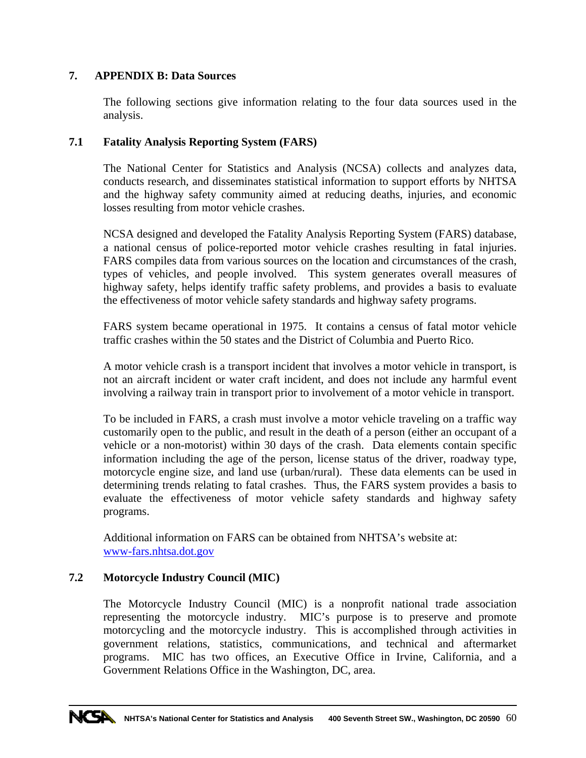## 7. APPENDIX B: Data Sources

The following sections give information relating to the four data sources used in the analysis.

### 7.1 Fatality Analysis Reporting System (FARS)

The National Center for Statistics and Analysis (NCSA) collects and analyzes data, conducts research, and disseminates statistical information to support efforts by NHTSA and the highway safety community aimed at reducing deaths, injuries, and economic losses resulting from motor vehicle crashes.

NCSA designed and developed the Fatality Analysis Reporting System (FARS) database, a national census of police-reported motor vehicle crashes resulting in fatal injuries. FARS compiles data from various sources on the location and circumstances of the crash, types of vehicles, and people involved. This system generates overall measures of highway safety, helps identify traffic safety problems, and provides a basis to evaluate the effectiveness of motor vehicle safety standards and highway safety programs.

FARS system became operational in 1975. It contains a census of fatal motor vehicle traffic crashes within the 50 states and the District of Columbia and Puerto Rico.

A motor vehicle crash is a transport incident that involves a motor vehicle in transport, is not an aircraft incident or water craft incident, and does not include any harmful event involving a railway train in transport prior to involvement of a motor vehicle in transport.

To be included in FARS, a crash must involve a motor vehicle traveling on a traffic way customarily open to the public, and result in the death of a person (either an occupant of a vehicle or a non-motorist) within 30 days of the crash. Data elements contain specific information including the age of the person, license status of the driver, roadway type, motorcycle engine size, and land use (urban/rural). These data elements can be used in determining trends relating to fatal crashes. Thus, the FARS system provides a basis to evaluate the effectiveness of motor vehicle safety standards and highway safety programs.

Additional information on FARS can be obtained from NHTSA's website at: [www-fars.nhtsa.dot.gov](http://www-fars.nhtsa.dot.gov)

### 7.2 Motorcycle Industry Council (MIC)

The Motorcycle Industry Council (MIC) is a nonprofit national trade association representing the motorcycle industry. MIC's purpose is to preserve and promote motorcycling and the motorcycle industry. This is accomplished through activities in government relations, statistics, communications, and technical and aftermarket programs. MIC has two offices, an Executive Office in Irvine, California, and a Government Relations Office in the Washington, DC, area.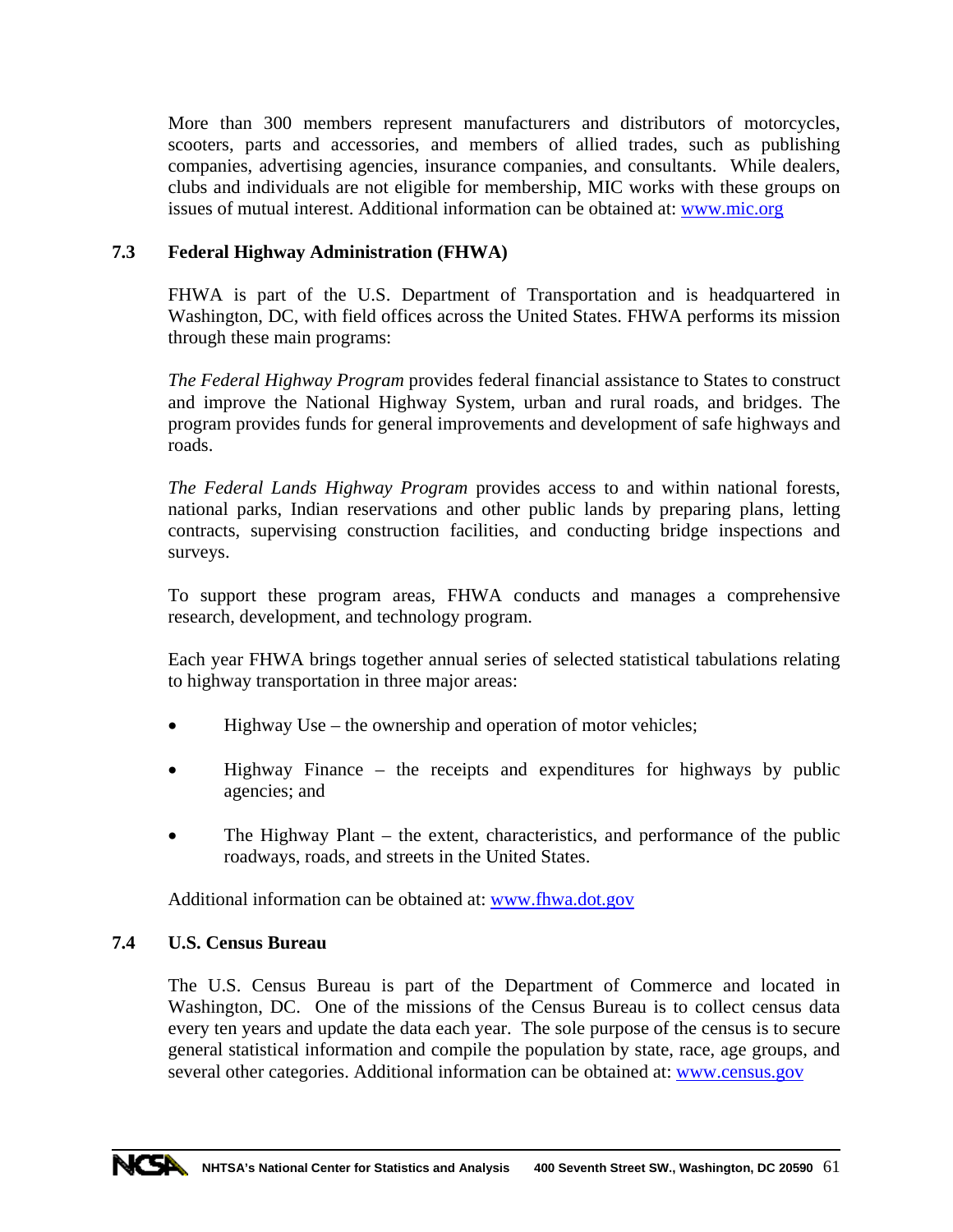More than 300 members represent manufacturers and distributors of motorcycles, scooters, parts and accessories, and members of allied trades, such as publishing companies, advertising agencies, insurance companies, and consultants. While dealers, clubs and individuals are not eligible for membership, MIC works with these groups on issues of mutual interest. Additional information can be obtained at: www.mic.org

### 7.3 Federal Highway Administration (FHWA)

FHWA is part of the U.S. Department of Transportation and is headquartered in Washington, DC, with field offices across the United States. FHWA performs its mission through these main programs:

*The Federal Highway Program* provides federal financial assistance to States to construct and improve the National Highway System, urban and rural roads, and bridges. The program provides funds for general improvements and development of safe highways and roads.

*The Federal Lands Highway Program* provides access to and within national forests, national parks, Indian reservations and other public lands by preparing plans, letting contracts, supervising construction facilities, and conducting bridge inspections and surveys.

To support these program areas, FHWA conducts and manages a comprehensive research, development, and technology program.

Each year FHWA brings together annual series of selected statistical tabulations relating to highway transportation in three major areas:

- Highway Use – the ownership and operation of motor vehicles;
- Highway Finance – the receipts and expenditures for highways by public agencies; and
- The Highway Plant – the extent, characteristics, and performance of the public roadways, roads, and streets in the United States.

Additional information can be obtained at: www.fhwa.dot.gov

### 7.4 U.S. Census Bureau

The U.S. Census Bureau is part of the Department of Commerce and located in Washington, DC. One of the missions of the Census Bureau is to collect census data every ten years and update the data each year. The sole purpose of the census is to secure general statistical information and compile the population by state, race, age groups, and several other categories. Additional information can be obtained at: www.census.gov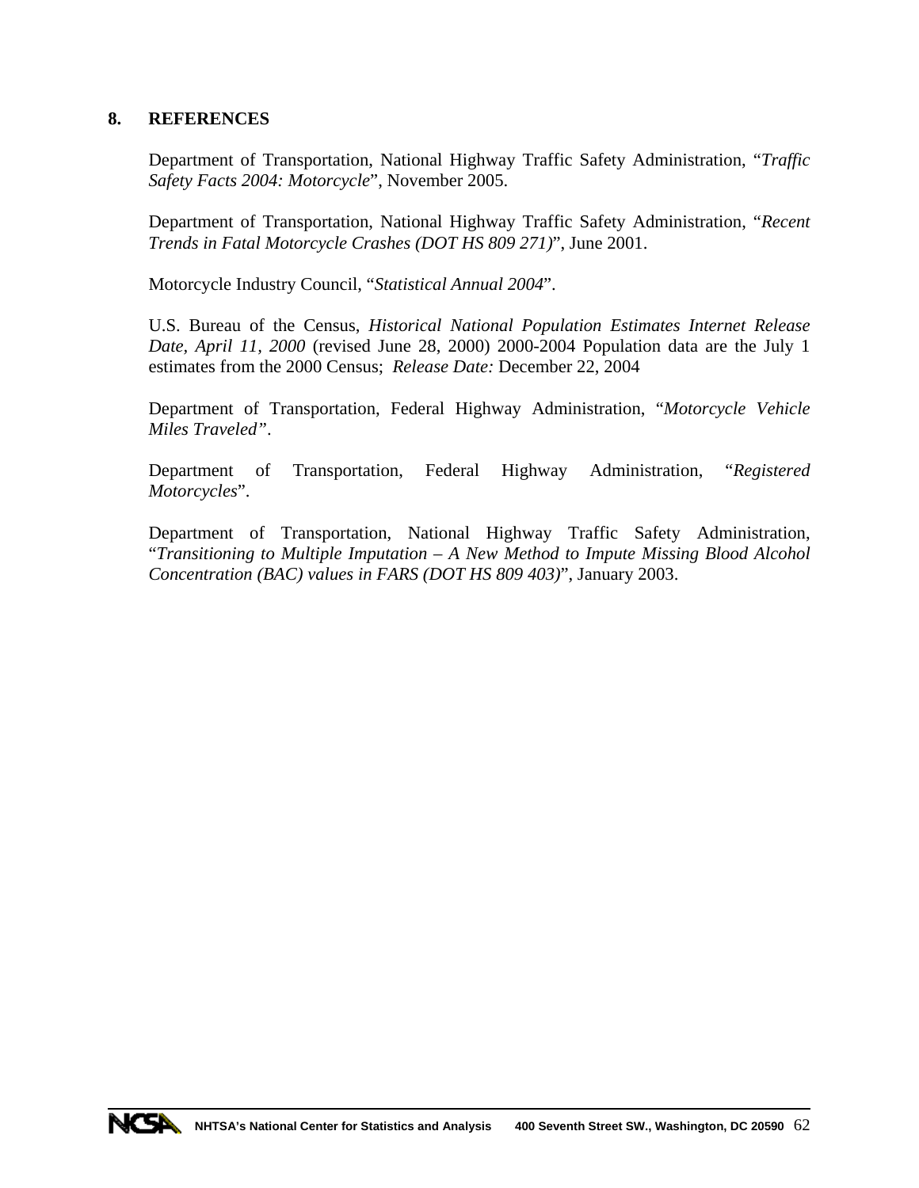## 8. REFERENCES

Department of Transportation, National Highway Traffic Safety Administration, "*Traffic Safety Facts 2004: Motorcycle*", November 2005.

Department of Transportation, National Highway Traffic Safety Administration, "*Recent Trends in Fatal Motorcycle Crashes (DOT HS 809 271)*", June 2001.

Motorcycle Industry Council, "*Statistical Annual 2004*".

U.S. Bureau of the Census, *Historical National Population Estimates Internet Release Date, April 11, 2000* (revised June 28, 2000) 2000-2004 Population data are the July 1 estimates from the 2000 Census; *Release Date:* December 22, 2004

Department of Transportation, Federal Highway Administration, "*Motorcycle Vehicle Miles Traveled"*.

Department of Transportation, Federal Highway Administration, "*Registered Motorcycles*".

Department of Transportation, National Highway Traffic Safety Administration, "*Transitioning to Multiple Imputation – A New Method to Impute Missing Blood Alcohol Concentration (BAC) values in FARS (DOT HS 809 403)*", January 2003.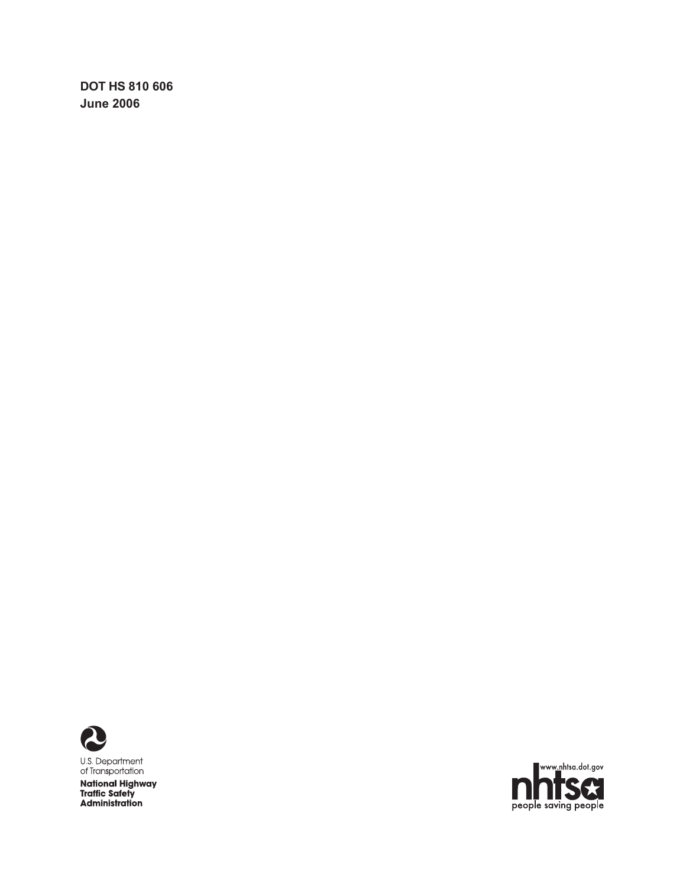**DOT HS 810 606**
**June 2006**

U.S. Department of Transportation

**National Highway Traffic Safety Administration**

www.nhtsa.dot.gov

nhtsa

people saving people